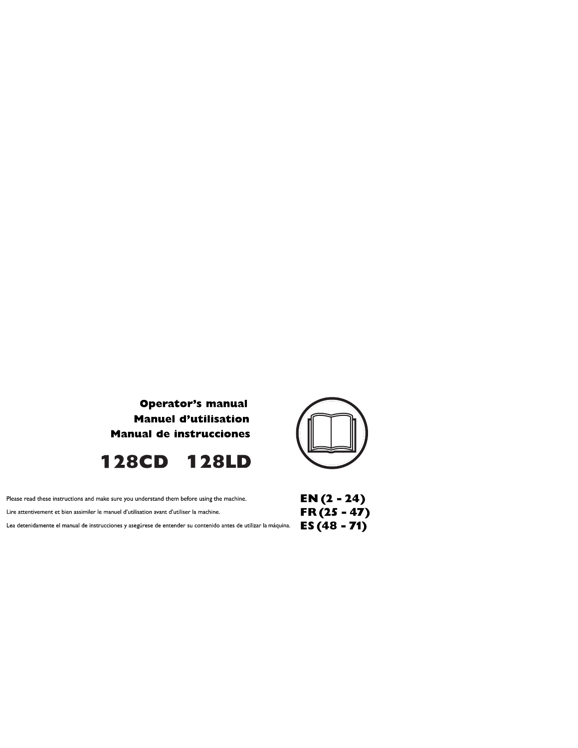**Operator's manual**
**Manuel d'utilisation**
**Manual de instrucciones**

# 128CD 128LD

| | |
|---|---|
| Please read these instructions and make sure you understand them before using the machine. | **EN (2 - 24)** |
| Lire attentivement et bien assimiler le manuel d'utilisation avant d'utiliser la machine. | **FR (25 - 47)** |
| Lea detenidamente el manual de instrucciones y asegúrese de entender su contenido antes de utilizar la máquina. | **ES (48 - 71)** |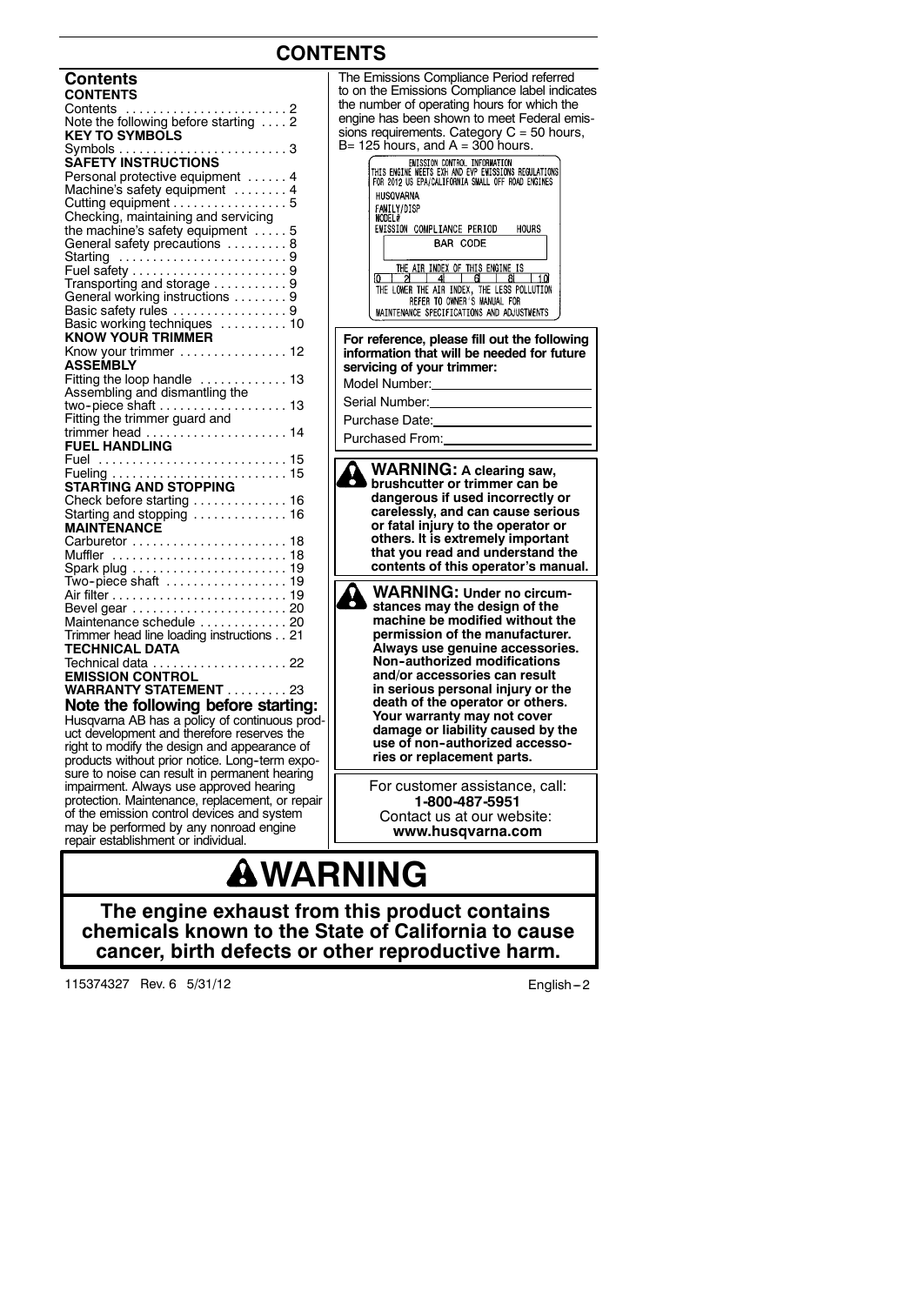# CONTENTS

## Contents

**CONTENTS**

Contents ........................ 2
Note the following before starting .... 2

**KEY TO SYMBOLS**

Symbols ......................... 3

**SAFETY INSTRUCTIONS**

Personal protective equipment ...... 4
Machine's safety equipment ........ 4
Cutting equipment ................ 5
Checking, maintaining and servicing the machine's safety equipment ..... 5
General safety precautions ......... 8
Starting ......................... 9
Fuel safety ....................... 9
Transporting and storage ........... 9
General working instructions ........ 9
Basic safety rules ................. 9
Basic working techniques .......... 10

**KNOW YOUR TRIMMER**

Know your trimmer ................ 12

**ASSEMBLY**

Fitting the loop handle ............. 13
Assembling and dismantling the two-piece shaft ................... 13
Fitting the trimmer guard and trimmer head ..................... 14

**FUEL HANDLING**

Fuel ............................ 15
Fueling .......................... 15

**STARTING AND STOPPING**

Check before starting .............. 16
Starting and stopping .............. 16

**MAINTENANCE**

Carburetor ....................... 18
Muffler .......................... 18
Spark plug ....................... 19
Two-piece shaft .................. 19
Air filter ......................... 19
Bevel gear ....................... 20
Maintenance schedule ............. 20
Trimmer head line loading instructions . . 21

**TECHNICAL DATA**

Technical data .................... 22

**EMISSION CONTROL WARRANTY STATEMENT** ......... 23

## Note the following before starting:

Husqvarna AB has a policy of continuous product development and therefore reserves the right to modify the design and appearance of products without prior notice. Long-term exposure to noise can result in permanent hearing impairment. Always use approved hearing protection. Maintenance, replacement, or repair of the emission control devices and system may be performed by any nonroad engine repair establishment or individual.

The Emissions Compliance Period referred to on the Emissions Compliance label indicates the number of operating hours for which the engine has been shown to meet Federal emissions requirements. Category C = 50 hours, B= 125 hours, and A = 300 hours.

EMISSION CONTROL INFORMATION
THIS ENGINE MEETS EXH AND EVP EMISSIONS REGULATIONS FOR 2012 US EPA/CALIFORNIA SMALL OFF ROAD ENGINES
HUSQVARNA
FAMILY/DISP
MODEL#
EMISSION COMPLIANCE PERIOD HOURS
BAR CODE
THE AIR INDEX OF THIS ENGINE IS
0 2 4 6 8 10
THE LOWER THE AIR INDEX, THE LESS POLLUTION
REFER TO OWNER'S MANUAL FOR MAINTENANCE SPECIFICATIONS AND ADJUSTMENTS

**For reference, please fill out the following information that will be needed for future servicing of your trimmer:**

Model Number: ____________________

Serial Number: ____________________

Purchase Date: ____________________

Purchased From: ____________________

**WARNING: A clearing saw, brushcutter or trimmer can be dangerous if used incorrectly or carelessly, and can cause serious or fatal injury to the operator or others. It is extremely important that you read and understand the contents of this operator's manual.**

**WARNING: Under no circumstances may the design of the machine be modified without the permission of the manufacturer. Always use genuine accessories. Non-authorized modifications and/or accessories can result in serious personal injury or the death of the operator or others. Your warranty may not cover damage or liability caused by the use of non-authorized accessories or replacement parts.**

For customer assistance, call:
**1-800-487-5951**
Contact us at our website:
**www.husqvarna.com**

# WARNING

**The engine exhaust from this product contains chemicals known to the State of California to cause cancer, birth defects or other reproductive harm.**

115374327 Rev. 6 5/31/12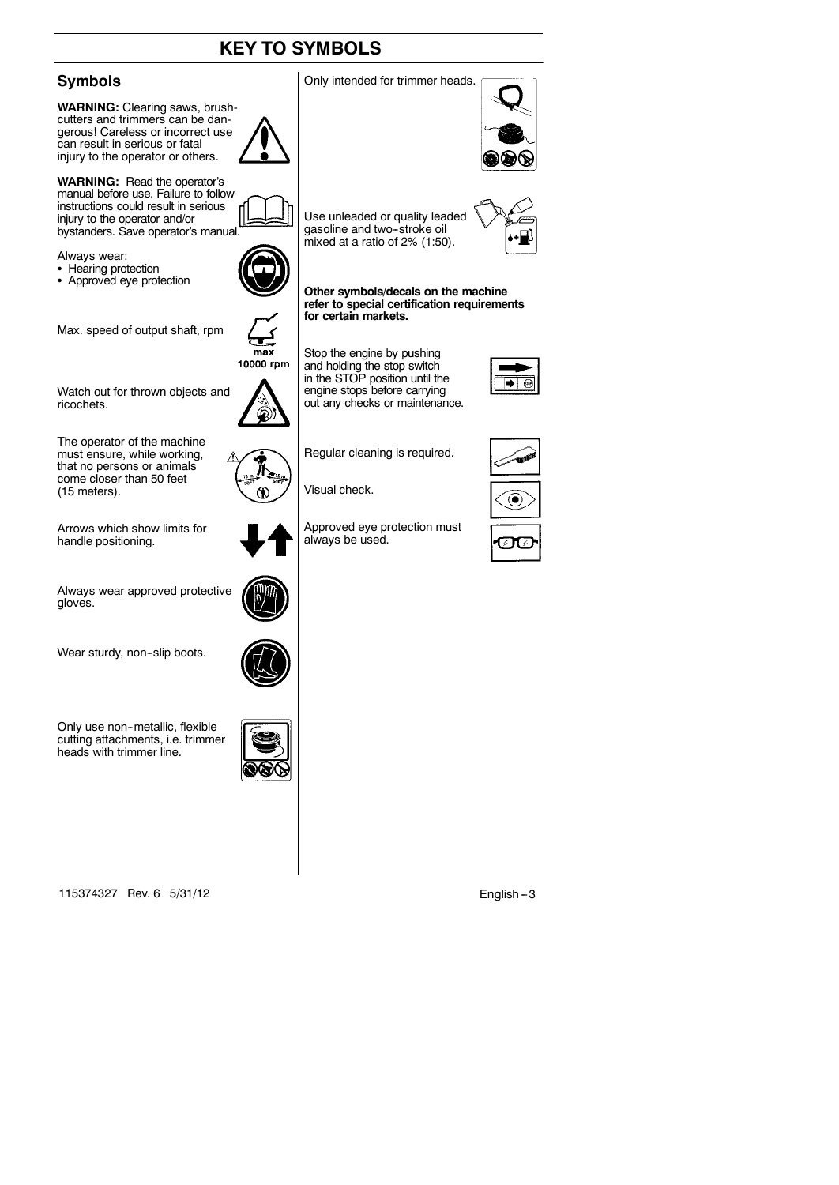# KEY TO SYMBOLS

## Symbols

**WARNING:** Clearing saws, brushcutters and trimmers can be dangerous! Careless or incorrect use can result in serious or fatal injury to the operator or others.

**WARNING:** Read the operator's manual before use. Failure to follow instructions could result in serious injury to the operator and/or bystanders. Save operator's manual.

Always wear:
- Hearing protection
- Approved eye protection

Max. speed of output shaft, rpm

max
10000 rpm

Watch out for thrown objects and ricochets.

The operator of the machine must ensure, while working, that no persons or animals come closer than 50 feet (15 meters).

Arrows which show limits for handle positioning.

Always wear approved protective gloves.

Wear sturdy, non-slip boots.

Only use non-metallic, flexible cutting attachments, i.e. trimmer heads with trimmer line.

Only intended for trimmer heads.

Use unleaded or quality leaded gasoline and two-stroke oil mixed at a ratio of 2% (1:50).

**Other symbols/decals on the machine refer to special certification requirements for certain markets.**

Stop the engine by pushing and holding the stop switch in the STOP position until the engine stops before carrying out any checks or maintenance.

Regular cleaning is required.

Visual check.

Approved eye protection must always be used.

115374327 Rev. 6 5/31/12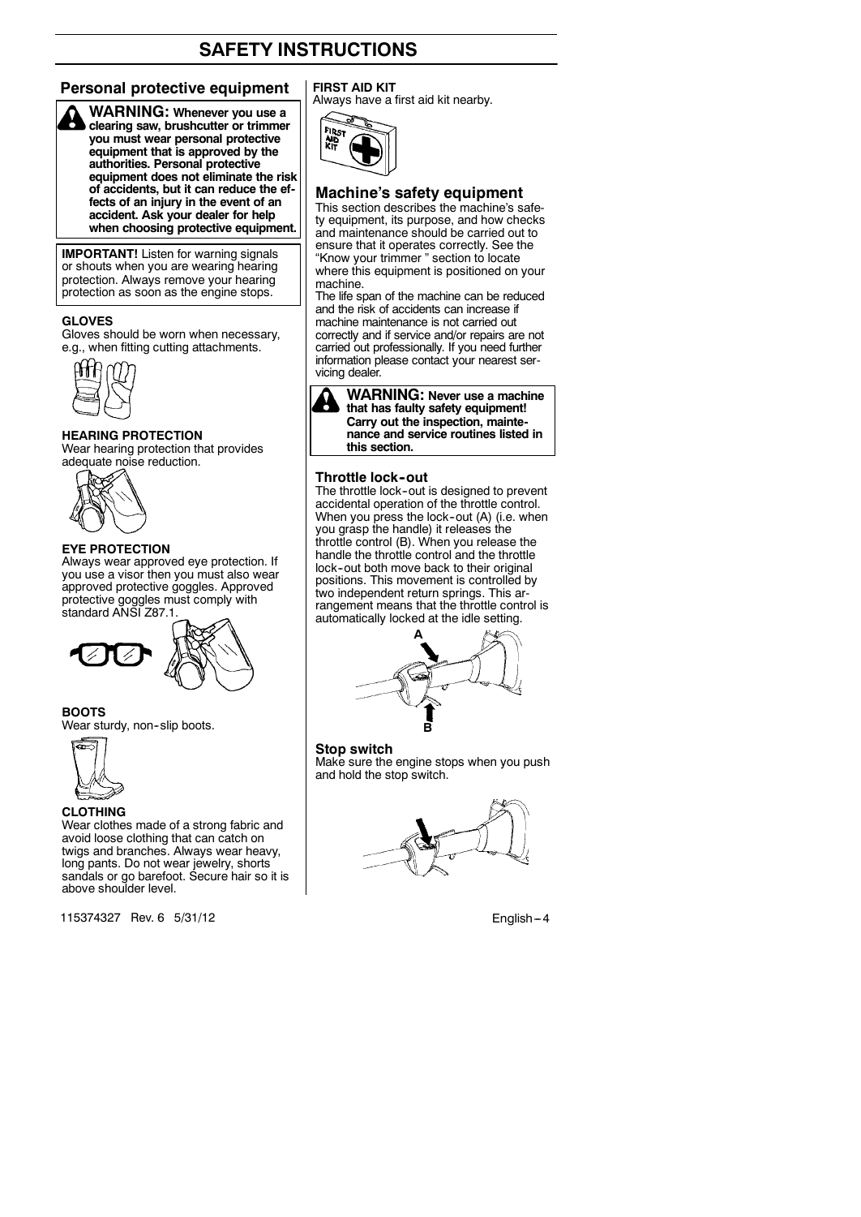# SAFETY INSTRUCTIONS

## Personal protective equipment

**WARNING: Whenever you use a clearing saw, brushcutter or trimmer you must wear personal protective equipment that is approved by the authorities. Personal protective equipment does not eliminate the risk of accidents, but it can reduce the effects of an injury in the event of an accident. Ask your dealer for help when choosing protective equipment.**

**IMPORTANT!** Listen for warning signals or shouts when you are wearing hearing protection. Always remove your hearing protection as soon as the engine stops.

**GLOVES**

Gloves should be worn when necessary, e.g., when fitting cutting attachments.

**HEARING PROTECTION**

Wear hearing protection that provides adequate noise reduction.

**EYE PROTECTION**

Always wear approved eye protection. If you use a visor then you must also wear approved protective goggles. Approved protective goggles must comply with standard ANSI Z87.1.

**BOOTS**

Wear sturdy, non-slip boots.

**CLOTHING**

Wear clothes made of a strong fabric and avoid loose clothing that can catch on twigs and branches. Always wear heavy, long pants. Do not wear jewelry, shorts sandals or go barefoot. Secure hair so it is above shoulder level.

**FIRST AID KIT**

Always have a first aid kit nearby.

## Machine's safety equipment

This section describes the machine's safety equipment, its purpose, and how checks and maintenance should be carried out to ensure that it operates correctly. See the "Know your trimmer " section to locate where this equipment is positioned on your machine.

The life span of the machine can be reduced and the risk of accidents can increase if machine maintenance is not carried out correctly and if service and/or repairs are not carried out professionally. If you need further information please contact your nearest servicing dealer.

**WARNING: Never use a machine that has faulty safety equipment! Carry out the inspection, maintenance and service routines listed in this section.**

### Throttle lock-out

The throttle lock-out is designed to prevent accidental operation of the throttle control. When you press the lock-out (A) (i.e. when you grasp the handle) it releases the throttle control (B). When you release the handle the throttle control and the throttle lock-out both move back to their original positions. This movement is controlled by two independent return springs. This arrangement means that the throttle control is automatically locked at the idle setting.

### Stop switch

Make sure the engine stops when you push and hold the stop switch.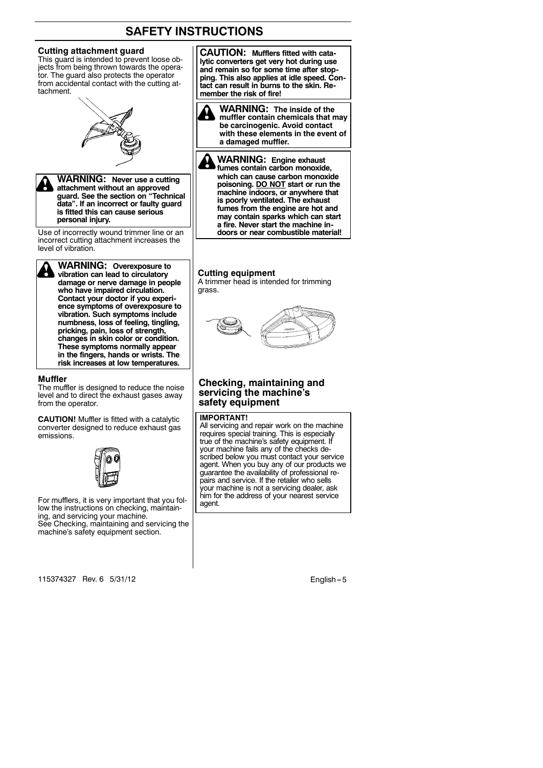# SAFETY INSTRUCTIONS

### Cutting attachment guard

This guard is intended to prevent loose objects from being thrown towards the operator. The guard also protects the operator from accidental contact with the cutting attachment.

**WARNING: Never use a cutting attachment without an approved guard. See the section on "Technical data". If an incorrect or faulty guard is fitted this can cause serious personal injury.**

Use of incorrectly wound trimmer line or an incorrect cutting attachment increases the level of vibration.

**WARNING: Overexposure to vibration can lead to circulatory damage or nerve damage in people who have impaired circulation. Contact your doctor if you experience symptoms of overexposure to vibration. Such symptoms include numbness, loss of feeling, tingling, pricking, pain, loss of strength, changes in skin color or condition. These symptoms normally appear in the fingers, hands or wrists. The risk increases at low temperatures.**

### Muffler

The muffler is designed to reduce the noise level and to direct the exhaust gases away from the operator.

**CAUTION!** Muffler is fitted with a catalytic converter designed to reduce exhaust gas emissions.

For mufflers, it is very important that you follow the instructions on checking, maintaining, and servicing your machine.
See Checking, maintaining and servicing the machine's safety equipment section.

**CAUTION: Mufflers fitted with catalytic converters get very hot during use and remain so for some time after stopping. This also applies at idle speed. Contact can result in burns to the skin. Remember the risk of fire!**

**WARNING: The inside of the muffler contain chemicals that may be carcinogenic. Avoid contact with these elements in the event of a damaged muffler.**

**WARNING: Engine exhaust fumes contain carbon monoxide, which can cause carbon monoxide poisoning. DO NOT start or run the machine indoors, or anywhere that is poorly ventilated. The exhaust fumes from the engine are hot and may contain sparks which can start a fire. Never start the machine indoors or near combustible material!**

### Cutting equipment

A trimmer head is intended for trimming grass.

## Checking, maintaining and servicing the machine's safety equipment

**IMPORTANT!**
All servicing and repair work on the machine requires special training. This is especially true of the machine's safety equipment. If your machine fails any of the checks described below you must contact your service agent. When you buy any of our products we guarantee the availability of professional repairs and service. If the retailer who sells your machine is not a servicing dealer, ask him for the address of your nearest service agent.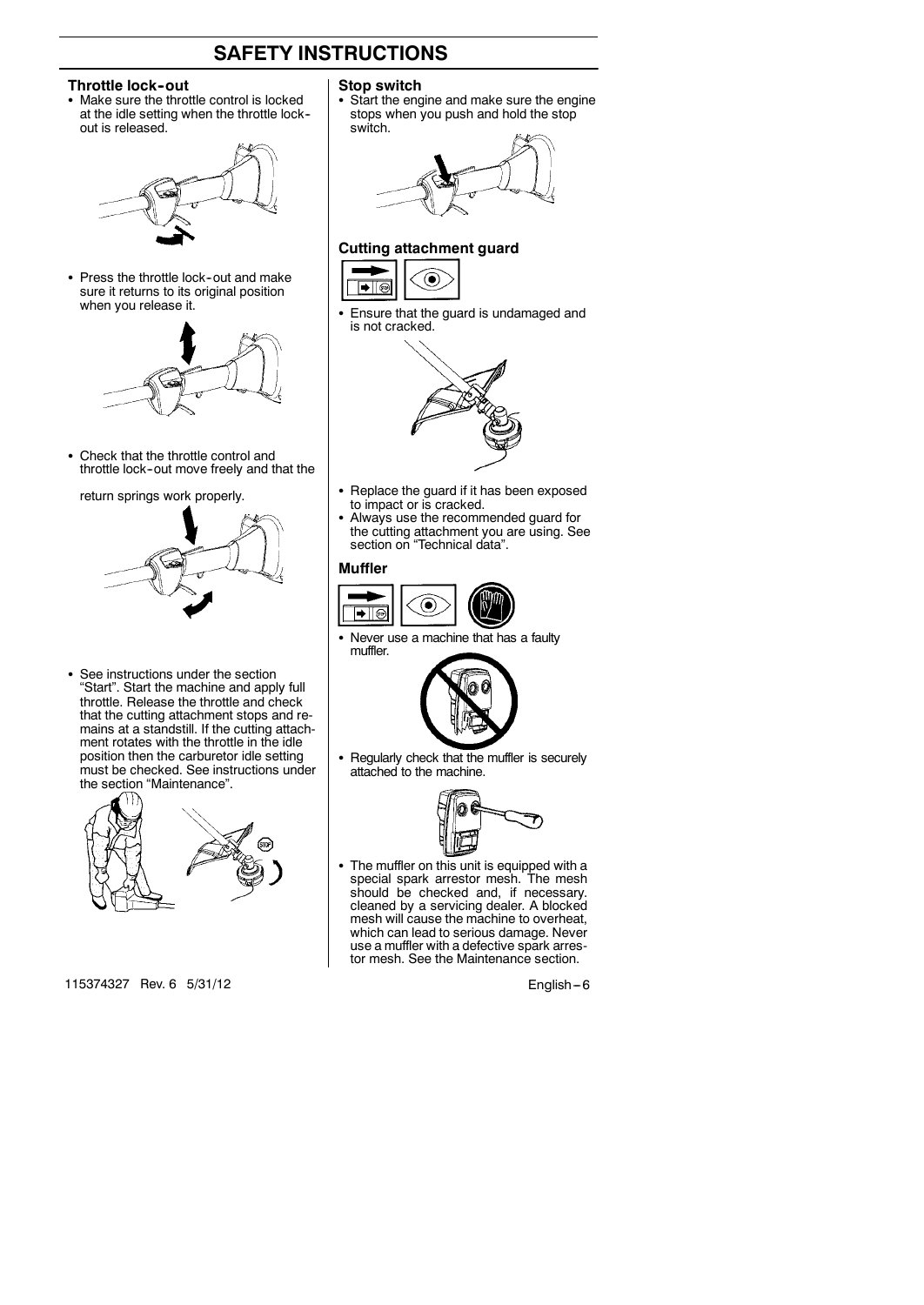# SAFETY INSTRUCTIONS

### Throttle lock-out

- Make sure the throttle control is locked at the idle setting when the throttle lock-out is released.
- Press the throttle lock-out and make sure it returns to its original position when you release it.
- Check that the throttle control and throttle lock-out move freely and that the return springs work properly.
- See instructions under the section "Start". Start the machine and apply full throttle. Release the throttle and check that the cutting attachment stops and remains at a standstill. If the cutting attachment rotates with the throttle in the idle position then the carburetor idle setting must be checked. See instructions under the section "Maintenance".

### Stop switch

- Start the engine and make sure the engine stops when you push and hold the stop switch.

### Cutting attachment guard

- Ensure that the guard is undamaged and is not cracked.
- Replace the guard if it has been exposed to impact or is cracked.
- Always use the recommended guard for the cutting attachment you are using. See section on "Technical data".

### Muffler

- Never use a machine that has a faulty muffler.
- Regularly check that the muffler is securely attached to the machine.
- The muffler on this unit is equipped with a special spark arrestor mesh. The mesh should be checked and, if necessary, cleaned by a servicing dealer. A blocked mesh will cause the machine to overheat, which can lead to serious damage. Never use a muffler with a defective spark arrestor mesh. See the Maintenance section.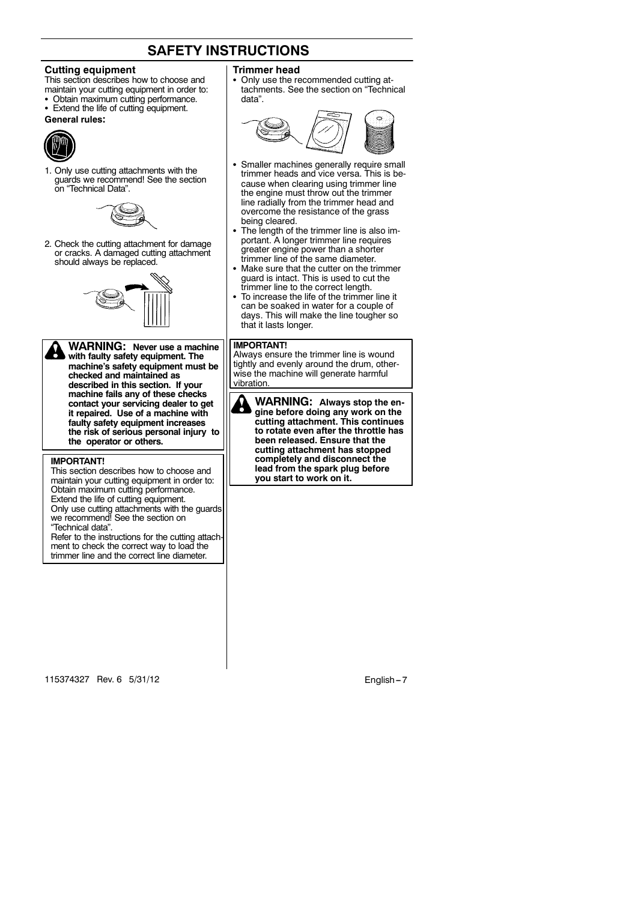# SAFETY INSTRUCTIONS

## Cutting equipment

This section describes how to choose and maintain your cutting equipment in order to:

- Obtain maximum cutting performance.
- Extend the life of cutting equipment.

**General rules:**

1. Only use cutting attachments with the guards we recommend! See the section on "Technical Data".
2. Check the cutting attachment for damage or cracks. A damaged cutting attachment should always be replaced.

> **WARNING: Never use a machine with faulty safety equipment. The machine's safety equipment must be checked and maintained as described in this section. If your machine fails any of these checks contact your servicing dealer to get it repaired. Use of a machine with faulty safety equipment increases the risk of serious personal injury to the operator or others.**

> **IMPORTANT!**
> This section describes how to choose and maintain your cutting equipment in order to:
> Obtain maximum cutting performance.
> Extend the life of cutting equipment.
> Only use cutting attachments with the guards we recommend! See the section on "Technical data".
> Refer to the instructions for the cutting attachment to check the correct way to load the trimmer line and the correct line diameter.

## Trimmer head

- Only use the recommended cutting attachments. See the section on "Technical data".
- Smaller machines generally require small trimmer heads and vice versa. This is because when clearing using trimmer line the engine must throw out the trimmer line radially from the trimmer head and overcome the resistance of the grass being cleared.
- The length of the trimmer line is also important. A longer trimmer line requires greater engine power than a shorter trimmer line of the same diameter.
- Make sure that the cutter on the trimmer guard is intact. This is used to cut the trimmer line to the correct length.
- To increase the life of the trimmer line it can be soaked in water for a couple of days. This will make the line tougher so that it lasts longer.

> **IMPORTANT!**
> Always ensure the trimmer line is wound tightly and evenly around the drum, otherwise the machine will generate harmful vibration.

> **WARNING: Always stop the engine before doing any work on the cutting attachment. This continues to rotate even after the throttle has been released. Ensure that the cutting attachment has stopped completely and disconnect the lead from the spark plug before you start to work on it.**

115374327 Rev. 6 5/31/12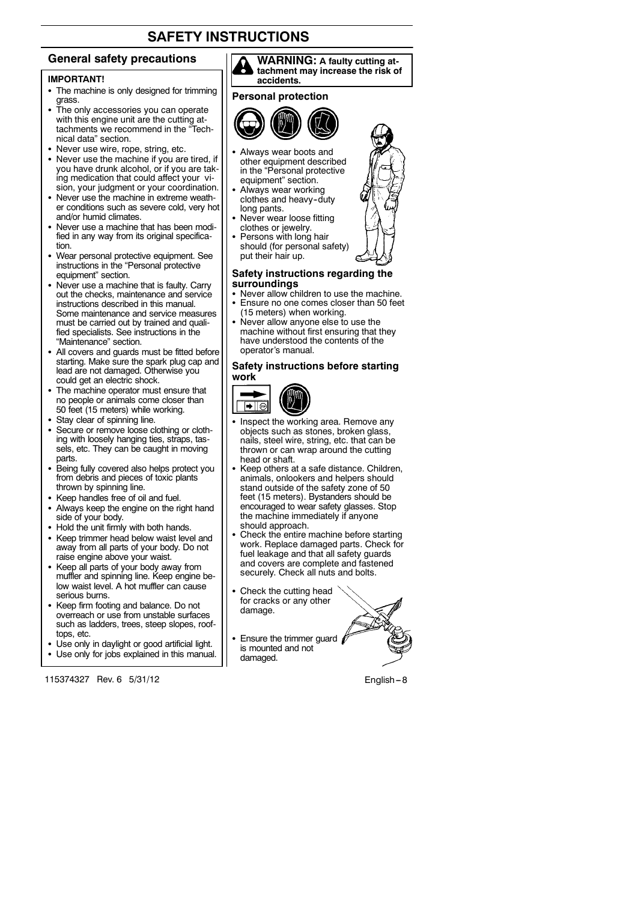# SAFETY INSTRUCTIONS

## General safety precautions

**IMPORTANT!**

- The machine is only designed for trimming grass.
- The only accessories you can operate with this engine unit are the cutting attachments we recommend in the "Technical data" section.
- Never use wire, rope, string, etc.
- Never use the machine if you are tired, if you have drunk alcohol, or if you are taking medication that could affect your vision, your judgment or your coordination.
- Never use the machine in extreme weather conditions such as severe cold, very hot and/or humid climates.
- Never use a machine that has been modified in any way from its original specification.
- Wear personal protective equipment. See instructions in the "Personal protective equipment" section.
- Never use a machine that is faulty. Carry out the checks, maintenance and service instructions described in this manual. Some maintenance and service measures must be carried out by trained and qualified specialists. See instructions in the "Maintenance" section.
- All covers and guards must be fitted before starting. Make sure the spark plug cap and lead are not damaged. Otherwise you could get an electric shock.
- The machine operator must ensure that no people or animals come closer than 50 feet (15 meters) while working.
- Stay clear of spinning line.
- Secure or remove loose clothing or clothing with loosely hanging ties, straps, tassels, etc. They can be caught in moving parts.
- Being fully covered also helps protect you from debris and pieces of toxic plants thrown by spinning line.
- Keep handles free of oil and fuel.
- Always keep the engine on the right hand side of your body.
- Hold the unit firmly with both hands.
- Keep trimmer head below waist level and away from all parts of your body. Do not raise engine above your waist.
- Keep all parts of your body away from muffler and spinning line. Keep engine below waist level. A hot muffler can cause serious burns.
- Keep firm footing and balance. Do not overreach or use from unstable surfaces such as ladders, trees, steep slopes, rooftops, etc.
- Use only in daylight or good artificial light.
- Use only for jobs explained in this manual.

**WARNING: A faulty cutting attachment may increase the risk of accidents.**

### Personal protection

- Always wear boots and other equipment described in the "Personal protective equipment" section.
- Always wear working clothes and heavy-duty long pants.
- Never wear loose fitting clothes or jewelry.
- Persons with long hair should (for personal safety) put their hair up.

### Safety instructions regarding the surroundings

- Never allow children to use the machine.
- Ensure no one comes closer than 50 feet (15 meters) when working.
- Never allow anyone else to use the machine without first ensuring that they have understood the contents of the operator's manual.

### Safety instructions before starting work

- Inspect the working area. Remove any objects such as stones, broken glass, nails, steel wire, string, etc. that can be thrown or can wrap around the cutting head or shaft.
- Keep others at a safe distance. Children, animals, onlookers and helpers should stand outside of the safety zone of 50 feet (15 meters). Bystanders should be encouraged to wear safety glasses. Stop the machine immediately if anyone should approach.
- Check the entire machine before starting work. Replace damaged parts. Check for fuel leakage and that all safety guards and covers are complete and fastened securely. Check all nuts and bolts.
- Check the cutting head for cracks or any other damage.
- Ensure the trimmer guard is mounted and not damaged.

115374327 Rev. 6 5/31/12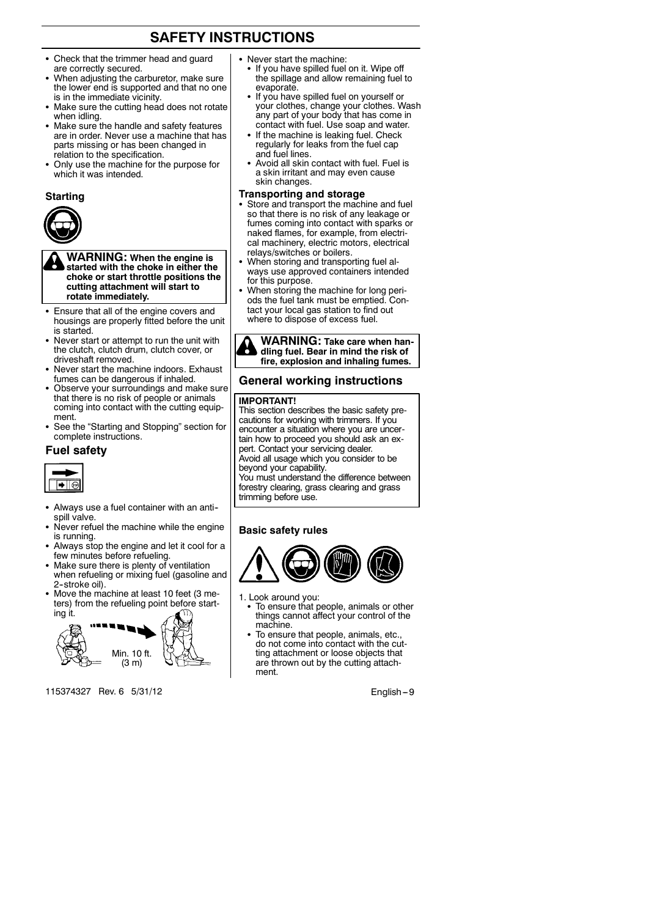# SAFETY INSTRUCTIONS

- Check that the trimmer head and guard are correctly secured.
- When adjusting the carburetor, make sure the lower end is supported and that no one is in the immediate vicinity.
- Make sure the cutting head does not rotate when idling.
- Make sure the handle and safety features are in order. Never use a machine that has parts missing or has been changed in relation to the specification.
- Only use the machine for the purpose for which it was intended.

### Starting

**WARNING: When the engine is started with the choke in either the choke or start throttle positions the cutting attachment will start to rotate immediately.**

- Ensure that all of the engine covers and housings are properly fitted before the unit is started.
- Never start or attempt to run the unit with the clutch, clutch drum, clutch cover, or driveshaft removed.
- Never start the machine indoors. Exhaust fumes can be dangerous if inhaled.
- Observe your surroundings and make sure that there is no risk of people or animals coming into contact with the cutting equipment.
- See the "Starting and Stopping" section for complete instructions.

## Fuel safety

- Always use a fuel container with an anti-spill valve.
- Never refuel the machine while the engine is running.
- Always stop the engine and let it cool for a few minutes before refueling.
- Make sure there is plenty of ventilation when refueling or mixing fuel (gasoline and 2-stroke oil).
- Move the machine at least 10 feet (3 meters) from the refueling point before starting it.

Min. 10 ft. (3 m)

- Never start the machine:
  - If you have spilled fuel on it. Wipe off the spillage and allow remaining fuel to evaporate.
  - If you have spilled fuel on yourself or your clothes, change your clothes. Wash any part of your body that has come in contact with fuel. Use soap and water.
  - If the machine is leaking fuel. Check regularly for leaks from the fuel cap and fuel lines.
  - Avoid all skin contact with fuel. Fuel is a skin irritant and may even cause skin changes.

### Transporting and storage

- Store and transport the machine and fuel so that there is no risk of any leakage or fumes coming into contact with sparks or naked flames, for example, from electrical machinery, electric motors, electrical relays/switches or boilers.
- When storing and transporting fuel always use approved containers intended for this purpose.
- When storing the machine for long periods the fuel tank must be emptied. Contact your local gas station to find out where to dispose of excess fuel.

**WARNING: Take care when handling fuel. Bear in mind the risk of fire, explosion and inhaling fumes.**

## General working instructions

**IMPORTANT!**
This section describes the basic safety precautions for working with trimmers. If you encounter a situation where you are uncertain how to proceed you should ask an expert. Contact your servicing dealer.
Avoid all usage which you consider to be beyond your capability.
You must understand the difference between forestry clearing, grass clearing and grass trimming before use.

### Basic safety rules

1. Look around you:
   - To ensure that people, animals or other things cannot affect your control of the machine.
   - To ensure that people, animals, etc., do not come into contact with the cutting attachment or loose objects that are thrown out by the cutting attachment.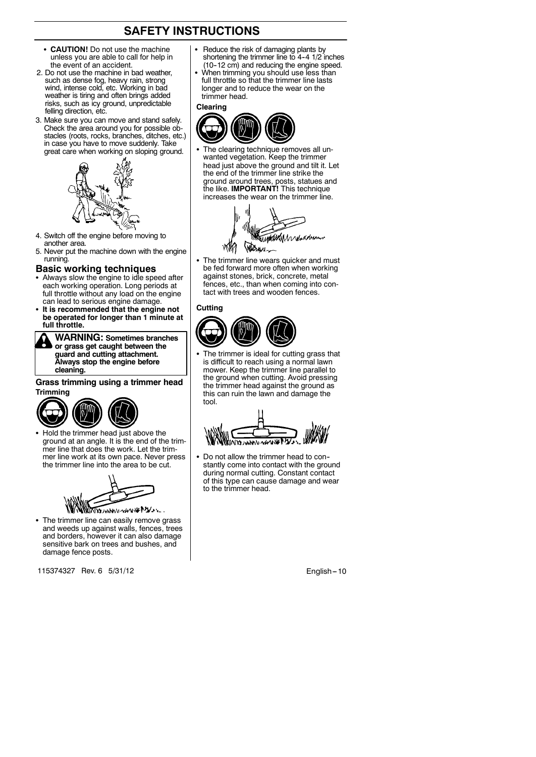## SAFETY INSTRUCTIONS

- **CAUTION!** Do not use the machine unless you are able to call for help in the event of an accident.

2. Do not use the machine in bad weather, such as dense fog, heavy rain, strong wind, intense cold, etc. Working in bad weather is tiring and often brings added risks, such as icy ground, unpredictable felling direction, etc.
3. Make sure you can move and stand safely. Check the area around you for possible obstacles (roots, rocks, branches, ditches, etc.) in case you have to move suddenly. Take great care when working on sloping ground.
4. Switch off the engine before moving to another area.
5. Never put the machine down with the engine running.

### Basic working techniques

- Always slow the engine to idle speed after each working operation. Long periods at full throttle without any load on the engine can lead to serious engine damage.
- **It is recommended that the engine not be operated for longer than 1 minute at full throttle.**

**WARNING: Sometimes branches or grass get caught between the guard and cutting attachment. Always stop the engine before cleaning.**

#### Grass trimming using a trimmer head

**Trimming**

- Hold the trimmer head just above the ground at an angle. It is the end of the trimmer line that does the work. Let the trimmer line work at its own pace. Never press the trimmer line into the area to be cut.
- The trimmer line can easily remove grass and weeds up against walls, fences, trees and borders, however it can also damage sensitive bark on trees and bushes, and damage fence posts.
- Reduce the risk of damaging plants by shortening the trimmer line to 4-4 1/2 inches (10-12 cm) and reducing the engine speed.
- When trimming you should use less than full throttle so that the trimmer line lasts longer and to reduce the wear on the trimmer head.

**Clearing**

- The clearing technique removes all unwanted vegetation. Keep the trimmer head just above the ground and tilt it. Let the end of the trimmer line strike the ground around trees, posts, statues and the like. **IMPORTANT!** This technique increases the wear on the trimmer line.
- The trimmer line wears quicker and must be fed forward more often when working against stones, brick, concrete, metal fences, etc., than when coming into contact with trees and wooden fences.

**Cutting**

- The trimmer is ideal for cutting grass that is difficult to reach using a normal lawn mower. Keep the trimmer line parallel to the ground when cutting. Avoid pressing the trimmer head against the ground as this can ruin the lawn and damage the tool.
- Do not allow the trimmer head to constantly come into contact with the ground during normal cutting. Constant contact of this type can cause damage and wear to the trimmer head.

115374327 Rev. 6 5/31/12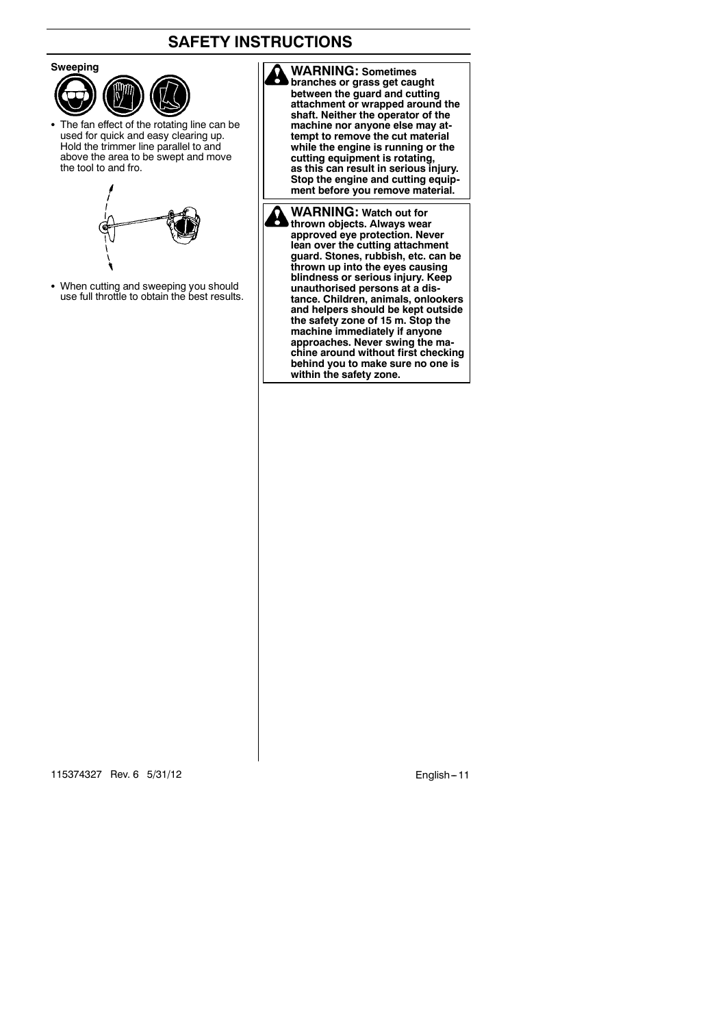### Sweeping

- The fan effect of the rotating line can be used for quick and easy clearing up. Hold the trimmer line parallel to and above the area to be swept and move the tool to and fro.
- When cutting and sweeping you should use full throttle to obtain the best results.

**WARNING: Sometimes branches or grass get caught between the guard and cutting attachment or wrapped around the shaft. Neither the operator of the machine nor anyone else may attempt to remove the cut material while the engine is running or the cutting equipment is rotating, as this can result in serious injury. Stop the engine and cutting equipment before you remove material.**

**WARNING: Watch out for thrown objects. Always wear approved eye protection. Never lean over the cutting attachment guard. Stones, rubbish, etc. can be thrown up into the eyes causing blindness or serious injury. Keep unauthorised persons at a distance. Children, animals, onlookers and helpers should be kept outside the safety zone of 15 m. Stop the machine immediately if anyone approaches. Never swing the machine around without first checking behind you to make sure no one is within the safety zone.**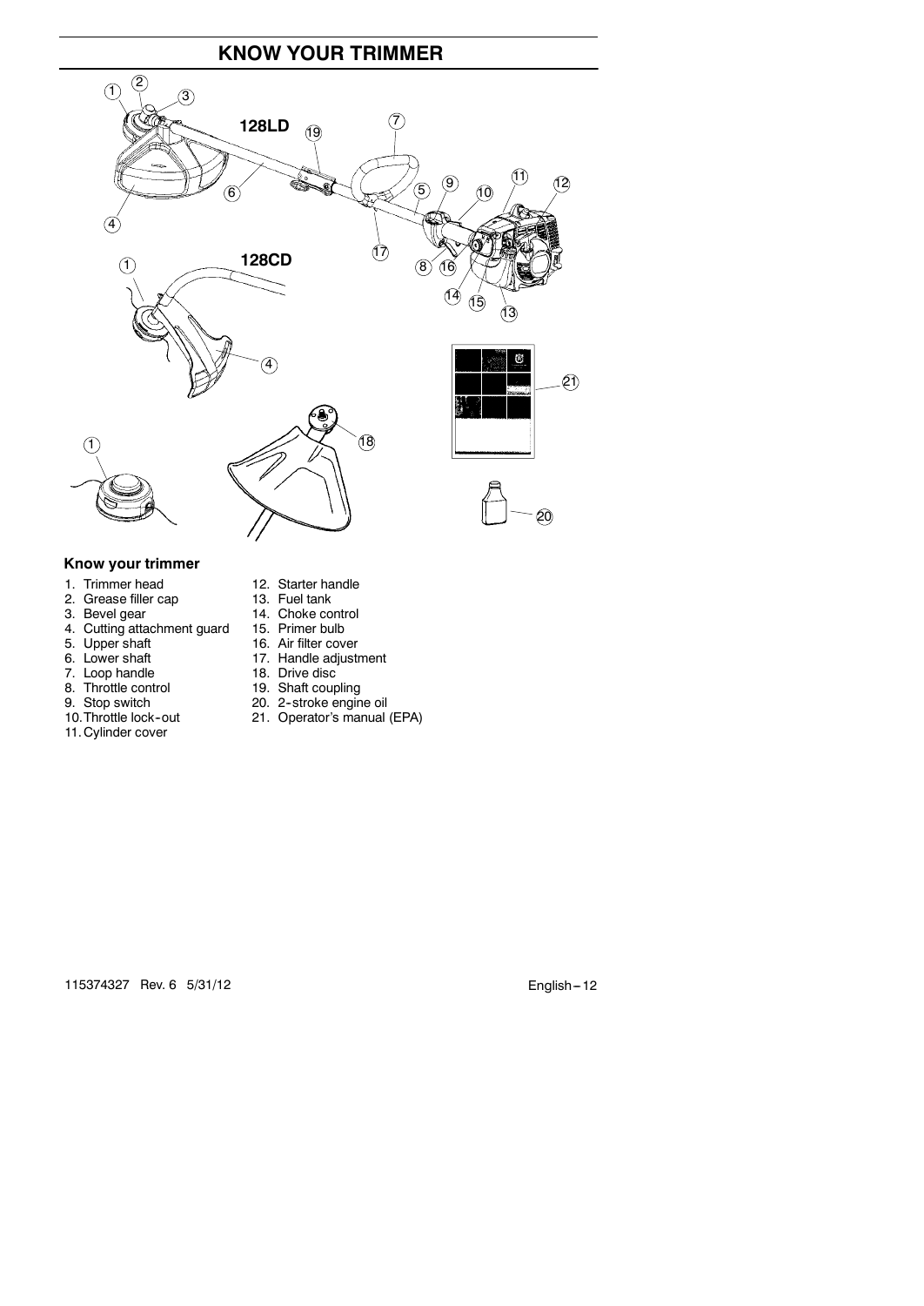# KNOW YOUR TRIMMER

128LD

128CD

### Know your trimmer

1. Trimmer head
2. Grease filler cap
3. Bevel gear
4. Cutting attachment guard
5. Upper shaft
6. Lower shaft
7. Loop handle
8. Throttle control
9. Stop switch
10. Throttle lock-out
11. Cylinder cover
12. Starter handle
13. Fuel tank
14. Choke control
15. Primer bulb
16. Air filter cover
17. Handle adjustment
18. Drive disc
19. Shaft coupling
20. 2-stroke engine oil
21. Operator's manual (EPA)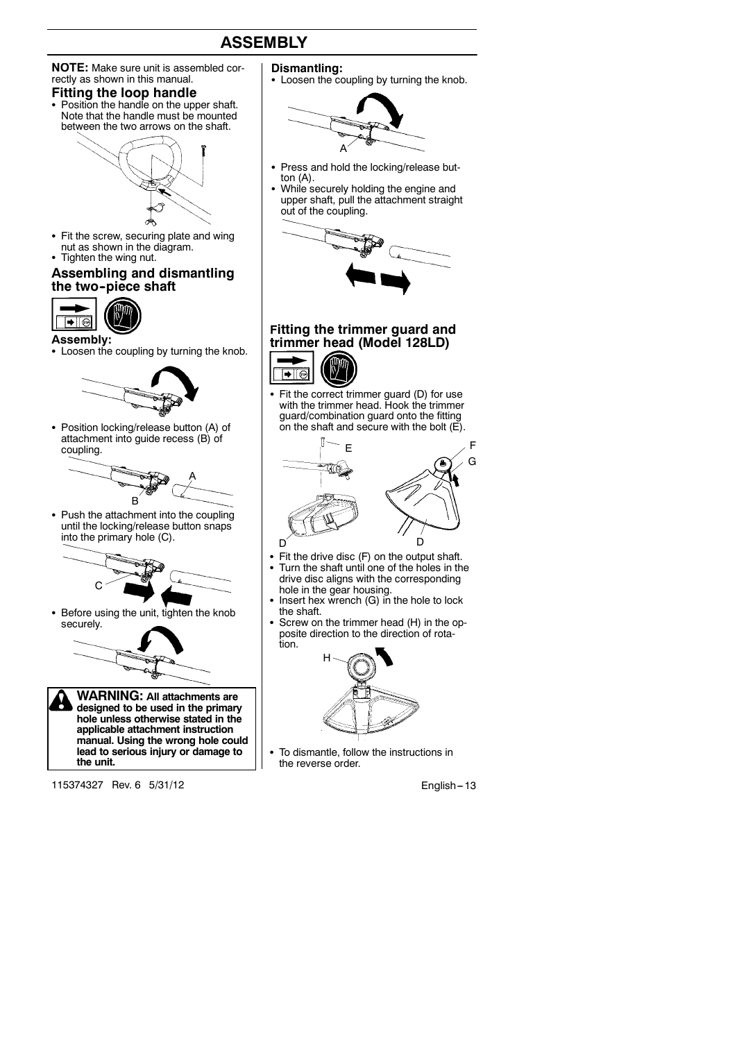# ASSEMBLY

**NOTE:** Make sure unit is assembled correctly as shown in this manual.

## Fitting the loop handle

- Position the handle on the upper shaft. Note that the handle must be mounted between the two arrows on the shaft.
- Fit the screw, securing plate and wing nut as shown in the diagram.
- Tighten the wing nut.

## Assembling and dismantling the two-piece shaft

### Assembly:

- Loosen the coupling by turning the knob.
- Position locking/release button (A) of attachment into guide recess (B) of coupling.
- Push the attachment into the coupling until the locking/release button snaps into the primary hole (C).
- Before using the unit, tighten the knob securely.

**WARNING: All attachments are designed to be used in the primary hole unless otherwise stated in the applicable attachment instruction manual. Using the wrong hole could lead to serious injury or damage to the unit.**

### Dismantling:

- Loosen the coupling by turning the knob.
- Press and hold the locking/release button (A).
- While securely holding the engine and upper shaft, pull the attachment straight out of the coupling.

## Fitting the trimmer guard and trimmer head (Model 128LD)

- Fit the correct trimmer guard (D) for use with the trimmer head. Hook the trimmer guard/combination guard onto the fitting on the shaft and secure with the bolt (E).
- Fit the drive disc (F) on the output shaft.
- Turn the shaft until one of the holes in the drive disc aligns with the corresponding hole in the gear housing.
- Insert hex wrench (G) in the hole to lock the shaft.
- Screw on the trimmer head (H) in the opposite direction to the direction of rotation.
- To dismantle, follow the instructions in the reverse order.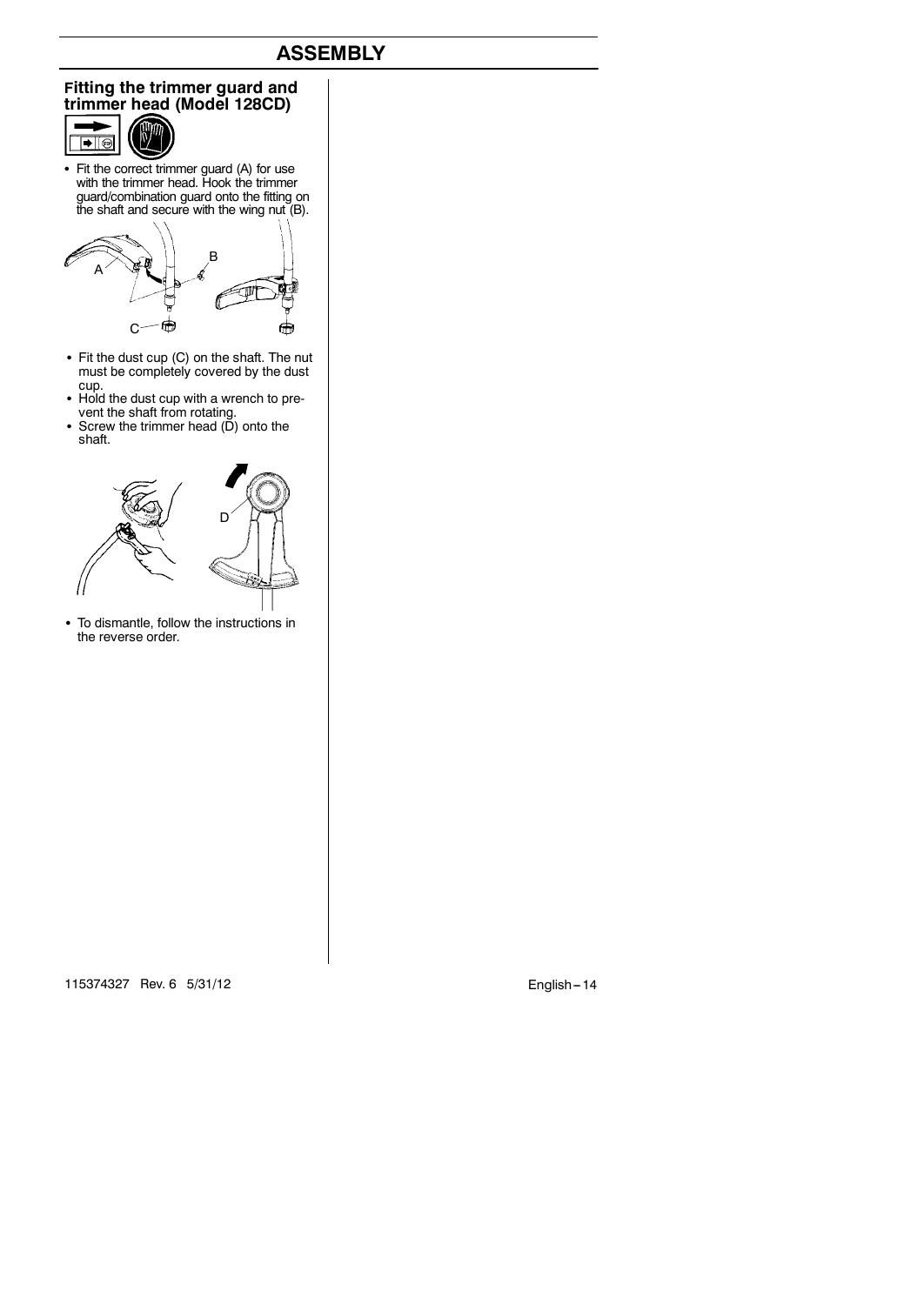## Fitting the trimmer guard and trimmer head (Model 128CD)

- Fit the correct trimmer guard (A) for use with the trimmer head. Hook the trimmer guard/combination guard onto the fitting on the shaft and secure with the wing nut (B).

- Fit the dust cup (C) on the shaft. The nut must be completely covered by the dust cup.
- Hold the dust cup with a wrench to prevent the shaft from rotating.
- Screw the trimmer head (D) onto the shaft.

- To dismantle, follow the instructions in the reverse order.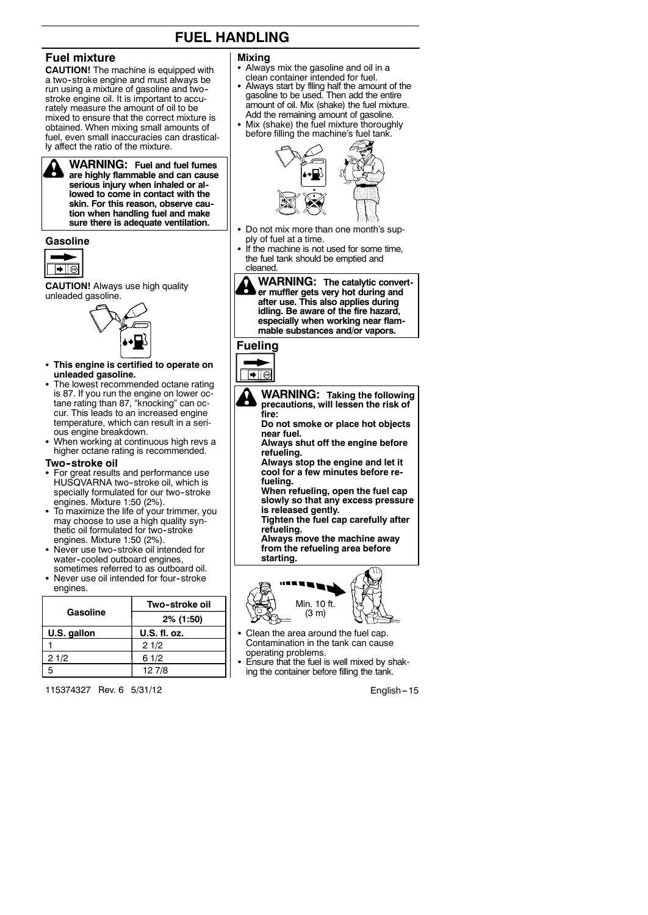# FUEL HANDLING

## Fuel mixture

**CAUTION!** The machine is equipped with a two-stroke engine and must always be run using a mixture of gasoline and two-stroke engine oil. It is important to accurately measure the amount of oil to be mixed to ensure that the correct mixture is obtained. When mixing small amounts of fuel, even small inaccuracies can drastically affect the ratio of the mixture.

> **WARNING: Fuel and fuel fumes are highly flammable and can cause serious injury when inhaled or allowed to come in contact with the skin. For this reason, observe caution when handling fuel and make sure there is adequate ventilation.**

### Gasoline

**CAUTION!** Always use high quality unleaded gasoline.

- **This engine is certified to operate on unleaded gasoline.**
- The lowest recommended octane rating is 87. If you run the engine on lower octane rating than 87, "knocking" can occur. This leads to an increased engine temperature, which can result in a serious engine breakdown.
- When working at continuous high revs a higher octane rating is recommended.

### Two-stroke oil

- For great results and performance use HUSQVARNA two-stroke oil, which is specially formulated for our two-stroke engines. Mixture 1:50 (2%).
- To maximize the life of your trimmer, you may choose to use a high quality synthetic oil formulated for two-stroke engines. Mixture 1:50 (2%).
- Never use two-stroke oil intended for water-cooled outboard engines, sometimes referred to as outboard oil.
- Never use oil intended for four-stroke engines.

| Gasoline | Two-stroke oil |
|---|---|
| | 2% (1:50) |
| **U.S. gallon** | **U.S. fl. oz.** |
| 1 | 2 1/2 |
| 2 1/2 | 6 1/2 |
| 5 | 12 7/8 |

### Mixing

- Always mix the gasoline and oil in a clean container intended for fuel.
- Always start by filling half the amount of the gasoline to be used. Then add the entire amount of oil. Mix (shake) the fuel mixture. Add the remaining amount of gasoline.
- Mix (shake) the fuel mixture thoroughly before filling the machine's fuel tank.
- Do not mix more than one month's supply of fuel at a time.
- If the machine is not used for some time, the fuel tank should be emptied and cleaned.

> **WARNING: The catalytic converter muffler gets very hot during and after use. This also applies during idling. Be aware of the fire hazard, especially when working near flammable substances and/or vapors.**

## Fueling

> **WARNING: Taking the following precautions, will lessen the risk of fire:**
>
> **Do not smoke or place hot objects near fuel.**
>
> **Always shut off the engine before refueling.**
>
> **Always stop the engine and let it cool for a few minutes before refueling.**
>
> **When refueling, open the fuel cap slowly so that any excess pressure is released gently.**
>
> **Tighten the fuel cap carefully after refueling.**
>
> **Always move the machine away from the refueling area before starting.**

Min. 10 ft. (3 m)

- Clean the area around the fuel cap. Contamination in the tank can cause operating problems.
- Ensure that the fuel is well mixed by shaking the container before filling the tank.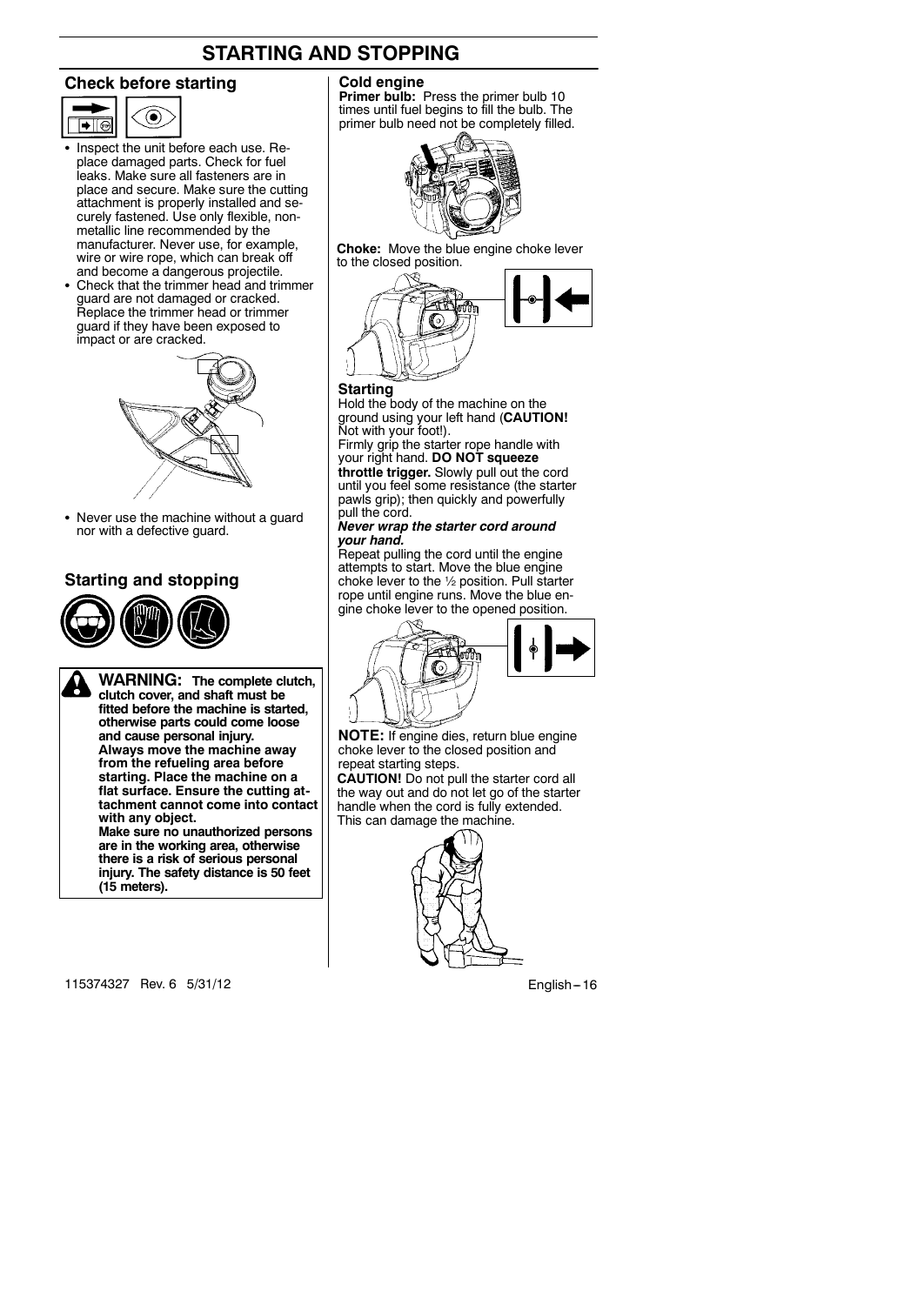# STARTING AND STOPPING

## Check before starting

- Inspect the unit before each use. Replace damaged parts. Check for fuel leaks. Make sure all fasteners are in place and secure. Make sure the cutting attachment is properly installed and securely fastened. Use only flexible, non-metallic line recommended by the manufacturer. Never use, for example, wire or wire rope, which can break off and become a dangerous projectile.
- Check that the trimmer head and trimmer guard are not damaged or cracked. Replace the trimmer head or trimmer guard if they have been exposed to impact or are cracked.

- Never use the machine without a guard nor with a defective guard.

## Starting and stopping

**WARNING: The complete clutch, clutch cover, and shaft must be fitted before the machine is started, otherwise parts could come loose and cause personal injury.**
**Always move the machine away from the refueling area before starting. Place the machine on a flat surface. Ensure the cutting attachment cannot come into contact with any object.**
**Make sure no unauthorized persons are in the working area, otherwise there is a risk of serious personal injury. The safety distance is 50 feet (15 meters).**

### Cold engine

**Primer bulb:** Press the primer bulb 10 times until fuel begins to fill the bulb. The primer bulb need not be completely filled.

**Choke:** Move the blue engine choke lever to the closed position.

### Starting

Hold the body of the machine on the ground using your left hand (**CAUTION!** Not with your foot!).

Firmly grip the starter rope handle with your right hand. **DO NOT squeeze throttle trigger.** Slowly pull out the cord until you feel some resistance (the starter pawls grip); then quickly and powerfully pull the cord.

***Never wrap the starter cord around your hand.***

Repeat pulling the cord until the engine attempts to start. Move the blue engine choke lever to the ½ position. Pull starter rope until engine runs. Move the blue engine choke lever to the opened position.

**NOTE:** If engine dies, return blue engine choke lever to the closed position and repeat starting steps.

**CAUTION!** Do not pull the starter cord all the way out and do not let go of the starter handle when the cord is fully extended. This can damage the machine.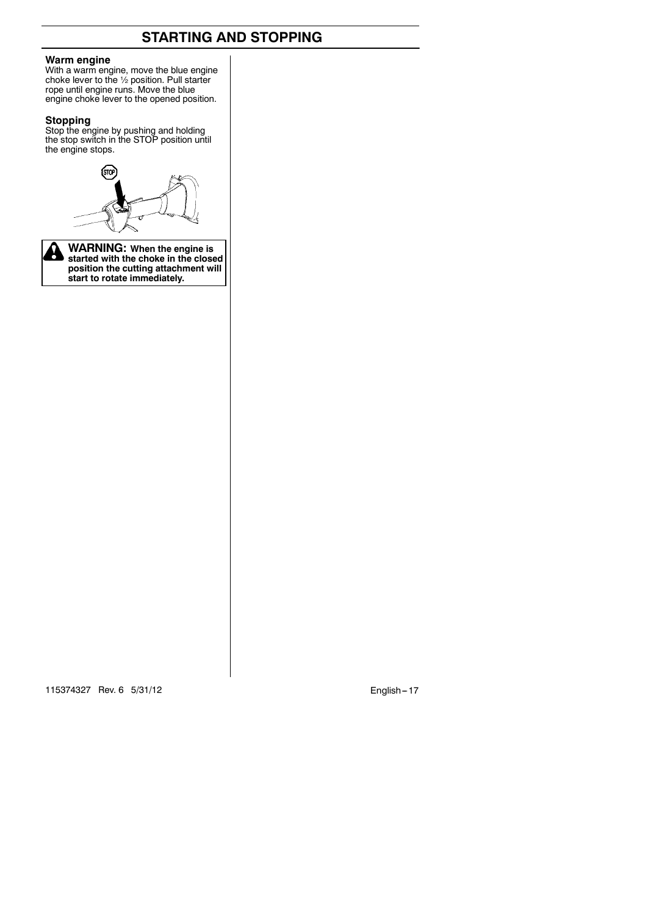## Warm engine

With a warm engine, move the blue engine choke lever to the ½ position. Pull starter rope until engine runs. Move the blue engine choke lever to the opened position.

## Stopping

Stop the engine by pushing and holding the stop switch in the STOP position until the engine stops.

**WARNING: When the engine is started with the choke in the closed position the cutting attachment will start to rotate immediately.**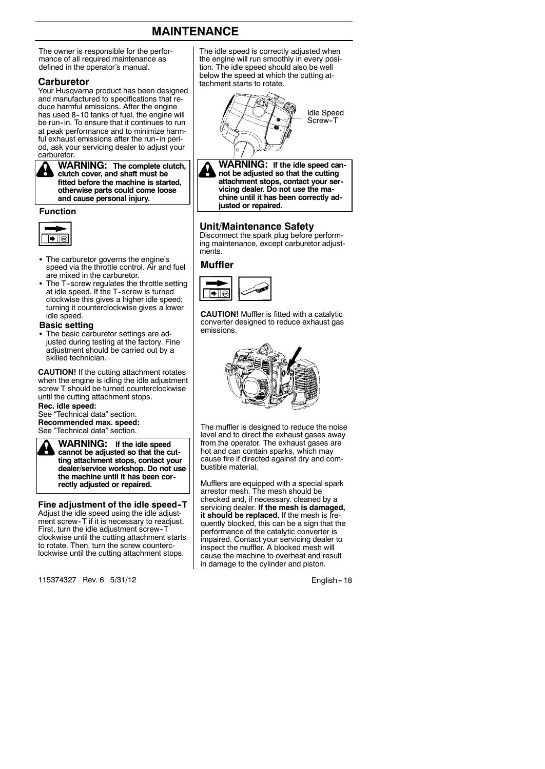# MAINTENANCE

The owner is responsible for the performance of all required maintenance as defined in the operator's manual.

## Carburetor

Your Husqvarna product has been designed and manufactured to specifications that reduce harmful emissions. After the engine has used 8-10 tanks of fuel, the engine will be run-in. To ensure that it continues to run at peak performance and to minimize harmful exhaust emissions after the run-in period, ask your servicing dealer to adjust your carburetor.

**WARNING: The complete clutch, clutch cover, and shaft must be fitted before the machine is started, otherwise parts could come loose and cause personal injury.**

### Function

- The carburetor governs the engine's speed via the throttle control. Air and fuel are mixed in the carburetor.
- The T-screw regulates the throttle setting at idle speed. If the T-screw is turned clockwise this gives a higher idle speed; turning it counterclockwise gives a lower idle speed.

### Basic setting

- The basic carburetor settings are adjusted during testing at the factory. Fine adjustment should be carried out by a skilled technician.

**CAUTION!** If the cutting attachment rotates when the engine is idling the idle adjustment screw T should be turned counterclockwise until the cutting attachment stops.

**Rec. idle speed:**
See "Technical data" section.
**Recommended max. speed:**
See "Technical data" section.

**WARNING: If the idle speed cannot be adjusted so that the cutting attachment stops, contact your dealer/service workshop. Do not use the machine until it has been correctly adjusted or repaired.**

### Fine adjustment of the idle speed-T

Adjust the idle speed using the idle adjustment screw-T if it is necessary to readjust. First, turn the idle adjustment screw-T clockwise until the cutting attachment starts to rotate. Then, turn the screw counterclockwise until the cutting attachment stops.

The idle speed is correctly adjusted when the engine will run smoothly in every position. The idle speed should also be well below the speed at which the cutting attachment starts to rotate.

Idle Speed Screw-T

**WARNING: If the idle speed cannot be adjusted so that the cutting attachment stops, contact your servicing dealer. Do not use the machine until it has been correctly adjusted or repaired.**

## Unit/Maintenance Safety

Disconnect the spark plug before performing maintenance, except carburetor adjustments.

## Muffler

**CAUTION!** Muffler is fitted with a catalytic converter designed to reduce exhaust gas emissions.

The muffler is designed to reduce the noise level and to direct the exhaust gases away from the operator. The exhaust gases are hot and can contain sparks, which may cause fire if directed against dry and combustible material.

Mufflers are equipped with a special spark arrestor mesh. The mesh should be checked and, if necessary. cleaned by a servicing dealer. **If the mesh is damaged, it should be replaced.** If the mesh is frequently blocked, this can be a sign that the performance of the catalytic converter is impaired. Contact your servicing dealer to inspect the muffler. A blocked mesh will cause the machine to overheat and result in damage to the cylinder and piston.

115374327 Rev. 6 5/31/12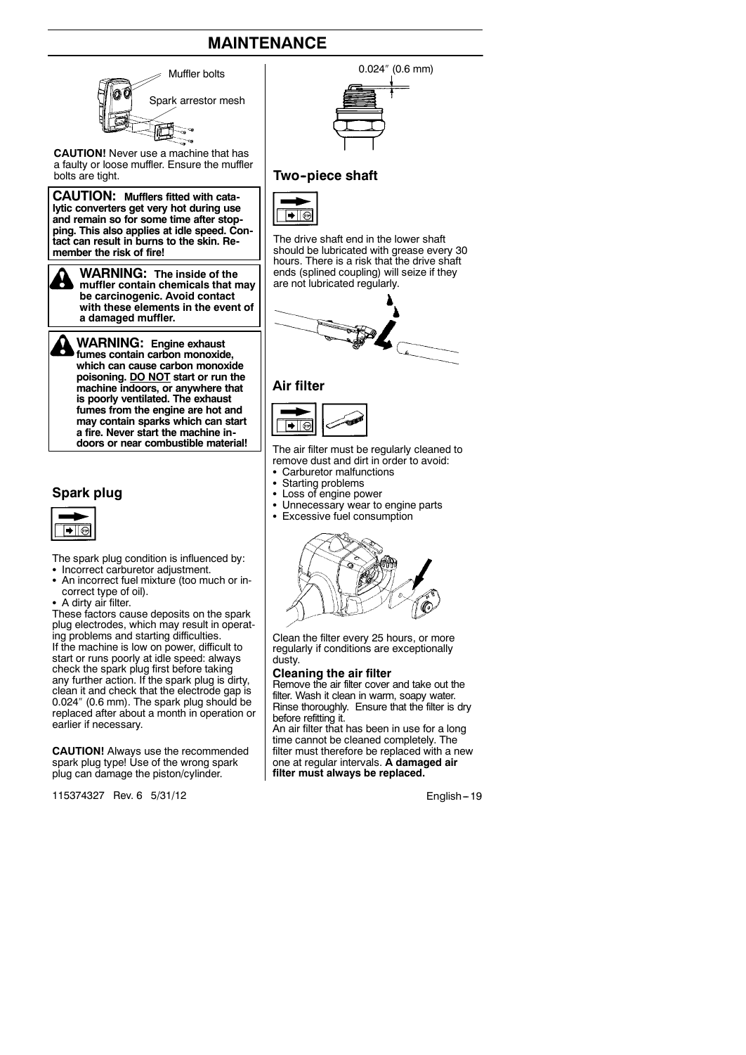# MAINTENANCE

Muffler bolts

Spark arrestor mesh

**CAUTION!** Never use a machine that has a faulty or loose muffler. Ensure the muffler bolts are tight.

**CAUTION: Mufflers fitted with catalytic converters get very hot during use and remain so for some time after stopping. This also applies at idle speed. Contact can result in burns to the skin. Remember the risk of fire!**

**WARNING: The inside of the muffler contain chemicals that may be carcinogenic. Avoid contact with these elements in the event of a damaged muffler.**

**WARNING: Engine exhaust fumes contain carbon monoxide, which can cause carbon monoxide poisoning. DO NOT start or run the machine indoors, or anywhere that is poorly ventilated. The exhaust fumes from the engine are hot and may contain sparks which can start a fire. Never start the machine indoors or near combustible material!**

## Spark plug

The spark plug condition is influenced by:

- Incorrect carburetor adjustment.
- An incorrect fuel mixture (too much or incorrect type of oil).
- A dirty air filter.

These factors cause deposits on the spark plug electrodes, which may result in operating problems and starting difficulties.

If the machine is low on power, difficult to start or runs poorly at idle speed: always check the spark plug first before taking any further action. If the spark plug is dirty, clean it and check that the electrode gap is 0.024″ (0.6 mm). The spark plug should be replaced after about a month in operation or earlier if necessary.

**CAUTION!** Always use the recommended spark plug type! Use of the wrong spark plug can damage the piston/cylinder.

0.024″ (0.6 mm)

## Two-piece shaft

The drive shaft end in the lower shaft should be lubricated with grease every 30 hours. There is a risk that the drive shaft ends (splined coupling) will seize if they are not lubricated regularly.

## Air filter

The air filter must be regularly cleaned to remove dust and dirt in order to avoid:

- Carburetor malfunctions
- Starting problems
- Loss of engine power
- Unnecessary wear to engine parts
- Excessive fuel consumption

Clean the filter every 25 hours, or more regularly if conditions are exceptionally dusty.

### Cleaning the air filter

Remove the air filter cover and take out the filter. Wash it clean in warm, soapy water. Rinse thoroughly. Ensure that the filter is dry before refitting it.

An air filter that has been in use for a long time cannot be cleaned completely. The filter must therefore be replaced with a new one at regular intervals. **A damaged air filter must always be replaced.**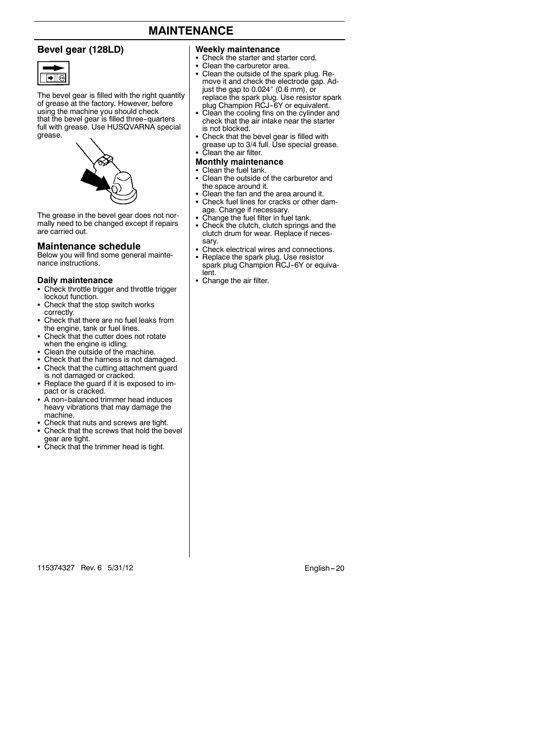# MAINTENANCE

## Bevel gear (128LD)

The bevel gear is filled with the right quantity of grease at the factory. However, before using the machine you should check that the bevel gear is filled three-quarters full with grease. Use HUSQVARNA special grease.

The grease in the bevel gear does not normally need to be changed except if repairs are carried out.

## Maintenance schedule

Below you will find some general maintenance instructions.

### Daily maintenance

- Check throttle trigger and throttle trigger lockout function.
- Check that the stop switch works correctly.
- Check that there are no fuel leaks from the engine, tank or fuel lines.
- Check that the cutter does not rotate when the engine is idling.
- Clean the outside of the machine.
- Check that the harness is not damaged.
- Check that the cutting attachment guard is not damaged or cracked.
- Replace the guard if it is exposed to impact or is cracked.
- A non-balanced trimmer head induces heavy vibrations that may damage the machine.
- Check that nuts and screws are tight.
- Check that the screws that hold the bevel gear are tight.
- Check that the trimmer head is tight.

### Weekly maintenance

- Check the starter and starter cord.
- Clean the carburetor area.
- Clean the outside of the spark plug. Remove it and check the electrode gap. Adjust the gap to 0.024″ (0.6 mm), or replace the spark plug. Use resistor spark plug Champion RCJ-6Y or equivalent.
- Clean the cooling fins on the cylinder and check that the air intake near the starter is not blocked.
- Check that the bevel gear is filled with grease up to 3/4 full. Use special grease.
- Clean the air filter.

### Monthly maintenance

- Clean the fuel tank.
- Clean the outside of the carburetor and the space around it.
- Clean the fan and the area around it.
- Check fuel lines for cracks or other damage. Change if necessary.
- Change the fuel filter in fuel tank.
- Check the clutch, clutch springs and the clutch drum for wear. Replace if necessary.
- Check electrical wires and connections.
- Replace the spark plug. Use resistor spark plug Champion RCJ-6Y or equivalent.
- Change the air filter.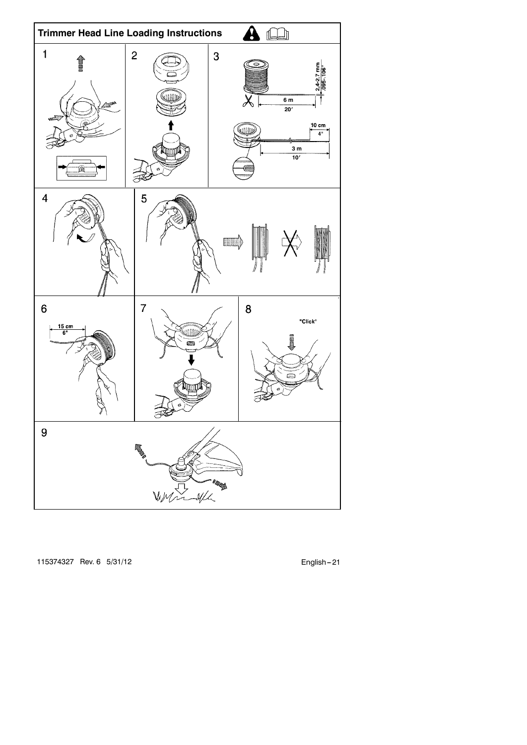## Trimmer Head Line Loading Instructions

1

2

3

2.4-2.7 mm
.095-.106"

6 m
20'

10 cm
4"

3 m
10'

4

5

6

15 cm
6"

7

8

"Click"

9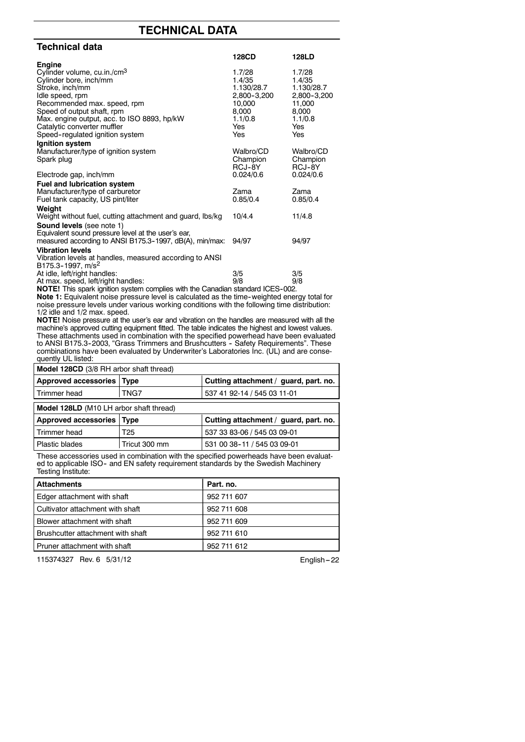# TECHNICAL DATA

## Technical data

| | 128CD | 128LD |
|---|---|---|
| **Engine** | | |
| Cylinder volume, cu.in./cm$^3$ | 1.7/28 | 1.7/28 |
| Cylinder bore, inch/mm | 1.4/35 | 1.4/35 |
| Stroke, inch/mm | 1.130/28.7 | 1.130/28.7 |
| Idle speed, rpm | 2,800-3,200 | 2,800-3,200 |
| Recommended max. speed, rpm | 10,000 | 11,000 |
| Speed of output shaft, rpm | 8,000 | 8,000 |
| Max. engine output, acc. to ISO 8893, hp/kW | 1.1/0.8 | 1.1/0.8 |
| Catalytic converter muffler | Yes | Yes |
| Speed-regulated ignition system | Yes | Yes |
| **Ignition system** | | |
| Manufacturer/type of ignition system | Walbro/CD | Walbro/CD |
| Spark plug | Champion RCJ-8Y | Champion RCJ-8Y |
| Electrode gap, inch/mm | 0.024/0.6 | 0.024/0.6 |
| **Fuel and lubrication system** | | |
| Manufacturer/type of carburetor | Zama | Zama |
| Fuel tank capacity, US pint/liter | 0.85/0.4 | 0.85/0.4 |
| **Weight** | | |
| Weight without fuel, cutting attachment and guard, lbs/kg | 10/4.4 | 11/4.8 |
| **Sound levels** (see note 1) | | |
| Equivalent sound pressure level at the user's ear, measured according to ANSI B175.3-1997, dB(A), min/max: | 94/97 | 94/97 |
| **Vibration levels** | | |
| Vibration levels at handles, measured according to ANSI B175.3-1997, m/s$^2$ | | |
| At idle, left/right handles: | 3/5 | 3/5 |
| At max. speed, left/right handles: | 9/8 | 9/8 |

**NOTE!** This spark ignition system complies with the Canadian standard ICES-002.

**Note 1:** Equivalent noise pressure level is calculated as the time-weighted energy total for noise pressure levels under various working conditions with the following time distribution: 1/2 idle and 1/2 max. speed.

**NOTE!** Noise pressure at the user's ear and vibration on the handles are measured with all the machine's approved cutting equipment fitted. The table indicates the highest and lowest values. These attachments used in combination with the specified powerhead have been evaluated to ANSI B175.3-2003, "Grass Trimmers and Brushcutters - Safety Requirements". These combinations have been evaluated by Underwriter's Laboratories Inc. (UL) and are consequently UL listed:

| **Model 128CD** (3/8 RH arbor shaft thread) | | |
|---|---|---|
| **Approved accessories** | **Type** | **Cutting attachment / guard, part. no.** |
| Trimmer head | TNG7 | 537 41 92-14 / 545 03 11-01 |

| **Model 128LD** (M10 LH arbor shaft thread) | | |
|---|---|---|
| **Approved accessories** | **Type** | **Cutting attachment / guard, part. no.** |
| Trimmer head | T25 | 537 33 83-06 / 545 03 09-01 |
| Plastic blades | Tricut 300 mm | 531 00 38-11 / 545 03 09-01 |

These accessories used in combination with the specified powerheads have been evaluated to applicable ISO- and EN safety requirement standards by the Swedish Machinery Testing Institute:

| Attachments | Part. no. |
|---|---|
| Edger attachment with shaft | 952 711 607 |
| Cultivator attachment with shaft | 952 711 608 |
| Blower attachment with shaft | 952 711 609 |
| Brushcutter attachment with shaft | 952 711 610 |
| Pruner attachment with shaft | 952 711 612 |

115374327 Rev. 6 5/31/12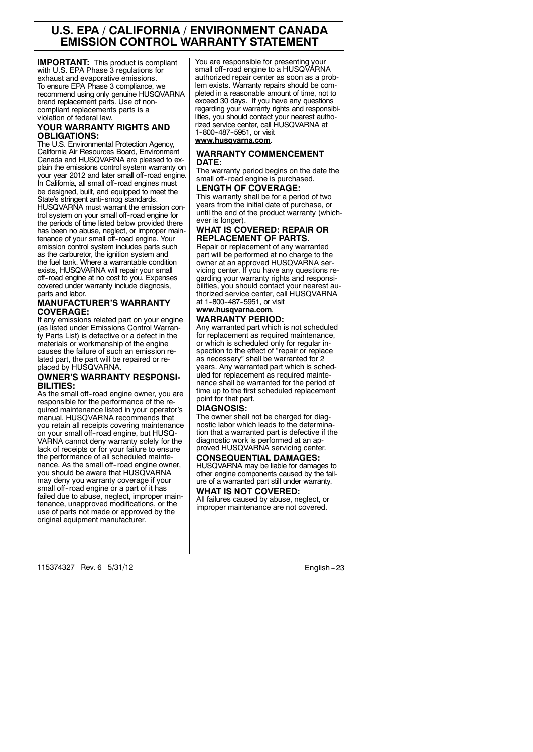# U.S. EPA / CALIFORNIA / ENVIRONMENT CANADA EMISSION CONTROL WARRANTY STATEMENT

**IMPORTANT:** This product is compliant with U.S. EPA Phase 3 regulations for exhaust and evaporative emissions. To ensure EPA Phase 3 compliance, we recommend using only genuine HUSQVARNA brand replacement parts. Use of non-compliant replacements parts is a violation of federal law.

### YOUR WARRANTY RIGHTS AND OBLIGATIONS:

The U.S. Environmental Protection Agency, California Air Resources Board, Environment Canada and HUSQVARNA are pleased to explain the emissions control system warranty on your year 2012 and later small off-road engine. In California, all small off-road engines must be designed, built, and equipped to meet the State's stringent anti-smog standards. HUSQVARNA must warrant the emission control system on your small off-road engine for the periods of time listed below provided there has been no abuse, neglect, or improper maintenance of your small off-road engine. Your emission control system includes parts such as the carburetor, the ignition system and the fuel tank. Where a warrantable condition exists, HUSQVARNA will repair your small off-road engine at no cost to you. Expenses covered under warranty include diagnosis, parts and labor.

### MANUFACTURER'S WARRANTY COVERAGE:

If any emissions related part on your engine (as listed under Emissions Control Warranty Parts List) is defective or a defect in the materials or workmanship of the engine causes the failure of such an emission related part, the part will be repaired or replaced by HUSQVARNA.

### OWNER'S WARRANTY RESPONSIBILITIES:

As the small off-road engine owner, you are responsible for the performance of the required maintenance listed in your operator's manual. HUSQVARNA recommends that you retain all receipts covering maintenance on your small off-road engine, but HUSQVARNA cannot deny warranty solely for the lack of receipts or for your failure to ensure the performance of all scheduled maintenance. As the small off-road engine owner, you should be aware that HUSQVARNA may deny you warranty coverage if your small off-road engine or a part of it has failed due to abuse, neglect, improper maintenance, unapproved modifications, or the use of parts not made or approved by the original equipment manufacturer.

You are responsible for presenting your small off-road engine to a HUSQVARNA authorized repair center as soon as a problem exists. Warranty repairs should be completed in a reasonable amount of time, not to exceed 30 days. If you have any questions regarding your warranty rights and responsibilities, you should contact your nearest authorized service center, call HUSQVARNA at 1-800-487-5951, or visit **www.husqvarna.com**.

### WARRANTY COMMENCEMENT DATE:

The warranty period begins on the date the small off-road engine is purchased.

### LENGTH OF COVERAGE:

This warranty shall be for a period of two years from the initial date of purchase, or until the end of the product warranty (whichever is longer).

### WHAT IS COVERED: REPAIR OR REPLACEMENT OF PARTS.

Repair or replacement of any warranted part will be performed at no charge to the owner at an approved HUSQVARNA servicing center. If you have any questions regarding your warranty rights and responsibilities, you should contact your nearest authorized service center, call HUSQVARNA at 1-800-487-5951, or visit **www.husqvarna.com**.

### WARRANTY PERIOD:

Any warranted part which is not scheduled for replacement as required maintenance, or which is scheduled only for regular inspection to the effect of "repair or replace as necessary" shall be warranted for 2 years. Any warranted part which is scheduled for replacement as required maintenance shall be warranted for the period of time up to the first scheduled replacement point for that part.

### DIAGNOSIS:

The owner shall not be charged for diagnostic labor which leads to the determination that a warranted part is defective if the diagnostic work is performed at an approved HUSQVARNA servicing center.

### CONSEQUENTIAL DAMAGES:

HUSQVARNA may be liable for damages to other engine components caused by the failure of a warranted part still under warranty.

### WHAT IS NOT COVERED:

All failures caused by abuse, neglect, or improper maintenance are not covered.

115374327 Rev. 6 5/31/12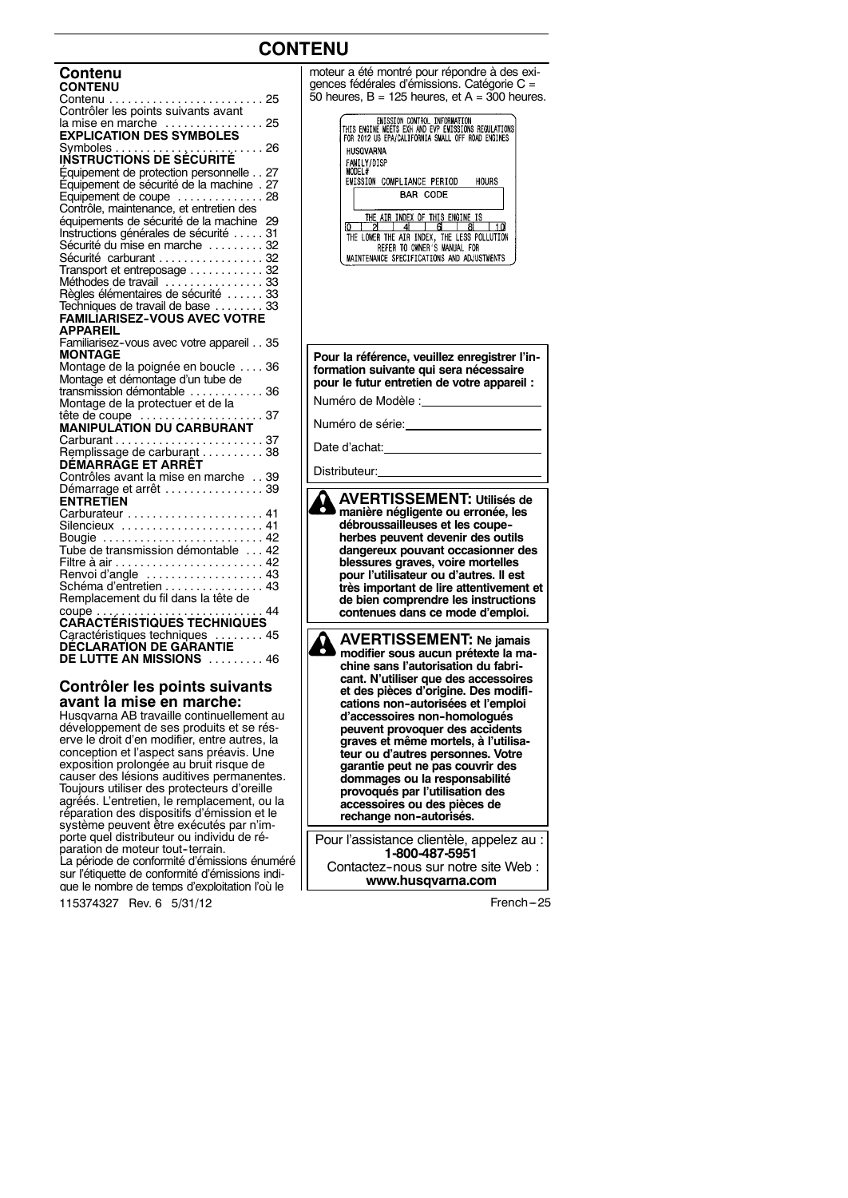# CONTENU

## Contenu

**CONTENU**

Contenu . . . . . . . . . . . . . . . . . . . . . . . . . 25
Contrôler les points suivants avant la mise en marche . . . . . . . . . . . . . . . 25

**EXPLICATION DES SYMBOLES**

Symboles . . . . . . . . . . . . . . . . . . . . . . . 26

**INSTRUCTIONS DE SÉCURITÉ**

Équipement de protection personnelle . . 27
Équipement de sécurité de la machine . 27
Equipement de coupe . . . . . . . . . . . . . 28
Contrôle, maintenance, et entretien des équipements de sécurité de la machine 29
Instructions générales de sécurité . . . . . 31
Sécurité du mise en marche . . . . . . . . . 32
Sécurité carburant . . . . . . . . . . . . . . . . 32
Transport et entreposage . . . . . . . . . . . 32
Méthodes de travail . . . . . . . . . . . . . . . 33
Règles élémentaires de sécurité . . . . . . 33
Techniques de travail de base . . . . . . . . 33

**FAMILIARISEZ-VOUS AVEC VOTRE APPAREIL**

Familiarisez-vous avec votre appareil . . 35

**MONTAGE**

Montage de la poignée en boucle . . . . 36
Montage et démontage d'un tube de transmission démontable . . . . . . . . . . . 36
Montage de la protectuer et de la tête de coupe . . . . . . . . . . . . . . . . . . . 37

**MANIPULATION DU CARBURANT**

Carburant . . . . . . . . . . . . . . . . . . . . . . . 37
Remplissage de carburant . . . . . . . . . . 38

**DÉMARRAGE ET ARRÊT**

Contrôles avant la mise en marche . . 39
Démarrage et arrêt . . . . . . . . . . . . . . . . 39

**ENTRETIEN**

Carburateur . . . . . . . . . . . . . . . . . . . . . 41
Silencieux . . . . . . . . . . . . . . . . . . . . . . 41
Bougie . . . . . . . . . . . . . . . . . . . . . . . . . 42
Tube de transmission démontable . . . 42
Filtre à air . . . . . . . . . . . . . . . . . . . . . . . 42
Renvoi d'angle . . . . . . . . . . . . . . . . . . . 43
Schéma d'entretien . . . . . . . . . . . . . . . . 43
Remplacement du fil dans la tête de coupe . . . . . . . . . . . . . . . . . . . . . . . . . . . 44

**CARACTÉRISTIQUES TECHNIQUES**

Caractéristiques techniques . . . . . . . . 45

**DÉCLARATION DE GARANTIE DE LUTTE AN MISSIONS** . . . . . . . . . 46

## Contrôler les points suivants avant la mise en marche:

Husqvarna AB travaille continuellement au développement de ses produits et se réserve le droit d'en modifier, entre autres, la conception et l'aspect sans préavis. Une exposition prolongée au bruit risque de causer des lésions auditives permanentes. Toujours utiliser des protecteurs d'oreille agréés. L'entretien, le remplacement, ou la réparation des dispositifs d'émission et le système peuvent être exécutés par n'importe quel distributeur ou individu de réparation de moteur tout-terrain.

La période de conformité d'émissions énuméré sur l'étiquette de conformité d'émissions indique le nombre de temps d'exploitation l'où le moteur a été montré pour répondre à des exigences fédérales d'émissions. Catégorie C = 50 heures, B = 125 heures, et A = 300 heures.

EMISSION CONTROL INFORMATION
THIS ENGINE MEETS EXH AND EVP EMISSIONS REGULATIONS FOR 2012 US EPA/CALIFORNIA SMALL OFF ROAD ENGINES
HUSQVARNA
FAMILY/DISP
MODEL#
EMISSION COMPLIANCE PERIOD HOURS
BAR CODE
THE AIR INDEX OF THIS ENGINE IS
0 2 4 6 8 10
THE LOWER THE AIR INDEX, THE LESS POLLUTION
REFER TO OWNER'S MANUAL FOR MAINTENANCE SPECIFICATIONS AND ADJUSTMENTS

**Pour la référence, veuillez enregistrer l'information suivante qui sera nécessaire pour le futur entretien de votre appareil :**

Numéro de Modèle : ____________________

Numéro de série: ____________________

Date d'achat: ____________________

Distributeur: ____________________

**AVERTISSEMENT: Utilisés de manière négligente ou erronée, les débroussailleuses et les coupe-herbes peuvent devenir des outils dangereux pouvant occasionner des blessures graves, voire mortelles pour l'utilisateur ou d'autres. Il est très important de lire attentivement et de bien comprendre les instructions contenues dans ce mode d'emploi.**

**AVERTISSEMENT: Ne jamais modifier sous aucun prétexte la machine sans l'autorisation du fabricant. N'utiliser que des accessoires et des pièces d'origine. Des modifications non-autorisées et l'emploi d'accessoires non-homologués peuvent provoquer des accidents graves et même mortels, à l'utilisateur ou d'autres personnes. Votre garantie peut ne pas couvrir des dommages ou la responsabilité provoqués par l'utilisation des accessoires ou des pièces de rechange non-autorisés.**

Pour l'assistance clientèle, appelez au :
**1-800-487-5951**
Contactez-nous sur notre site Web :
**www.husqvarna.com**

115374327 Rev. 6 5/31/12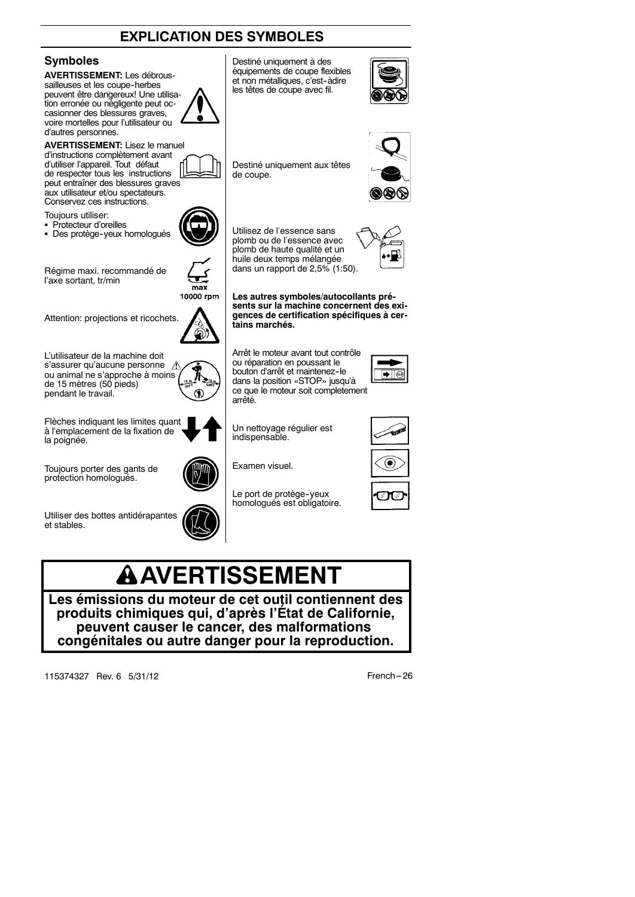# EXPLICATION DES SYMBOLES

## Symboles

**AVERTISSEMENT:** Les débroussailleuses et les coupe-herbes peuvent être dangereux! Une utilisation erronée ou négligente peut occasionner des blessures graves, voire mortelles pour l'utilisateur ou d'autres personnes.

**AVERTISSEMENT:** Lisez le manuel d'instructions complètement avant d'utiliser l'appareil. Tout défaut de respecter tous les instructions peut entraîner des blessures graves aux utilisateur et/ou spectateurs. Conservez ces instructions.

Toujours utiliser:
- Protecteur d'oreilles
- Des protège-yeux homologués

Régime maxi. recommandé de l'axe sortant, tr/min

max
10000 rpm

Attention: projections et ricochets.

L'utilisateur de la machine doit s'assurer qu'aucune personne ou animal ne s'approche à moins de 15 mètres (50 pieds) pendant le travail.

Flèches indiquant les limites quant à l'emplacement de la fixation de la poignée.

Toujours porter des gants de protection homologués.

Utiliser des bottes antidérapantes et stables.

Destiné uniquement à des équipements de coupe flexibles et non métalliques, c'est-àdire les têtes de coupe avec fil.

Destiné uniquement aux têtes de coupe.

Utilisez de l'essence sans plomb ou de l'essence avec plomb de haute qualité et un huile deux temps mélangée dans un rapport de 2,5% (1:50).

**Les autres symboles/autocollants présents sur la machine concernent des exigences de certification spécifiques à certains marchés.**

Arrêt le moteur avant tout contrôle ou réparation en poussant le bouton d'arrêt et maintenez-le dans la position «STOP» jusqu'à ce que le moteur soit completement arrêté.

Un nettoyage régulier est indispensable.

Examen visuel.

Le port de protège-yeux homologués est obligatoire.

## ⚠AVERTISSEMENT

**Les émissions du moteur de cet outil contiennent des produits chimiques qui, d'après l'État de Californie, peuvent causer le cancer, des malformations congénitales ou autre danger pour la reproduction.**

115374327 Rev. 6 5/31/12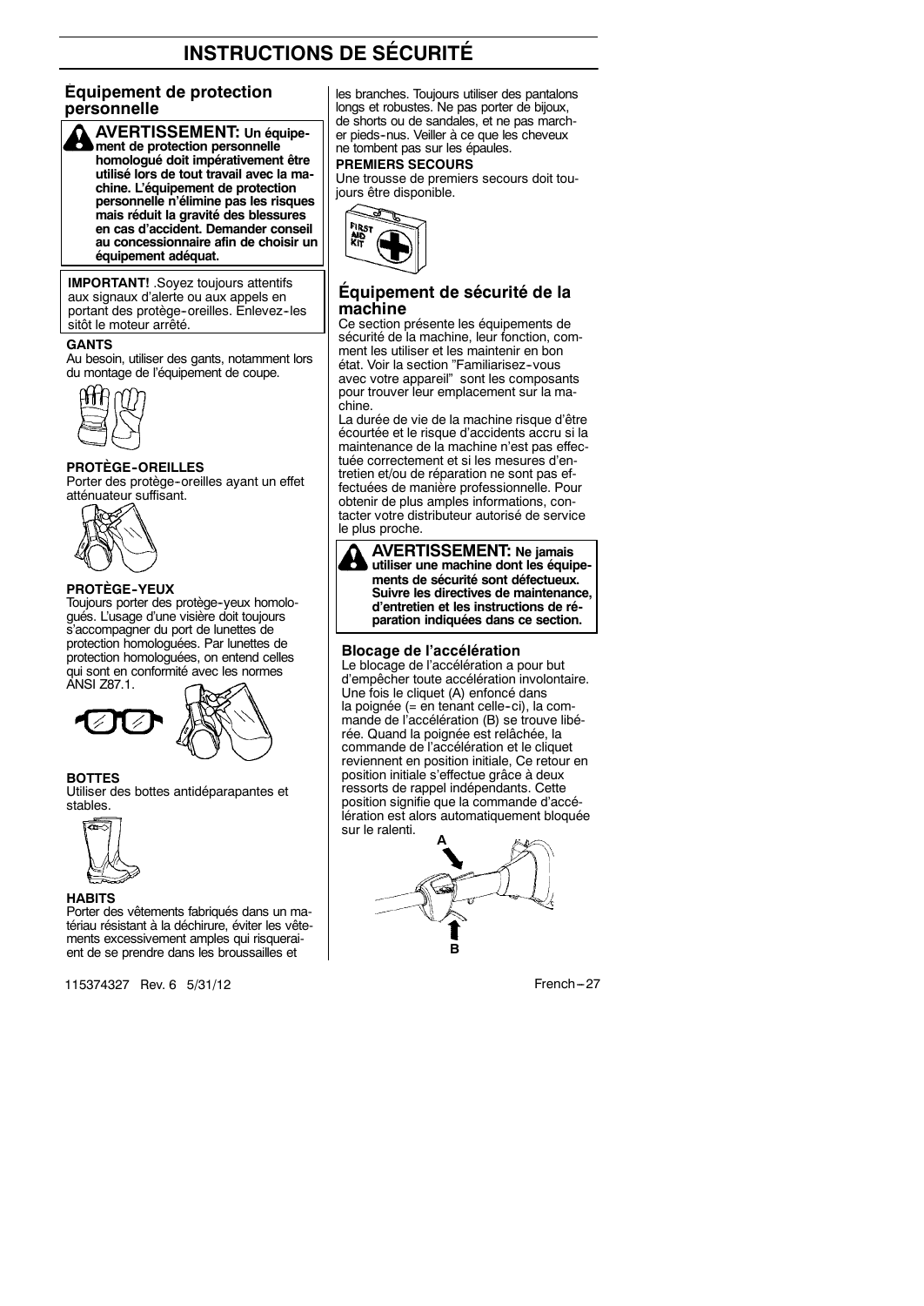# INSTRUCTIONS DE SÉCURITÉ

## Équipement de protection personnelle

**AVERTISSEMENT: Un équipement de protection personnelle homologué doit impérativement être utilisé lors de tout travail avec la machine. L'équipement de protection personnelle n'élimine pas les risques mais réduit la gravité des blessures en cas d'accident. Demander conseil au concessionnaire afin de choisir un équipement adéquat.**

**IMPORTANT!** .Soyez toujours attentifs aux signaux d'alerte ou aux appels en portant des protège-oreilles. Enlevez-les sitôt le moteur arrêté.

**GANTS**

Au besoin, utiliser des gants, notamment lors du montage de l'équipement de coupe.

**PROTÈGE-OREILLES**

Porter des protège-oreilles ayant un effet atténuateur suffisant.

**PROTÈGE-YEUX**

Toujours porter des protège-yeux homologués. L'usage d'une visière doit toujours s'accompagner du port de lunettes de protection homologuées. Par lunettes de protection homologuées, on entend celles qui sont en conformité avec les normes ANSI Z87.1.

**BOTTES**

Utiliser des bottes antidéparapantes et stables.

**HABITS**

Porter des vêtements fabriqués dans un matériau résistant à la déchirure, éviter les vêtements excessivement amples qui risqueraient de se prendre dans les broussailles et les branches. Toujours utiliser des pantalons longs et robustes. Ne pas porter de bijoux, de shorts ou de sandales, et ne pas marcher pieds-nus. Veiller à ce que les cheveux ne tombent pas sur les épaules.

**PREMIERS SECOURS**

Une trousse de premiers secours doit toujours être disponible.

## Équipement de sécurité de la machine

Ce section présente les équipements de sécurité de la machine, leur fonction, comment les utiliser et les maintenir en bon état. Voir la section "Familiarisez-vous avec votre appareil" sont les composants pour trouver leur emplacement sur la machine.

La durée de vie de la machine risque d'être écourtée et le risque d'accidents accru si la maintenance de la machine n'est pas effectuée correctement et si les mesures d'entretien et/ou de réparation ne sont pas effectuées de manière professionnelle. Pour obtenir de plus amples informations, contacter votre distributeur autorisé de service le plus proche.

**AVERTISSEMENT: Ne jamais utiliser une machine dont les équipements de sécurité sont défectueux. Suivre les directives de maintenance, d'entretien et les instructions de réparation indiquées dans ce section.**

### Blocage de l'accélération

Le blocage de l'accélération a pour but d'empêcher toute accélération involontaire. Une fois le cliquet (A) enfoncé dans la poignée (= en tenant celle-ci), la commande de l'accélération (B) se trouve libérée. Quand la poignée est relâchée, la commande de l'accélération et le cliquet reviennent en position initiale, Ce retour en position initiale s'effectue grâce à deux ressorts de rappel indépendants. Cette position signifie que la commande d'accélération est alors automatiquement bloquée sur le ralenti.

115374327 Rev. 6 5/31/12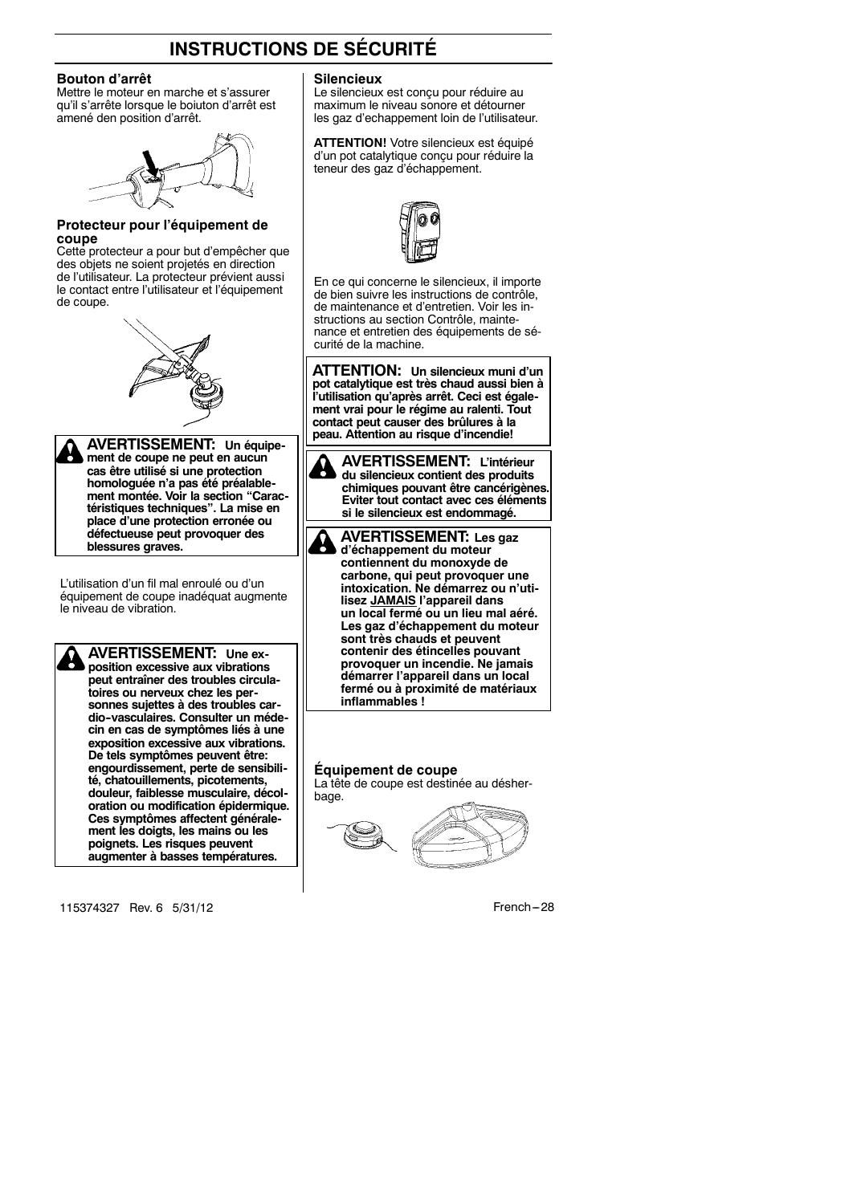# INSTRUCTIONS DE SÉCURITÉ

### Bouton d'arrêt

Mettre le moteur en marche et s'assurer qu'il s'arrête lorsque le boiuton d'arrêt est amené den position d'arrêt.

### Protecteur pour l'équipement de coupe

Cette protecteur a pour but d'empêcher que des objets ne soient projetés en direction de l'utilisateur. La protecteur prévient aussi le contact entre l'utilisateur et l'équipement de coupe.

**AVERTISSEMENT: Un équipement de coupe ne peut en aucun cas être utilisé si une protection homologuée n'a pas été préalablement montée. Voir la section "Caractéristiques techniques". La mise en place d'une protection erronée ou défectueuse peut provoquer des blessures graves.**

L'utilisation d'un fil mal enroulé ou d'un équipement de coupe inadéquat augmente le niveau de vibration.

**AVERTISSEMENT: Une exposition excessive aux vibrations peut entraîner des troubles circulatoires ou nerveux chez les personnes sujettes à des troubles cardio-vasculaires. Consulter un médecin en cas de symptômes liés à une exposition excessive aux vibrations. De tels symptômes peuvent être: engourdissement, perte de sensibilité, chatouillements, picotements, douleur, faiblesse musculaire, décoloration ou modification épidermique. Ces symptômes affectent généralement les doigts, les mains ou les poignets. Les risques peuvent augmenter à basses températures.**

### Silencieux

Le silencieux est conçu pour réduire au maximum le niveau sonore et détourner les gaz d'echappement loin de l'utilisateur.

**ATTENTION!** Votre silencieux est équipé d'un pot catalytique conçu pour réduire la teneur des gaz d'échappement.

En ce qui concerne le silencieux, il importe de bien suivre les instructions de contrôle, de maintenance et d'entretien. Voir les instructions au section Contrôle, maintenance et entretien des équipements de sécurité de la machine.

**ATTENTION: Un silencieux muni d'un pot catalytique est très chaud aussi bien à l'utilisation qu'après arrêt. Ceci est également vrai pour le régime au ralenti. Tout contact peut causer des brûlures à la peau. Attention au risque d'incendie!**

**AVERTISSEMENT: L'intérieur du silencieux contient des produits chimiques pouvant être cancérigènes. Eviter tout contact avec ces éléments si le silencieux est endommagé.**

**AVERTISSEMENT: Les gaz d'échappement du moteur contiennent du monoxyde de carbone, qui peut provoquer une intoxication. Ne démarrez ou n'utilisez JAMAIS l'appareil dans un local fermé ou un lieu mal aéré. Les gaz d'échappement du moteur sont très chauds et peuvent contenir des étincelles pouvant provoquer un incendie. Ne jamais démarrer l'appareil dans un local fermé ou à proximité de matériaux inflammables !**

### Équipement de coupe

La tête de coupe est destinée au désherbage.

115374327 Rev. 6 5/31/12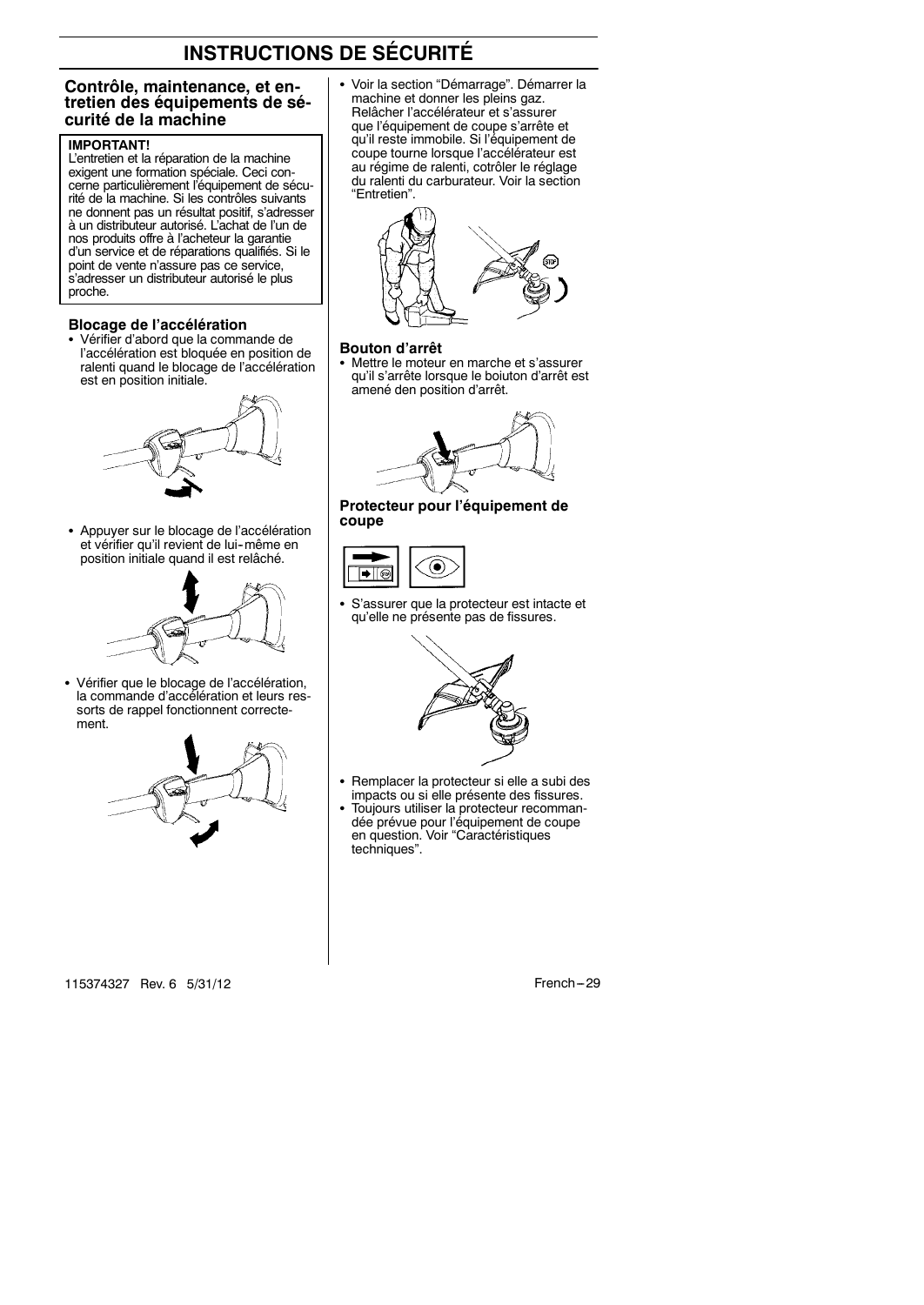# INSTRUCTIONS DE SÉCURITÉ

## Contrôle, maintenance, et entretien des équipements de sécurité de la machine

**IMPORTANT!**
L'entretien et la réparation de la machine exigent une formation spéciale. Ceci concerne particulièrement l'équipement de sécurité de la machine. Si les contrôles suivants ne donnent pas un résultat positif, s'adresser à un distributeur autorisé. L'achat de l'un de nos produits offre à l'acheteur la garantie d'un service et de réparations qualifiés. Si le point de vente n'assure pas ce service, s'adresser un distributeur autorisé le plus proche.

### Blocage de l'accélération

- Vérifier d'abord que la commande de l'accélération est bloquée en position de ralenti quand le blocage de l'accélération est en position initiale.
- Appuyer sur le blocage de l'accélération et vérifier qu'il revient de lui-même en position initiale quand il est relâché.
- Vérifier que le blocage de l'accélération, la commande d'accélération et leurs ressorts de rappel fonctionnent correctement.
- Voir la section "Démarrage". Démarrer la machine et donner les pleins gaz. Relâcher l'accélérateur et s'assurer que l'équipement de coupe s'arrête et qu'il reste immobile. Si l'équipement de coupe tourne lorsque l'accélérateur est au régime de ralenti, cotrôler le réglage du ralenti du carburateur. Voir la section "Entretien".

### Bouton d'arrêt

- Mettre le moteur en marche et s'assurer qu'il s'arrête lorsque le boiuton d'arrêt est amené den position d'arrêt.

### Protecteur pour l'équipement de coupe

- S'assurer que la protecteur est intacte et qu'elle ne présente pas de fissures.
- Remplacer la protecteur si elle a subi des impacts ou si elle présente des fissures.
- Toujours utiliser la protecteur recommandée prévue pour l'équipement de coupe en question. Voir "Caractéristiques techniques".

115374327 Rev. 6 5/31/12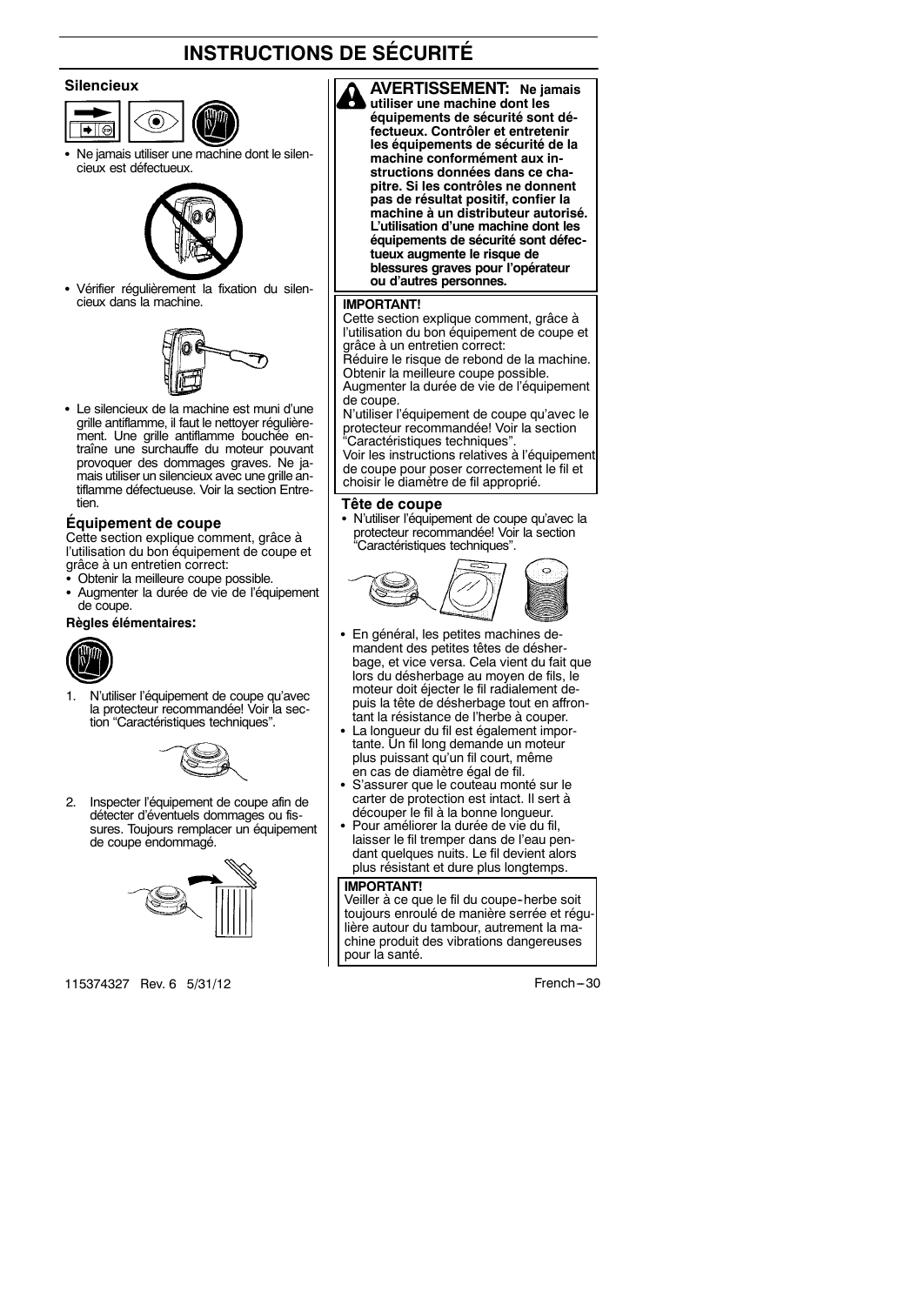# INSTRUCTIONS DE SÉCURITÉ

### Silencieux

- Ne jamais utiliser une machine dont le silencieux est défectueux.
- Vérifier régulièrement la fixation du silencieux dans la machine.
- Le silencieux de la machine est muni d'une grille antiflamme, il faut le nettoyer régulièrement. Une grille antiflamme bouchée entraîne une surchauffe du moteur pouvant provoquer des dommages graves. Ne jamais utiliser un silencieux avec une grille antiflamme défectueuse. Voir la section Entretien.

### Équipement de coupe

Cette section explique comment, grâce à l'utilisation du bon équipement de coupe et grâce à un entretien correct:

- Obtenir la meilleure coupe possible.
- Augmenter la durée de vie de l'équipement de coupe.

**Règles élémentaires:**

1. N'utiliser l'équipement de coupe qu'avec la protecteur recommandée! Voir la section "Caractéristiques techniques".
2. Inspecter l'équipement de coupe afin de détecter d'éventuels dommages ou fissures. Toujours remplacer un équipement de coupe endommagé.

**AVERTISSEMENT: Ne jamais utiliser une machine dont les équipements de sécurité sont défectueux. Contrôler et entretenir les équipements de sécurité de la machine conformément aux instructions données dans ce chapitre. Si les contrôles ne donnent pas de résultat positif, confier la machine à un distributeur autorisé. L'utilisation d'une machine dont les équipements de sécurité sont défectueux augmente le risque de blessures graves pour l'opérateur ou d'autres personnes.**

**IMPORTANT!**
Cette section explique comment, grâce à l'utilisation du bon équipement de coupe et grâce à un entretien correct:
Réduire le risque de rebond de la machine.
Obtenir la meilleure coupe possible.
Augmenter la durée de vie de l'équipement de coupe.
N'utiliser l'équipement de coupe qu'avec le protecteur recommandée! Voir la section "Caractéristiques techniques".
Voir les instructions relatives à l'équipement de coupe pour poser correctement le fil et choisir le diamètre de fil approprié.

### Tête de coupe

- N'utiliser l'équipement de coupe qu'avec la protecteur recommandée! Voir la section "Caractéristiques techniques".
- En général, les petites machines demandent des petites têtes de désherbage, et vice versa. Cela vient du fait que lors du désherbage au moyen de fils, le moteur doit éjecter le fil radialement depuis la tête de désherbage tout en affrontant la résistance de l'herbe à couper.
- La longueur du fil est également importante. Un fil long demande un moteur plus puissant qu'un fil court, même en cas de diamètre égal de fil.
- S'assurer que le couteau monté sur le carter de protection est intact. Il sert à découper le fil à la bonne longueur.
- Pour améliorer la durée de vie du fil, laisser le fil tremper dans de l'eau pendant quelques nuits. Le fil devient alors plus résistant et dure plus longtemps.

**IMPORTANT!**
Veiller à ce que le fil du coupe-herbe soit toujours enroulé de manière serrée et régulière autour du tambour, autrement la machine produit des vibrations dangereuses pour la santé.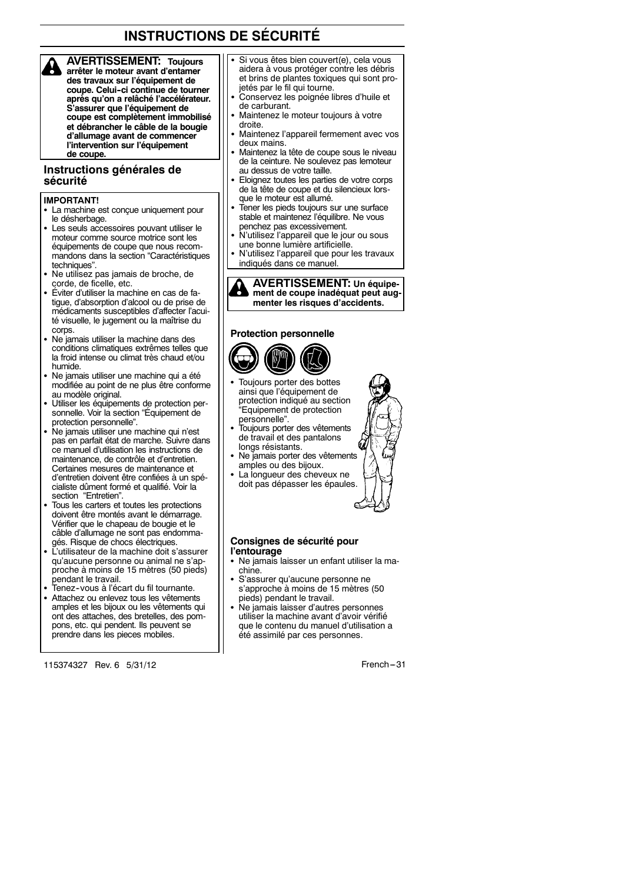# INSTRUCTIONS DE SÉCURITÉ

**AVERTISSEMENT: Toujours arrêter le moteur avant d'entamer des travaux sur l'équipement de coupe. Celui-ci continue de tourner après qu'on a relâché l'accélérateur. S'assurer que l'équipement de coupe est complètement immobilisé et débrancher le câble de la bougie d'allumage avant de commencer l'intervention sur l'équipement de coupe.**

## Instructions générales de sécurité

**IMPORTANT!**

- La machine est conçue uniquement pour le désherbage.
- Les seuls accessoires pouvant utiliser le moteur comme source motrice sont les équipements de coupe que nous recommandons dans la section "Caractéristiques techniques".
- Ne utilisez pas jamais de broche, de corde, de ficelle, etc.
- Éviter d'utiliser la machine en cas de fatigue, d'absorption d'alcool ou de prise de médicaments susceptibles d'affecter l'acuité visuelle, le jugement ou la maîtrise du corps.
- Ne jamais utiliser la machine dans des conditions climatiques extrêmes telles que la froid intense ou climat très chaud et/ou humide.
- Ne jamais utiliser une machine qui a été modifiée au point de ne plus être conforme au modèle original.
- Utiliser les équipements de protection personnelle. Voir la section "Équipement de protection personnelle".
- Ne jamais utiliser une machine qui n'est pas en parfait état de marche. Suivre dans ce manuel d'utilisation les instructions de maintenance, de contrôle et d'entretien. Certaines mesures de maintenance et d'entretien doivent être confiées à un spécialiste dûment formé et qualifié. Voir la section "Entretien".
- Tous les carters et toutes les protections doivent être montés avant le démarrage. Vérifier que le chapeau de bougie et le câble d'allumage ne sont pas endommagés. Risque de chocs électriques.
- L'utilisateur de la machine doit s'assurer qu'aucune personne ou animal ne s'approche à moins de 15 mètres (50 pieds) pendant le travail.
- Tenez-vous à l'écart du fil tournante.
- Attachez ou enlevez tous les vêtements amples et les bijoux ou les vêtements qui ont des attaches, des bretelles, des pompons, etc. qui pendent. Ils peuvent se prendre dans les pieces mobiles.
- Si vous êtes bien couvert(e), cela vous aidera à vous protéger contre les débris et brins de plantes toxiques qui sont projetés par le fil qui tourne.
- Conservez les poignée libres d'huile et de carburant.
- Maintenez le moteur toujours à votre droite.
- Maintenez l'appareil fermement avec vos deux mains.
- Maintenez la tête de coupe sous le niveau de la ceinture. Ne soulevez pas lemoteur au dessus de votre taille.
- Eloignez toutes les parties de votre corps de la tête de coupe et du silencieux lorsque le moteur est allumé.
- Tener les pieds toujours sur une surface stable et maintenez l'équilibre. Ne vous penchez pas excessivement.
- N'utilisez l'appareil que le jour ou sous une bonne lumière artificielle.
- N'utilisez l'appareil que pour les travaux indiqués dans ce manuel.

**AVERTISSEMENT: Un équipement de coupe inadéquat peut augmenter les risques d'accidents.**

### Protection personnelle

- Toujours porter des bottes ainsi que l'équipement de protection indiqué au section "Equipement de protection personnelle".
- Toujours porter des vêtements de travail et des pantalons longs résistants.
- Ne jamais porter des vêtements amples ou des bijoux.
- La longueur des cheveux ne doit pas dépasser les épaules.

### Consignes de sécurité pour l'entourage

- Ne jamais laisser un enfant utiliser la machine.
- S'assurer qu'aucune personne ne s'approche à moins de 15 mètres (50 pieds) pendant le travail.
- Ne jamais laisser d'autres personnes utiliser la machine avant d'avoir vérifié que le contenu du manuel d'utilisation a été assimilé par ces personnes.

115374327 Rev. 6 5/31/12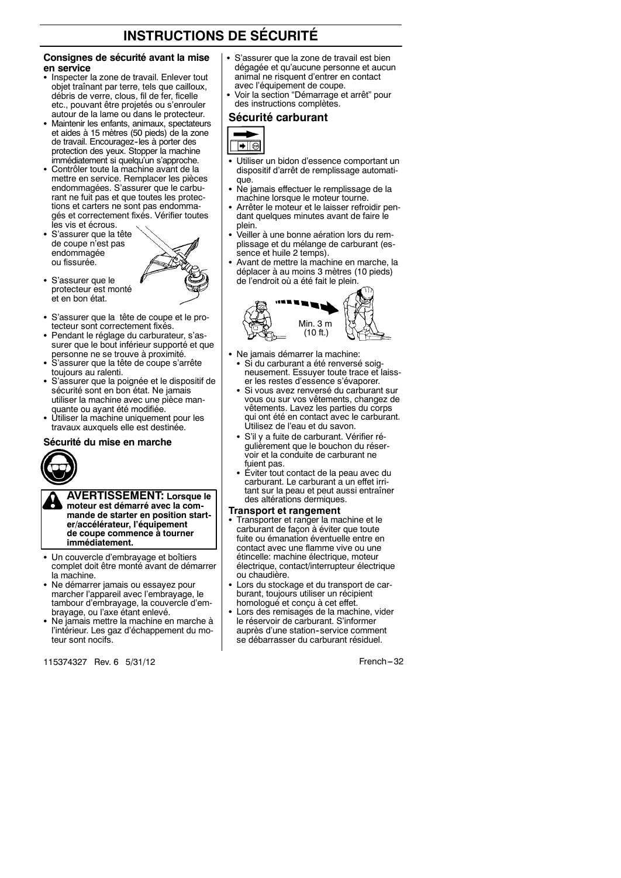# INSTRUCTIONS DE SÉCURITÉ

### Consignes de sécurité avant la mise en service

- Inspecter la zone de travail. Enlever tout objet traînant par terre, tels que cailloux, débris de verre, clous, fil de fer, ficelle etc., pouvant être projetés ou s'enrouler autour de la lame ou dans le protecteur.
- Maintenir les enfants, animaux, spectateurs et aides à 15 mètres (50 pieds) de la zone de travail. Encouragez-les à porter des protection des yeux. Stopper la machine immédiatement si quelqu'un s'approche.
- Contrôler toute la machine avant de la mettre en service. Remplacer les pièces endommagées. S'assurer que le carburant ne fuit pas et que toutes les protections et carters ne sont pas endommagés et correctement fixés. Vérifier toutes les vis et écrous.
- S'assurer que la tête de coupe n'est pas endommagée ou fissurée.
- S'assurer que le protecteur est monté et en bon état.
- S'assurer que la tête de coupe et le protecteur sont correctement fixés.
- Pendant le réglage du carburateur, s'assurer que le bout inférieur supporté et que personne ne se trouve à proximité.
- S'assurer que la tête de coupe s'arrête toujours au ralenti.
- S'assurer que la poignée et le dispositif de sécurité sont en bon état. Ne jamais utiliser la machine avec une pièce manquante ou ayant été modifiée.
- Utiliser la machine uniquement pour les travaux auxquels elle est destinée.

### Sécurité du mise en marche

**AVERTISSEMENT: Lorsque le moteur est démarré avec la commande de starter en position starter/accélérateur, l'équipement de coupe commence à tourner immédiatement.**

- Un couvercle d'embrayage et boîtiers complet doit être monté avant de démarrer la machine.
- Ne démarrer jamais ou essayez pour marcher l'appareil avec l'embrayage, le tambour d'embrayage, la couvercle d'embrayage, ou l'axe étant enlevé.
- Ne jamais mettre la machine en marche à l'intérieur. Les gaz d'échappement du moteur sont nocifs.
- S'assurer que la zone de travail est bien dégagée et qu'aucune personne et aucun animal ne risquent d'entrer en contact avec l'équipement de coupe.
- Voir la section "Démarrage et arrêt" pour des instructions complètes.

## Sécurité carburant

- Utiliser un bidon d'essence comportant un dispositif d'arrêt de remplissage automatique.
- Ne jamais effectuer le remplissage de la machine lorsque le moteur tourne.
- Arrêter le moteur et le laisser refroidir pendant quelques minutes avant de faire le plein.
- Veiller à une bonne aération lors du remplissage et du mélange de carburant (essence et huile 2 temps).
- Avant de mettre la machine en marche, la déplacer à au moins 3 mètres (10 pieds) de l'endroit où a été fait le plein.

Min. 3 m (10 ft.)

- Ne jamais démarrer la machine:
  - Si du carburant a été renversé soigneusement. Essuyer toute trace et laisser les restes d'essence s'évaporer.
  - Si vous avez renversé du carburant sur vous ou sur vos vêtements, changez de vêtements. Lavez les parties du corps qui ont été en contact avec le carburant. Utilisez de l'eau et du savon.
  - S'il y a fuite de carburant. Vérifier régulièrement que le bouchon du réservoir et la conduite de carburant ne fuient pas.
  - Éviter tout contact de la peau avec du carburant. Le carburant a un effet irritant sur la peau et peut aussi entraîner des altérations dermiques.

### Transport et rangement

- Transporter et ranger la machine et le carburant de façon à éviter que toute fuite ou émanation éventuelle entre en contact avec une flamme vive ou une étincelle: machine électrique, moteur électrique, contact/interrupteur électrique ou chaudière.
- Lors du stockage et du transport de carburant, toujours utiliser un récipient homologué et conçu à cet effet.
- Lors des remisages de la machine, vider le réservoir de carburant. S'informer auprès d'une station-service comment se débarrasser du carburant résiduel.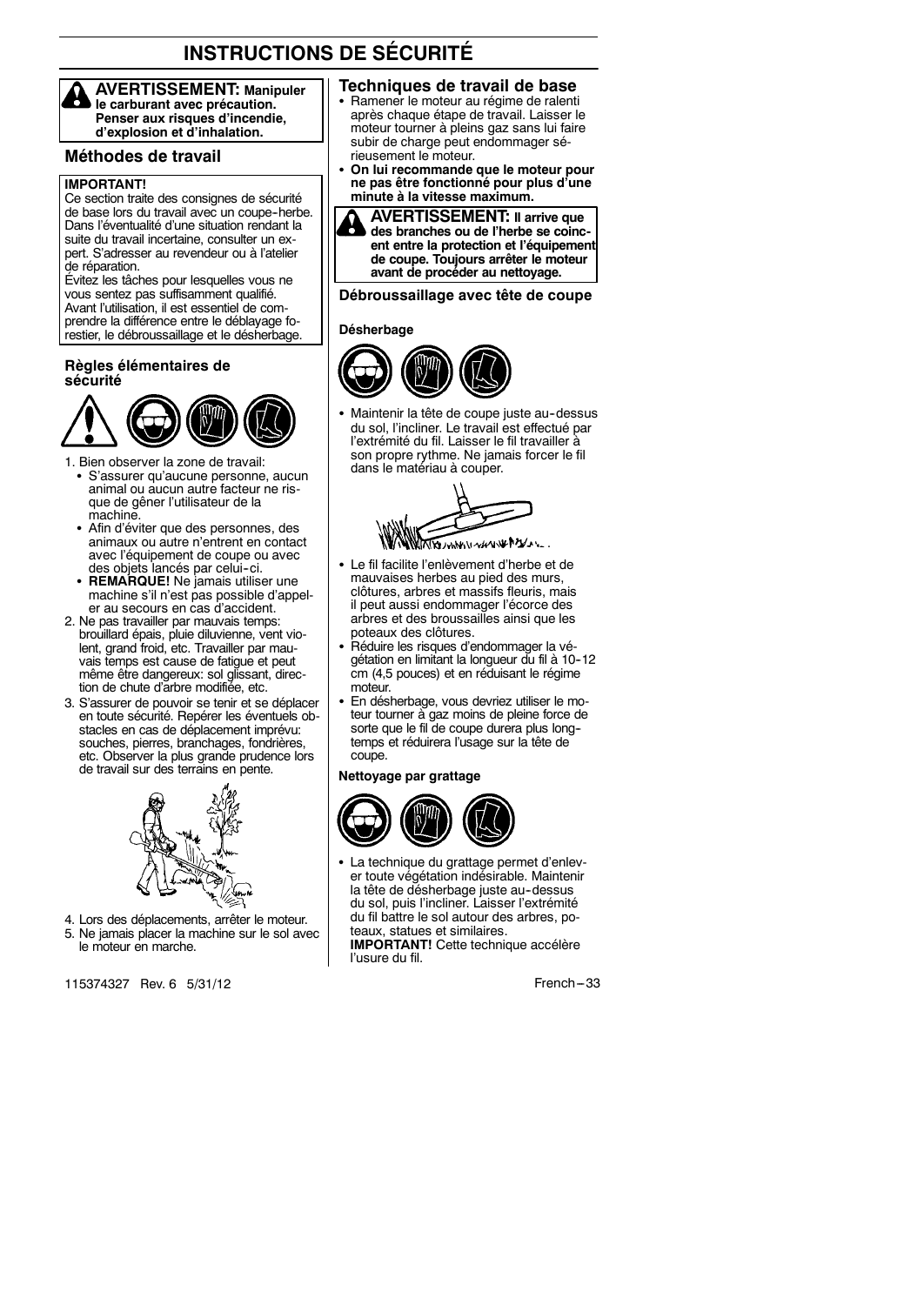# INSTRUCTIONS DE SÉCURITÉ

**AVERTISSEMENT: Manipuler le carburant avec précaution. Penser aux risques d'incendie, d'explosion et d'inhalation.**

## Méthodes de travail

**IMPORTANT!**
Ce section traite des consignes de sécurité de base lors du travail avec un coupe-herbe. Dans l'éventualité d'une situation rendant la suite du travail incertaine, consulter un expert. S'adresser au revendeur ou à l'atelier de réparation.
Évitez les tâches pour lesquelles vous ne vous sentez pas suffisamment qualifié.
Avant l'utilisation, il est essentiel de comprendre la différence entre le déblayage forestier, le débroussaillage et le désherbage.

### Règles élémentaires de sécurité

1. Bien observer la zone de travail:
   - S'assurer qu'aucune personne, aucun animal ou aucun autre facteur ne risque de gêner l'utilisateur de la machine.
   - Afin d'éviter que des personnes, des animaux ou autre n'entrent en contact avec l'équipement de coupe ou avec des objets lancés par celui-ci.
   - **REMARQUE!** Ne jamais utiliser une machine s'il n'est pas possible d'appeler au secours en cas d'accident.
2. Ne pas travailler par mauvais temps: brouillard épais, pluie diluvienne, vent violent, grand froid, etc. Travailler par mauvais temps est cause de fatigue et peut même être dangereux: sol glissant, direction de chute d'arbre modifiée, etc.
3. S'assurer de pouvoir se tenir et se déplacer en toute sécurité. Repérer les éventuels obstacles en cas de déplacement imprévu: souches, pierres, branchages, fondrières, etc. Observer la plus grande prudence lors de travail sur des terrains en pente.
4. Lors des déplacements, arrêter le moteur.
5. Ne jamais placer la machine sur le sol avec le moteur en marche.

## Techniques de travail de base

- Ramener le moteur au régime de ralenti après chaque étape de travail. Laisser le moteur tourner à pleins gaz sans lui faire subir de charge peut endommager sérieusement le moteur.
- **On lui recommande que le moteur pour ne pas être fonctionné pour plus d'une minute à la vitesse maximum.**

**AVERTISSEMENT: Il arrive que des branches ou de l'herbe se coincent entre la protection et l'équipement de coupe. Toujours arrêter le moteur avant de procéder au nettoyage.**

### Débroussaillage avec tête de coupe

#### Désherbage

- Maintenir la tête de coupe juste au-dessus du sol, l'incliner. Le travail est effectué par l'extrémité du fil. Laisser le fil travailler à son propre rythme. Ne jamais forcer le fil dans le matériau à couper.
- Le fil facilite l'enlèvement d'herbe et de mauvaises herbes au pied des murs, clôtures, arbres et massifs fleuris, mais il peut aussi endommager l'écorce des arbres et des broussailles ainsi que les poteaux des clôtures.
- Réduire les risques d'endommager la végétation en limitant la longueur du fil à 10-12 cm (4,5 pouces) et en réduisant le régime moteur.
- En désherbage, vous devriez utiliser le moteur tourner à gaz moins de pleine force de sorte que le fil de coupe durera plus longtemps et réduirera l'usage sur la tête de coupe.

#### Nettoyage par grattage

- La technique du grattage permet d'enlever toute végétation indésirable. Maintenir la tête de désherbage juste au-dessus du sol, puis l'incliner. Laisser l'extrémité du fil battre le sol autour des arbres, poteaux, statues et similaires.
  **IMPORTANT!** Cette technique accélère l'usure du fil.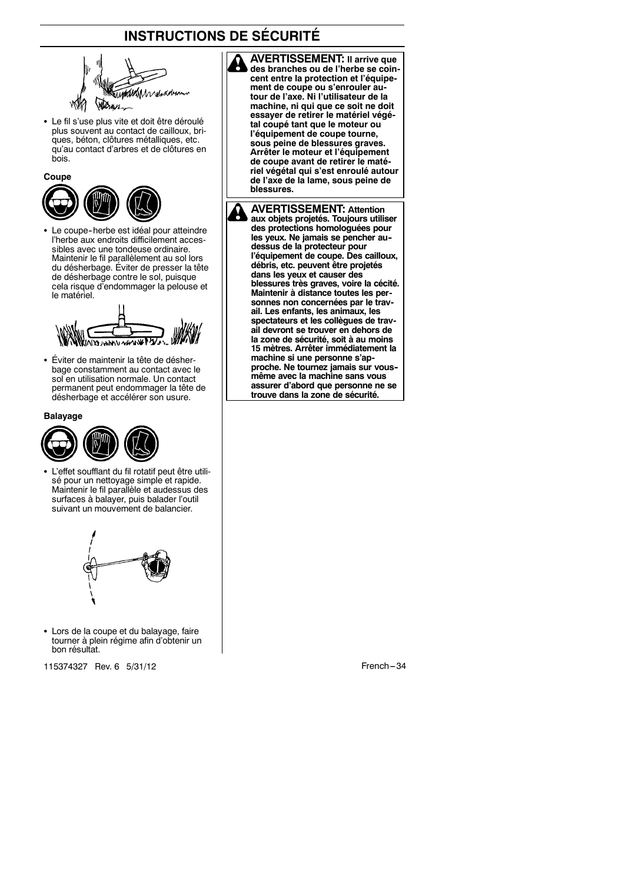# INSTRUCTIONS DE SÉCURITÉ

- Le fil s'use plus vite et doit être déroulé plus souvent au contact de cailloux, briques, béton, clôtures métalliques, etc. qu'au contact d'arbres et de clôtures en bois.

**Coupe**

- Le coupe-herbe est idéal pour atteindre l'herbe aux endroits difficilement accessibles avec une tondeuse ordinaire. Maintenir le fil parallèlement au sol lors du désherbage. Éviter de presser la tête de désherbage contre le sol, puisque cela risque d'endommager la pelouse et le matériel.

- Éviter de maintenir la tête de désherbage constamment au contact avec le sol en utilisation normale. Un contact permanent peut endommager la tête de désherbage et accélérer son usure.

**Balayage**

- L'effet soufflant du fil rotatif peut être utilisé pour un nettoyage simple et rapide. Maintenir le fil parallèle et audessus des surfaces à balayer, puis balader l'outil suivant un mouvement de balancier.

- Lors de la coupe et du balayage, faire tourner à plein régime afin d'obtenir un bon résultat.

**AVERTISSEMENT: Il arrive que des branches ou de l'herbe se coincent entre la protection et l'équipement de coupe ou s'enrouler autour de l'axe. Ni l'utilisateur de la machine, ni qui que ce soit ne doit essayer de retirer le matériel végétal coupé tant que le moteur ou l'équipement de coupe tourne, sous peine de blessures graves. Arrêter le moteur et l'équipement de coupe avant de retirer le matériel végétal qui s'est enroulé autour de l'axe de la lame, sous peine de blessures.**

**AVERTISSEMENT: Attention aux objets projetés. Toujours utiliser des protections homologuées pour les yeux. Ne jamais se pencher audessus de la protecteur pour l'équipement de coupe. Des cailloux, débris, etc. peuvent être projetés dans les yeux et causer des blessures très graves, voire la cécité. Maintenir à distance toutes les personnes non concernées par le travail. Les enfants, les animaux, les spectateurs et les collègues de travail devront se trouver en dehors de la zone de sécurité, soit à au moins 15 mètres. Arrêter immédiatement la machine si une personne s'approche. Ne tournez jamais sur vous-même avec la machine sans vous assurer d'abord que personne ne se trouve dans la zone de sécurité.**

115374327 Rev. 6 5/31/12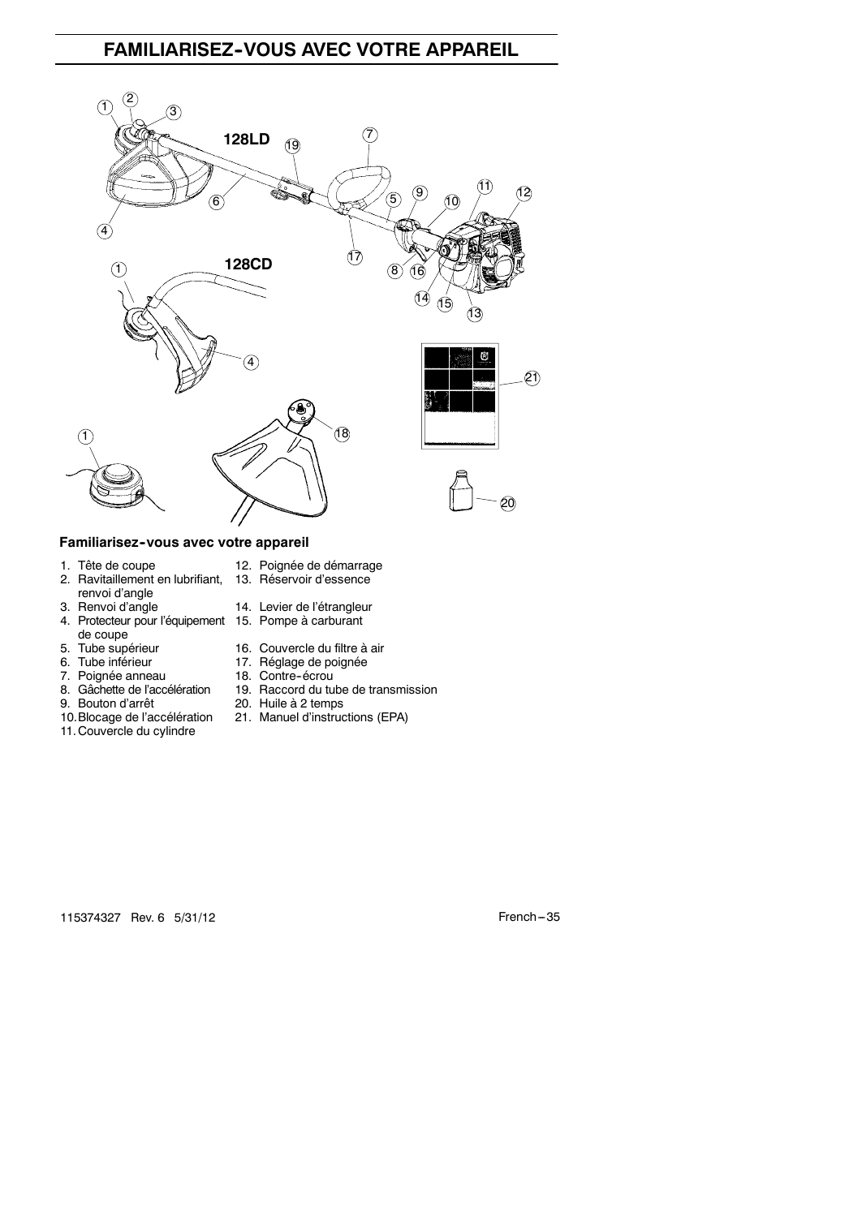# FAMILIARISEZ-VOUS AVEC VOTRE APPAREIL

128LD

128CD

### Familiarisez-vous avec votre appareil

1. Tête de coupe
2. Ravitaillement en lubrifiant, renvoi d'angle
3. Renvoi d'angle
4. Protecteur pour l'équipement de coupe
5. Tube supérieur
6. Tube inférieur
7. Poignée anneau
8. Gâchette de l'accélération
9. Bouton d'arrêt
10. Blocage de l'accélération
11. Couvercle du cylindre
12. Poignée de démarrage
13. Réservoir d'essence
14. Levier de l'étrangleur
15. Pompe à carburant
16. Couvercle du filtre à air
17. Réglage de poignée
18. Contre-écrou
19. Raccord du tube de transmission
20. Huile à 2 temps
21. Manuel d'instructions (EPA)

115374327 Rev. 6 5/31/12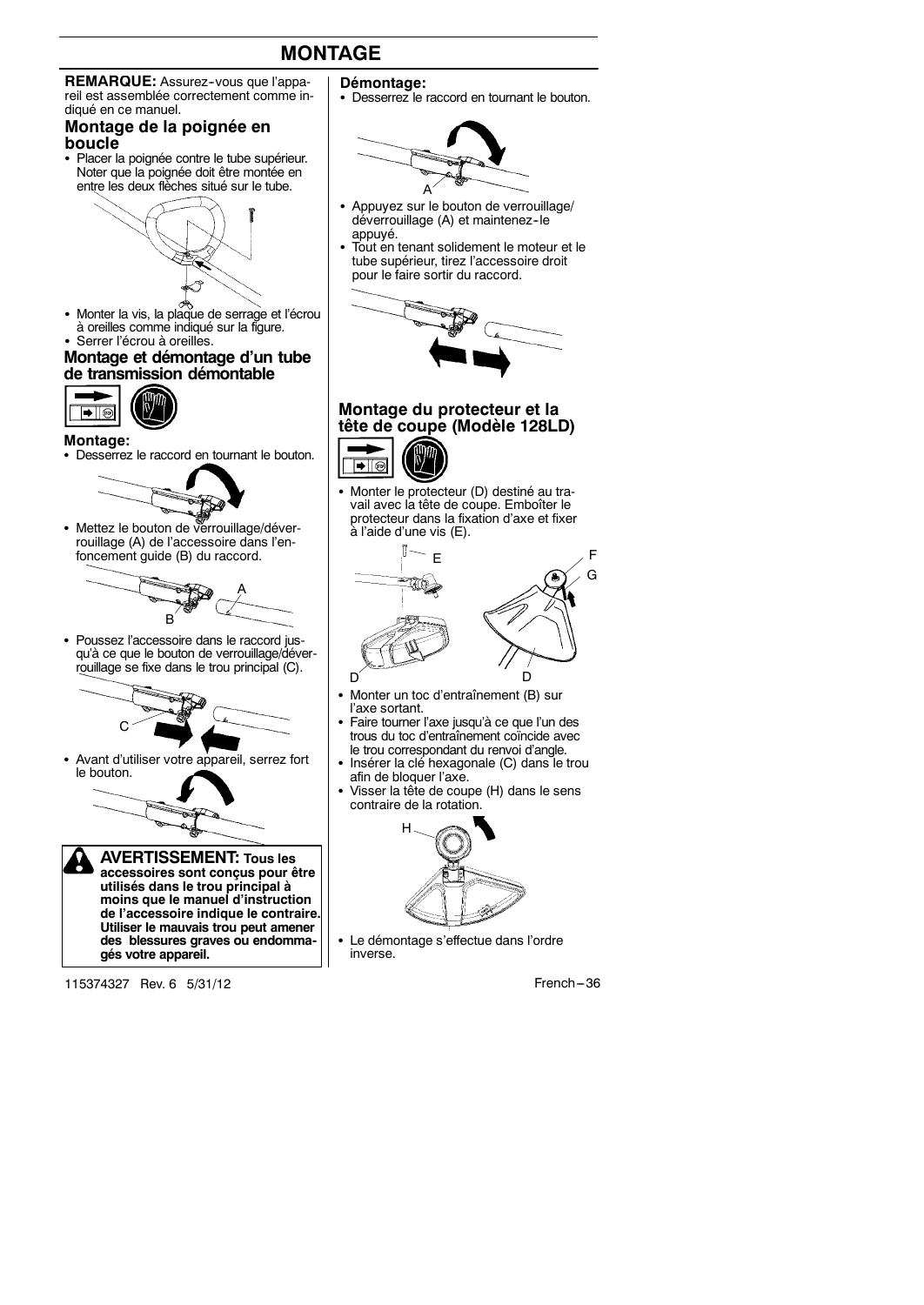# MONTAGE

**REMARQUE:** Assurez-vous que l'appareil est assemblée correctement comme indiqué en ce manuel.

## Montage de la poignée en boucle

- Placer la poignée contre le tube supérieur. Noter que la poignée doit être montée en entre les deux flèches situé sur le tube.
- Monter la vis, la plaque de serrage et l'écrou à oreilles comme indiqué sur la figure.
- Serrer l'écrou à oreilles.

## Montage et démontage d'un tube de transmission démontable

### Montage:

- Desserrez le raccord en tournant le bouton.
- Mettez le bouton de verrouillage/déverrouillage (A) de l'accessoire dans l'enfoncement guide (B) du raccord.
- Poussez l'accessoire dans le raccord jusqu'à ce que le bouton de verrouillage/déverrouillage se fixe dans le trou principal (C).
- Avant d'utiliser votre appareil, serrez fort le bouton.

**AVERTISSEMENT: Tous les accessoires sont conçus pour être utilisés dans le trou principal à moins que le manuel d'instruction de l'accessoire indique le contraire. Utiliser le mauvais trou peut amener des blessures graves ou endommagés votre appareil.**

### Démontage:

- Desserrez le raccord en tournant le bouton.
- Appuyez sur le bouton de verrouillage/déverrouillage (A) et maintenez-le appuyé.
- Tout en tenant solidement le moteur et le tube supérieur, tirez l'accessoire droit pour le faire sortir du raccord.

## Montage du protecteur et la tête de coupe (Modèle 128LD)

- Monter le protecteur (D) destiné au travail avec la tête de coupe. Emboîter le protecteur dans la fixation d'axe et fixer à l'aide d'une vis (E).
- Monter un toc d'entraînement (B) sur l'axe sortant.
- Faire tourner l'axe jusqu'à ce que l'un des trous du toc d'entraînement coïncide avec le trou correspondant du renvoi d'angle.
- Insérer la clé hexagonale (C) dans le trou afin de bloquer l'axe.
- Visser la tête de coupe (H) dans le sens contraire de la rotation.
- Le démontage s'effectue dans l'ordre inverse.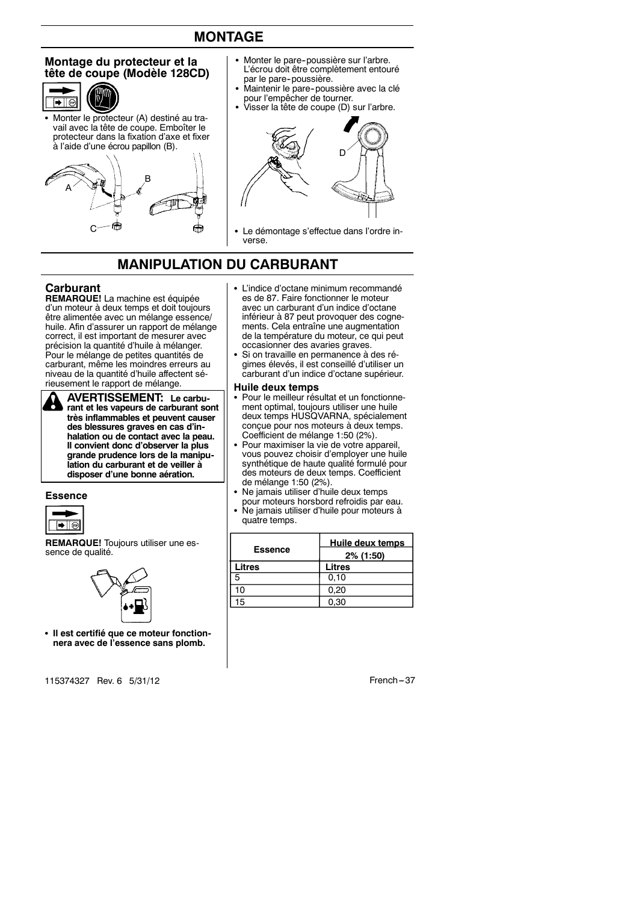# MONTAGE

### Montage du protecteur et la tête de coupe (Modèle 128CD)

- Monter le protecteur (A) destiné au travail avec la tête de coupe. Emboîter le protecteur dans la fixation d'axe et fixer à l'aide d'une écrou papillon (B).
- Monter le pare-poussière sur l'arbre. L'écrou doit être complètement entouré par le pare-poussière.
- Maintenir le pare-poussière avec la clé pour l'empêcher de tourner.
- Visser la tête de coupe (D) sur l'arbre.
- Le démontage s'effectue dans l'ordre inverse.

# MANIPULATION DU CARBURANT

## Carburant

**REMARQUE!** La machine est équipée d'un moteur à deux temps et doit toujours être alimentée avec un mélange essence/huile. Afin d'assurer un rapport de mélange correct, il est important de mesurer avec précision la quantité d'huile à mélanger. Pour le mélange de petites quantités de carburant, même les moindres erreurs au niveau de la quantité d'huile affectent sérieusement le rapport de mélange.

**AVERTISSEMENT: Le carburant et les vapeurs de carburant sont très inflammables et peuvent causer des blessures graves en cas d'inhalation ou de contact avec la peau. Il convient donc d'observer la plus grande prudence lors de la manipulation du carburant et de veiller à disposer d'une bonne aération.**

### Essence

**REMARQUE!** Toujours utiliser une essence de qualité.

- **Il est certifié que ce moteur fonctionnera avec de l'essence sans plomb.**
- L'indice d'octane minimum recommandé es de 87. Faire fonctionner le moteur avec un carburant d'un indice d'octane inférieur à 87 peut provoquer des cognements. Cela entraîne une augmentation de la température du moteur, ce qui peut occasionner des avaries graves.
- Si on travaille en permanence à des régimes élevés, il est conseillé d'utiliser un carburant d'un indice d'octane supérieur.

### Huile deux temps

- Pour le meilleur résultat et un fonctionnement optimal, toujours utiliser une huile deux temps HUSQVARNA, spécialement conçue pour nos moteurs à deux temps. Coefficient de mélange 1:50 (2%).
- Pour maximiser la vie de votre appareil, vous pouvez choisir d'employer une huile synthétique de haute qualité formulé pour des moteurs de deux temps. Coefficient de mélange 1:50 (2%).
- Ne jamais utiliser d'huile deux temps pour moteurs horsbord refroidis par eau.
- Ne jamais utiliser d'huile pour moteurs à quatre temps.

| Essence | Huile deux temps 2% (1:50) |
|---|---|
| Litres | Litres |
| 5 | 0,10 |
| 10 | 0,20 |
| 15 | 0,30 |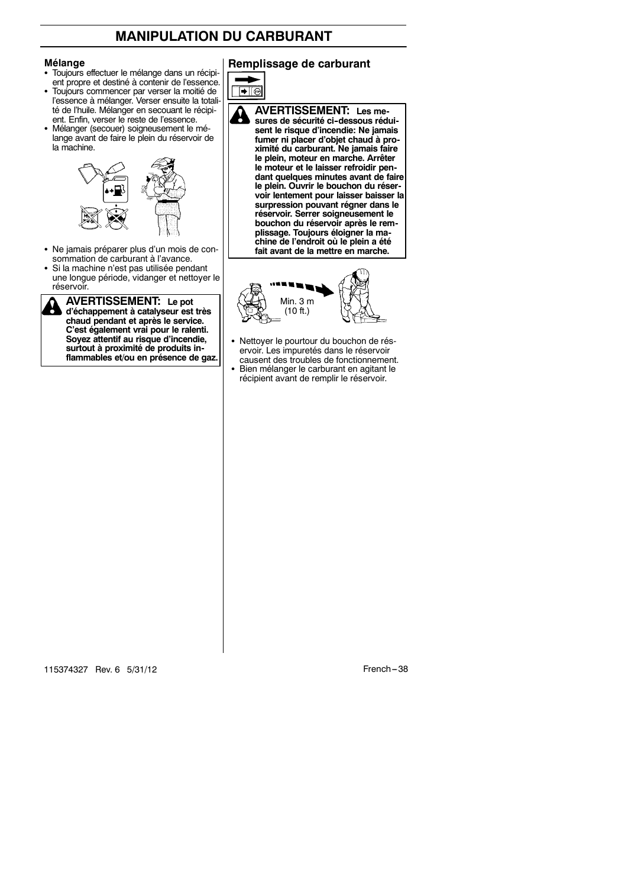# MANIPULATION DU CARBURANT

### Mélange

- Toujours effectuer le mélange dans un récipient propre et destiné à contenir de l'essence.
- Toujours commencer par verser la moitié de l'essence à mélanger. Verser ensuite la totalité de l'huile. Mélanger en secouant le récipient. Enfin, verser le reste de l'essence.
- Mélanger (secouer) soigneusement le mélange avant de faire le plein du réservoir de la machine.

- Ne jamais préparer plus d'un mois de consommation de carburant à l'avance.
- Si la machine n'est pas utilisée pendant une longue période, vidanger et nettoyer le réservoir.

**AVERTISSEMENT: Le pot d'échappement à catalyseur est très chaud pendant et après le service. C'est également vrai pour le ralenti. Soyez attentif au risque d'incendie, surtout à proximité de produits inflammables et/ou en présence de gaz.**

## Remplissage de carburant

**AVERTISSEMENT: Les mesures de sécurité ci-dessous réduisent le risque d'incendie: Ne jamais fumer ni placer d'objet chaud à proximité du carburant. Ne jamais faire le plein, moteur en marche. Arrêter le moteur et le laisser refroidir pendant quelques minutes avant de faire le plein. Ouvrir le bouchon du réservoir lentement pour laisser baisser la surpression pouvant régner dans le réservoir. Serrer soigneusement le bouchon du réservoir après le remplissage. Toujours éloigner la machine de l'endroit où le plein a été fait avant de la mettre en marche.**

Min. 3 m (10 ft.)

- Nettoyer le pourtour du bouchon de réservoir. Les impuretés dans le réservoir causent des troubles de fonctionnement.
- Bien mélanger le carburant en agitant le récipient avant de remplir le réservoir.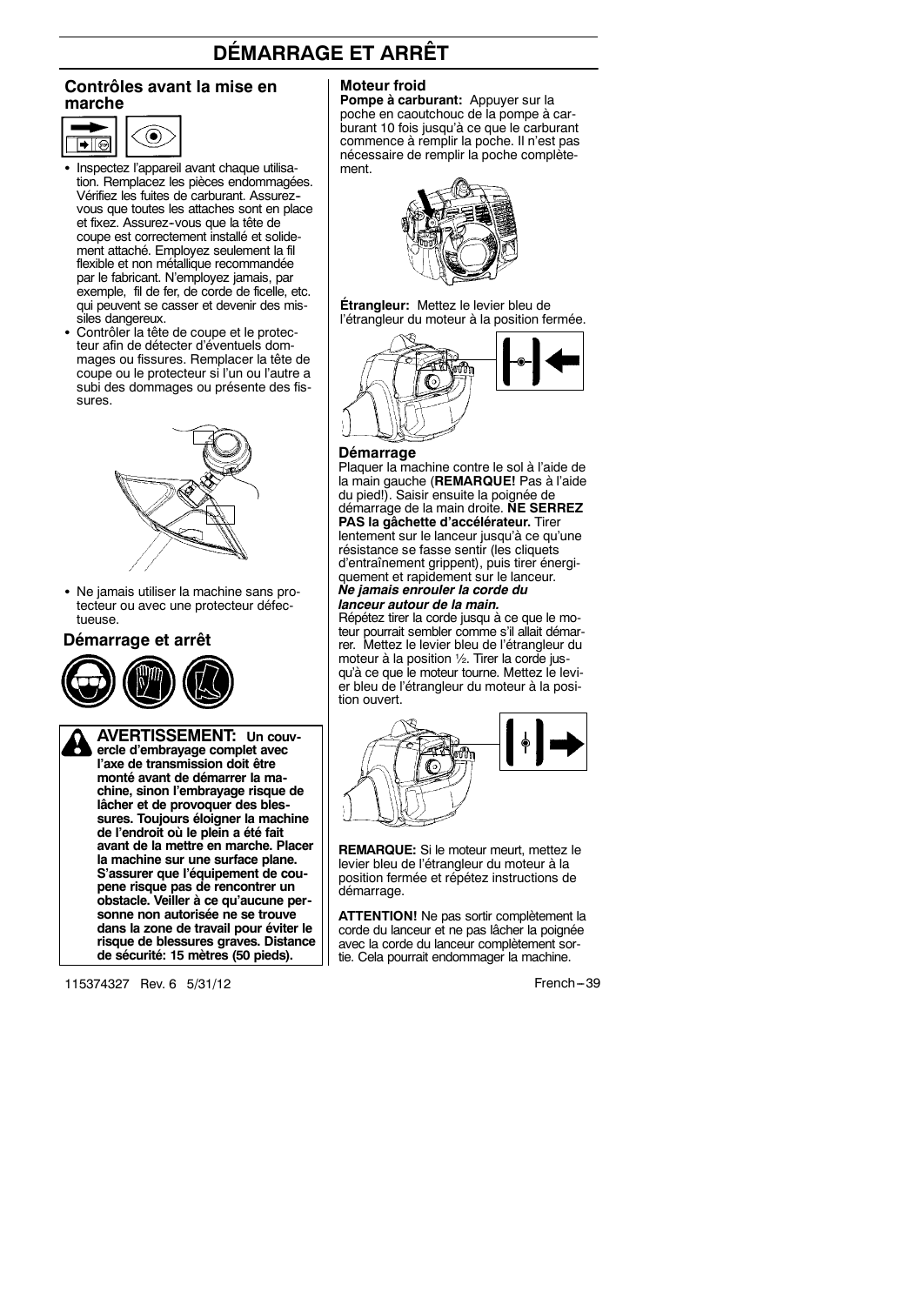# DÉMARRAGE ET ARRÊT

## Contrôles avant la mise en marche

- Inspectez l'appareil avant chaque utilisation. Remplacez les pièces endommagées. Vérifiez les fuites de carburant. Assurez-vous que toutes les attaches sont en place et fixez. Assurez-vous que la tête de coupe est correctement installé et solidement attaché. Employez seulement la fil flexible et non métallique recommandée par le fabricant. N'employez jamais, par exemple, fil de fer, de corde de ficelle, etc. qui peuvent se casser et devenir des missiles dangereux.
- Contrôler la tête de coupe et le protecteur afin de détecter d'éventuels dommages ou fissures. Remplacer la tête de coupe ou le protecteur si l'un ou l'autre a subi des dommages ou présente des fissures.

- Ne jamais utiliser la machine sans protecteur ou avec une protecteur défectueuse.

## Démarrage et arrêt

**AVERTISSEMENT: Un couvercle d'embrayage complet avec l'axe de transmission doit être monté avant de démarrer la machine, sinon l'embrayage risque de lâcher et de provoquer des blessures. Toujours éloigner la machine de l'endroit où le plein a été fait avant de la mettre en marche. Placer la machine sur une surface plane. S'assurer que l'équipement de coupene risque pas de rencontrer un obstacle. Veiller à ce qu'aucune personne non autorisée ne se trouve dans la zone de travail pour éviter le risque de blessures graves. Distance de sécurité: 15 mètres (50 pieds).**

### Moteur froid

**Pompe à carburant:** Appuyer sur la poche en caoutchouc de la pompe à carburant 10 fois jusqu'à ce que le carburant commence à remplir la poche. Il n'est pas nécessaire de remplir la poche complètement.

**Étrangleur:** Mettez le levier bleu de l'étrangleur du moteur à la position fermée.

### Démarrage

Plaquer la machine contre le sol à l'aide de la main gauche (**REMARQUE!** Pas à l'aide du pied!). Saisir ensuite la poignée de démarrage de la main droite. **NE SERREZ PAS la gâchette d'accélérateur.** Tirer lentement sur le lanceur jusqu'à ce qu'une résistance se fasse sentir (les cliquets d'entraînement grippent), puis tirer énergiquement et rapidement sur le lanceur.

***Ne jamais enrouler la corde du lanceur autour de la main.***

Répétez tirer la corde jusqu à ce que le moteur pourrait sembler comme s'il allait démarrer. Mettez le levier bleu de l'étrangleur du moteur à la position ½. Tirer la corde jusqu'à ce que le moteur tourne. Mettez le levier bleu de l'étrangleur du moteur à la position ouvert.

**REMARQUE:** Si le moteur meurt, mettez le levier bleu de l'étrangleur du moteur à la position fermée et répétez instructions de démarrage.

**ATTENTION!** Ne pas sortir complètement la corde du lanceur et ne pas lâcher la poignée avec la corde du lanceur complètement sortie. Cela pourrait endommager la machine.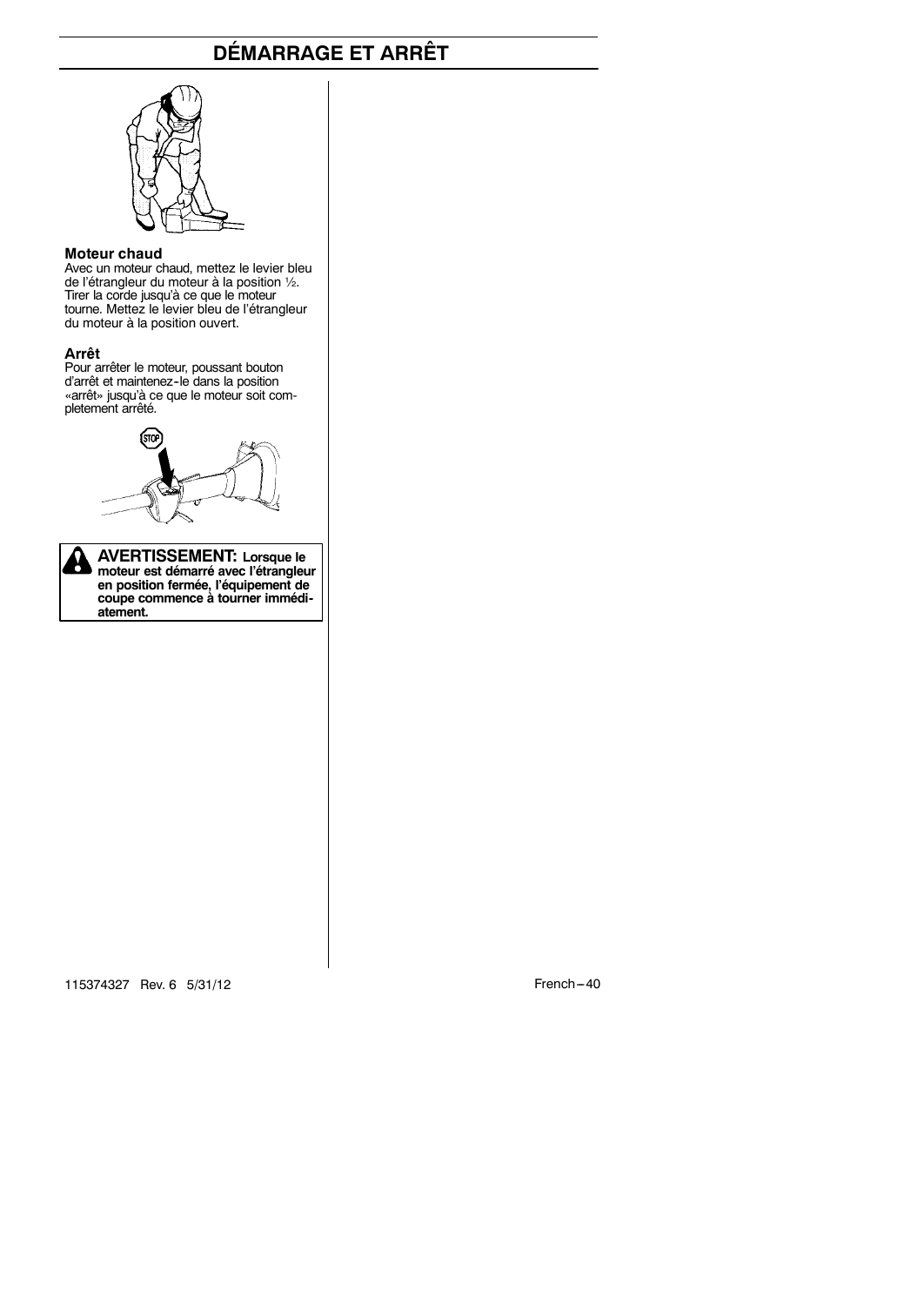# DÉMARRAGE ET ARRÊT

**Moteur chaud**

Avec un moteur chaud, mettez le levier bleu de l'étrangleur du moteur à la position ½. Tirer la corde jusqu'à ce que le moteur tourne. Mettez le levier bleu de l'étrangleur du moteur à la position ouvert.

**Arrêt**

Pour arrêter le moteur, poussant bouton d'arrêt et maintenez-le dans la position «arrêt» jusqu'à ce que le moteur soit completement arrêté.

**AVERTISSEMENT: Lorsque le moteur est démarré avec l'étrangleur en position fermée, l'équipement de coupe commence à tourner immédiatement.**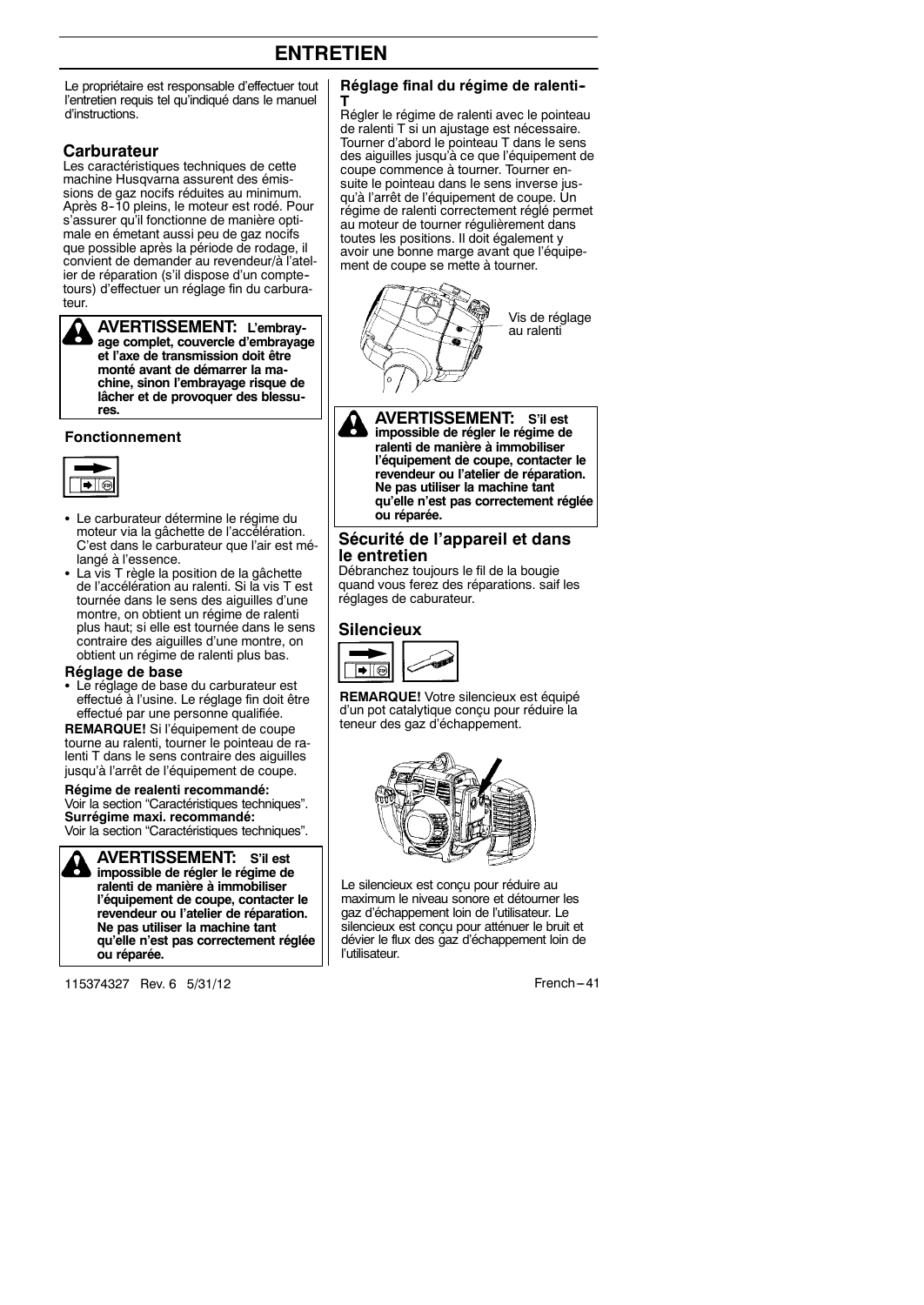# ENTRETIEN

Le propriétaire est responsable d'effectuer tout l'entretien requis tel qu'indiqué dans le manuel d'instructions.

## Carburateur

Les caractéristiques techniques de cette machine Husqvarna assurent des émissions de gaz nocifs réduites au minimum. Après 8-10 pleins, le moteur est rodé. Pour s'assurer qu'il fonctionne de manière optimale en émettant aussi peu de gaz nocifs que possible après la période de rodage, il convient de demander au revendeur/à l'atelier de réparation (s'il dispose d'un compte-tours) d'effectuer un réglage fin du carburateur.

**AVERTISSEMENT: L'embrayage complet, couvercle d'embrayage et l'axe de transmission doit être monté avant de démarrer la machine, sinon l'embrayage risque de lâcher et de provoquer des blessures.**

### Fonctionnement

- Le carburateur détermine le régime du moteur via la gâchette de l'accélération. C'est dans le carburateur que l'air est mélangé à l'essence.
- La vis T règle la position de la gâchette de l'accélération au ralenti. Si la vis T est tournée dans le sens des aiguilles d'une montre, on obtient un régime de ralenti plus haut; si elle est tournée dans le sens contraire des aiguilles d'une montre, on obtient un régime de ralenti plus bas.

### Réglage de base

- Le réglage de base du carburateur est effectué à l'usine. Le réglage fin doit être effectué par une personne qualifiée.

**REMARQUE!** Si l'équipement de coupe tourne au ralenti, tourner le pointeau de ralenti T dans le sens contraire des aiguilles jusqu'à l'arrêt de l'équipement de coupe.

**Régime de realenti recommandé:**
Voir la section "Caractéristiques techniques".
**Surrégime maxi. recommandé:**
Voir la section "Caractéristiques techniques".

**AVERTISSEMENT: S'il est impossible de régler le régime de ralenti de manière à immobiliser l'équipement de coupe, contacter le revendeur ou l'atelier de réparation. Ne pas utiliser la machine tant qu'elle n'est pas correctement réglée ou réparée.**

### Réglage final du régime de ralenti-T

Régler le régime de ralenti avec le pointeau de ralenti T si un ajustage est nécessaire. Tourner d'abord le pointeau T dans le sens des aiguilles jusqu'à ce que l'équipement de coupe commence à tourner. Tourner ensuite le pointeau dans le sens inverse jusqu'à l'arrêt de l'équipement de coupe. Un régime de ralenti correctement réglé permet au moteur de tourner régulièrement dans toutes les positions. Il doit également y avoir une bonne marge avant que l'équipement de coupe se mette à tourner.

Vis de réglage au ralenti

**AVERTISSEMENT: S'il est impossible de régler le régime de ralenti de manière à immobiliser l'équipement de coupe, contacter le revendeur ou l'atelier de réparation. Ne pas utiliser la machine tant qu'elle n'est pas correctement réglée ou réparée.**

## Sécurité de l'appareil et dans le entretien

Débranchez toujours le fil de la bougie quand vous ferez des réparations. saif les réglages de caburateur.

## Silencieux

**REMARQUE!** Votre silencieux est équipé d'un pot catalytique conçu pour réduire la teneur des gaz d'échappement.

Le silencieux est conçu pour réduire au maximum le niveau sonore et détourner les gaz d'échappement loin de l'utilisateur. Le silencieux est conçu pour atténuer le bruit et dévier le flux des gaz d'échappement loin de l'utilisateur.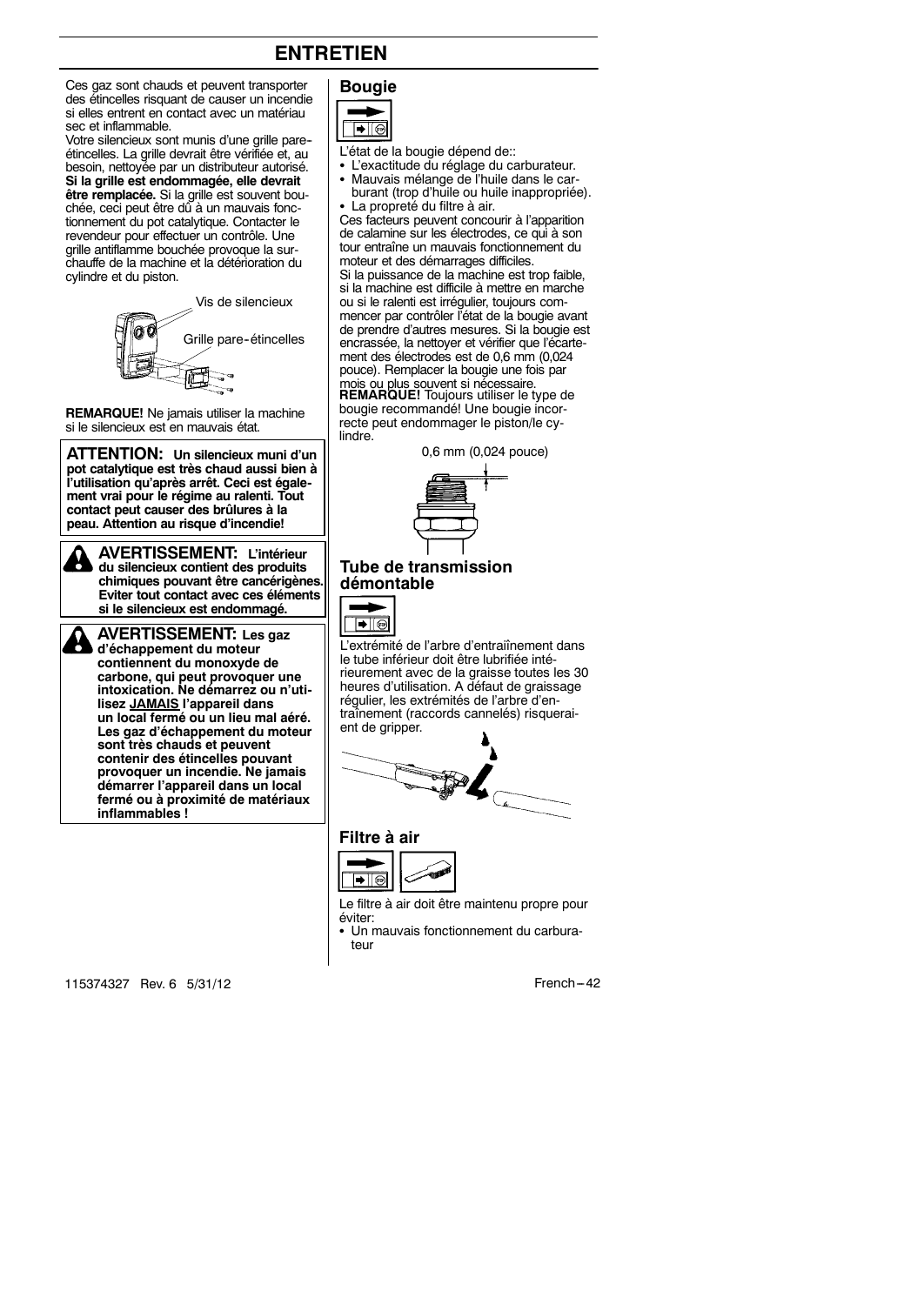# ENTRETIEN

Ces gaz sont chauds et peuvent transporter des étincelles risquant de causer un incendie si elles entrent en contact avec un matériau sec et inflammable.

Votre silencieux sont munis d'une grille pare-étincelles. La grille devrait être vérifiée et, au besoin, nettoyée par un distributeur autorisé. **Si la grille est endommagée, elle devrait être remplacée.** Si la grille est souvent bouchée, ceci peut être dû à un mauvais fonctionnement du pot catalytique. Contacter le revendeur pour effectuer un contrôle. Une grille antiflamme bouchée provoque la surchauffe de la machine et la détérioration du cylindre et du piston.

Vis de silencieux

Grille pare-étincelles

**REMARQUE!** Ne jamais utiliser la machine si le silencieux est en mauvais état.

**ATTENTION: Un silencieux muni d'un pot catalytique est très chaud aussi bien à l'utilisation qu'après arrêt. Ceci est également vrai pour le régime au ralenti. Tout contact peut causer des brûlures à la peau. Attention au risque d'incendie!**

**AVERTISSEMENT: L'intérieur du silencieux contient des produits chimiques pouvant être cancérigènes. Eviter tout contact avec ces éléments si le silencieux est endommagé.**

**AVERTISSEMENT: Les gaz d'échappement du moteur contiennent du monoxyde de carbone, qui peut provoquer une intoxication. Ne démarrez ou n'utilisez JAMAIS l'appareil dans un local fermé ou un lieu mal aéré. Les gaz d'échappement du moteur sont très chauds et peuvent contenir des étincelles pouvant provoquer un incendie. Ne jamais démarrer l'appareil dans un local fermé ou à proximité de matériaux inflammables !**

## Bougie

L'état de la bougie dépend de::

- L'exactitude du réglage du carburateur.
- Mauvais mélange de l'huile dans le carburant (trop d'huile ou huile inappropriée).
- La propreté du filtre à air.

Ces facteurs peuvent concourir à l'apparition de calamine sur les électrodes, ce qui à son tour entraîne un mauvais fonctionnement du moteur et des démarrages difficiles.

Si la puissance de la machine est trop faible, si la machine est difficile à mettre en marche ou si le ralenti est irrégulier, toujours commencer par contrôler l'état de la bougie avant de prendre d'autres mesures. Si la bougie est encrassée, la nettoyer et vérifier que l'écartement des électrodes est de 0,6 mm (0,024 pouce). Remplacer la bougie une fois par mois ou plus souvent si nécessaire.

**REMARQUE!** Toujours utiliser le type de bougie recommandé! Une bougie incorrecte peut endommager le piston/le cylindre.

0,6 mm (0,024 pouce)

## Tube de transmission démontable

L'extrémité de l'arbre d'entraînement dans le tube inférieur doit être lubrifiée intérieurement avec de la graisse toutes les 30 heures d'utilisation. A défaut de graissage régulier, les extrémités de l'arbre d'entraînement (raccords cannelés) risqueraient de gripper.

## Filtre à air

Le filtre à air doit être maintenu propre pour éviter:

- Un mauvais fonctionnement du carburateur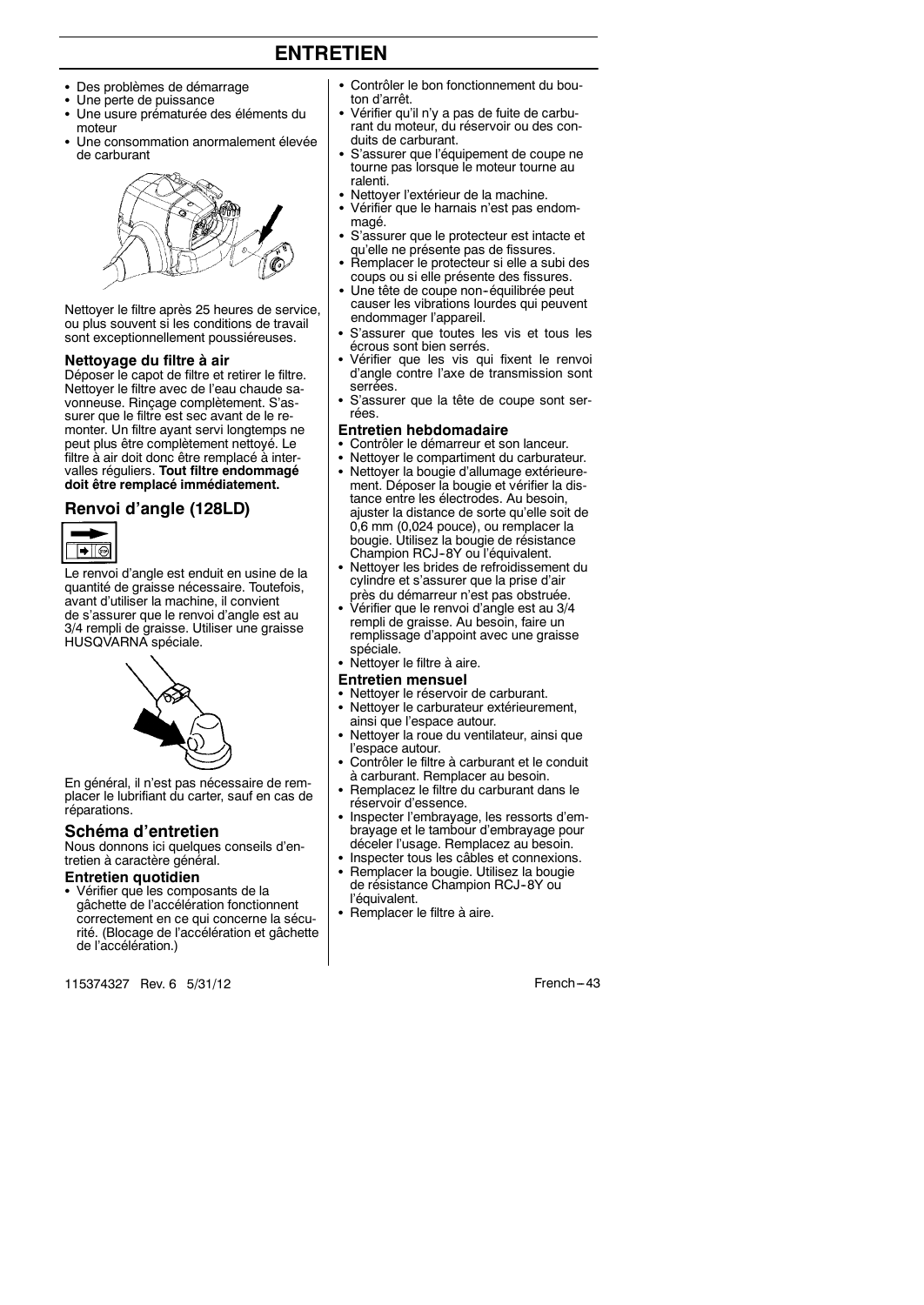# ENTRETIEN

- Des problèmes de démarrage
- Une perte de puissance
- Une usure prématurée des éléments du moteur
- Une consommation anormalement élevée de carburant

Nettoyer le filtre après 25 heures de service, ou plus souvent si les conditions de travail sont exceptionnellement poussiéreuses.

### Nettoyage du filtre à air

Déposer le capot de filtre et retirer le filtre. Nettoyer le filtre avec de l'eau chaude savonneuse. Rinçage complètement. S'assurer que le filtre est sec avant de le remonter. Un filtre ayant servi longtemps ne peut plus être complètement nettoyé. Le filtre à air doit donc être remplacé à intervalles réguliers. **Tout filtre endommagé doit être remplacé immédiatement.**

## Renvoi d'angle (128LD)

Le renvoi d'angle est enduit en usine de la quantité de graisse nécessaire. Toutefois, avant d'utiliser la machine, il convient de s'assurer que le renvoi d'angle est au 3/4 rempli de graisse. Utiliser une graisse HUSQVARNA spéciale.

En général, il n'est pas nécessaire de remplacer le lubrifiant du carter, sauf en cas de réparations.

## Schéma d'entretien

Nous donnons ici quelques conseils d'entretien à caractère général.

### Entretien quotidien

- Vérifier que les composants de la gâchette de l'accélération fonctionnent correctement en ce qui concerne la sécurité. (Blocage de l'accélération et gâchette de l'accélération.)
- Contrôler le bon fonctionnement du bouton d'arrêt.
- Vérifier qu'il n'y a pas de fuite de carburant du moteur, du réservoir ou des conduits de carburant.
- S'assurer que l'équipement de coupe ne tourne pas lorsque le moteur tourne au ralenti.
- Nettoyer l'extérieur de la machine.
- Vérifier que le harnais n'est pas endommagé.
- S'assurer que le protecteur est intacte et qu'elle ne présente pas de fissures.
- Remplacer le protecteur si elle a subi des coups ou si elle présente des fissures.
- Une tête de coupe non-équilibrée peut causer les vibrations lourdes qui peuvent endommager l'appareil.
- S'assurer que toutes les vis et tous les écrous sont bien serrés.
- Vérifier que les vis qui fixent le renvoi d'angle contre l'axe de transmission sont serrées.
- S'assurer que la tête de coupe sont serrées.

### Entretien hebdomadaire

- Contrôler le démarreur et son lanceur.
- Nettoyer le compartiment du carburateur.
- Nettoyer la bougie d'allumage extérieurement. Déposer la bougie et vérifier la distance entre les électrodes. Au besoin, ajuster la distance de sorte qu'elle soit de 0,6 mm (0,024 pouce), ou remplacer la bougie. Utilisez la bougie de résistance Champion RCJ-8Y ou l'équivalent.
- Nettoyer les brides de refroidissement du cylindre et s'assurer que la prise d'air près du démarreur n'est pas obstruée.
- Vérifier que le renvoi d'angle est au 3/4 rempli de graisse. Au besoin, faire un remplissage d'appoint avec une graisse spéciale.
- Nettoyer le filtre à aire.

### Entretien mensuel

- Nettoyer le réservoir de carburant.
- Nettoyer le carburateur extérieurement, ainsi que l'espace autour.
- Nettoyer la roue du ventilateur, ainsi que l'espace autour.
- Contrôler le filtre à carburant et le conduit à carburant. Remplacer au besoin.
- Remplacez le filtre du carburant dans le réservoir d'essence.
- Inspecter l'embrayage, les ressorts d'embrayage et le tambour d'embrayage pour déceler l'usage. Remplacez au besoin.
- Inspecter tous les câbles et connexions.
- Remplacer la bougie. Utilisez la bougie de résistance Champion RCJ-8Y ou l'équivalent.
- Remplacer le filtre à aire.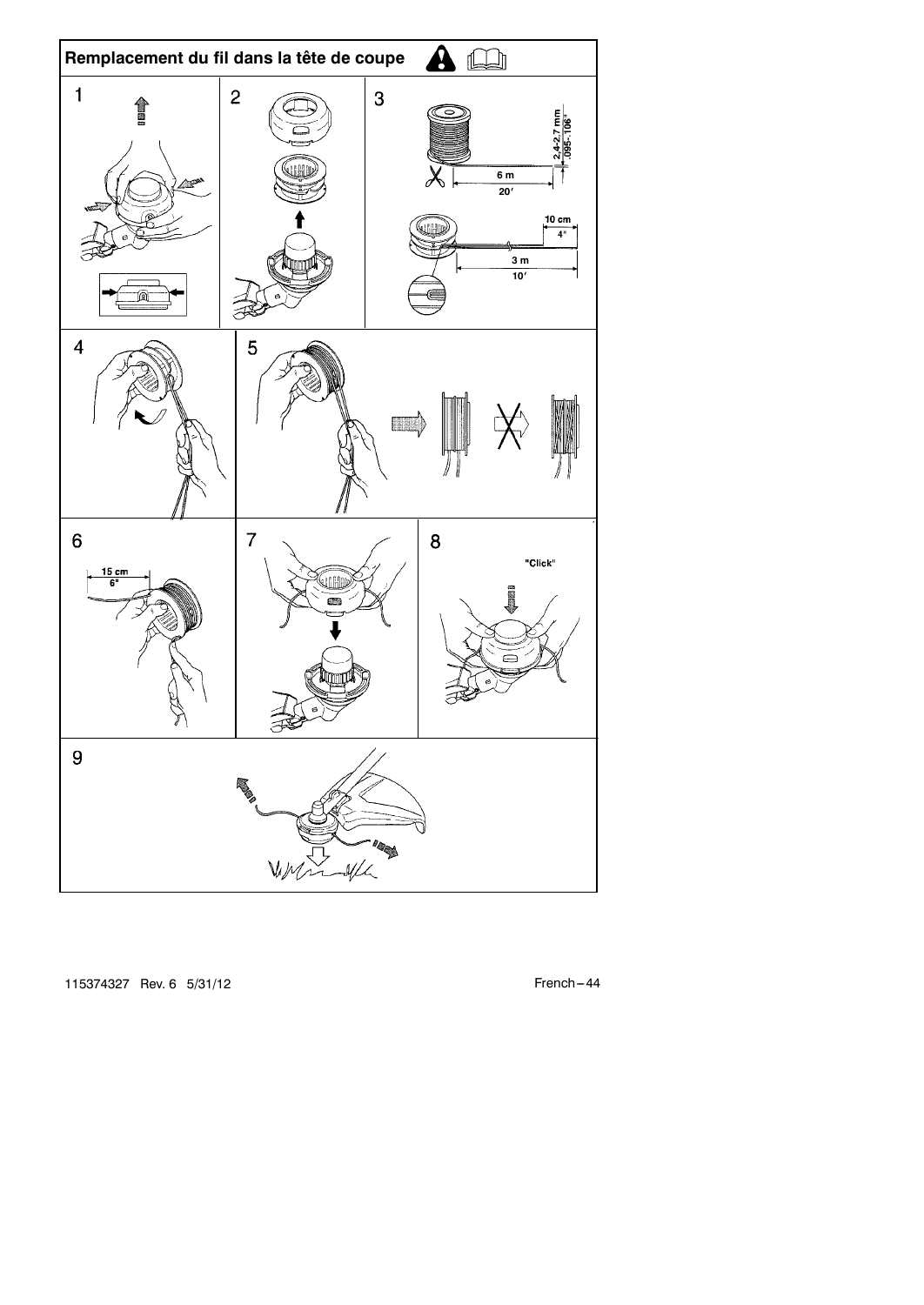## Remplacement du fil dans la tête de coupe

1

2

3

2.4-2.7 mm
.095-.106"

6 m
20'

10 cm
4"

3 m
10'

4

5

6

15 cm
6"

7

8

"Click"

9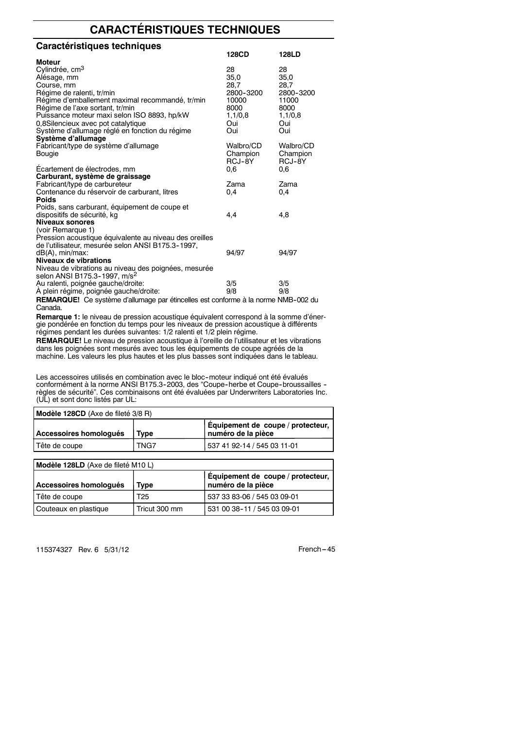# CARACTÉRISTIQUES TECHNIQUES

## Caractéristiques techniques

| | 128CD | 128LD |
|---|---|---|
| **Moteur** | | |
| Cylindrée, $cm^3$ | 28 | 28 |
| Alésage, mm | 35,0 | 35,0 |
| Course, mm | 28,7 | 28,7 |
| Régime de ralenti, tr/min | 2800-3200 | 2800-3200 |
| Régime d'emballement maximal recommandé, tr/min | 10000 | 11000 |
| Régime de l'axe sortant, tr/min | 8000 | 8000 |
| Puissance moteur maxi selon ISO 8893, hp/kW | 1,1/0,8 | 1,1/0,8 |
| 0,8Silencieux avec pot catalytique | Oui | Oui |
| Système d'allumage réglé en fonction du régime | Oui | Oui |
| **Système d'allumage** | | |
| Fabricant/type de système d'allumage | Walbro/CD | Walbro/CD |
| Bougie | Champion RCJ-8Y | Champion RCJ-8Y |
| Écartement de électrodes, mm | 0,6 | 0,6 |
| **Carburant, système de graissage** | | |
| Fabricant/type de carbureteur | Zama | Zama |
| Contenance du réservoir de carburant, litres | 0,4 | 0,4 |
| **Poids** | | |
| Poids, sans carburant, équipement de coupe et dispositifs de sécurité, kg | 4,4 | 4,8 |
| **Niveaux sonores** | | |
| (voir Remarque 1) | | |
| Pression acoustique équivalente au niveau des oreilles de l'utilisateur, mesurée selon ANSI B175.3-1997, dB(A), min/max: | 94/97 | 94/97 |
| **Niveaux de vibrations** | | |
| Niveau de vibrations au niveau des poignées, mesurée selon ANSI B175.3-1997, $m/s^2$ | | |
| Au ralenti, poignée gauche/droite: | 3/5 | 3/5 |
| À plein régime, poignée gauche/droite: | 9/8 | 9/8 |

**REMARQUE!** Ce système d'allumage par étincelles est conforme à la norme NMB-002 du Canada.

**Remarque 1:** le niveau de pression acoustique équivalent correspond à la somme d'énergie pondérée en fonction du temps pour les niveaux de pression acoustique à différents régimes pendant les durées suivantes: 1/2 ralenti et 1/2 plein régime.

**REMARQUE!** Le niveau de pression acoustique à l'oreille de l'utilisateur et les vibrations dans les poignées sont mesurés avec tous les équipements de coupe agréés de la machine. Les valeurs les plus hautes et les plus basses sont indiquées dans le tableau.

Les accessoires utilisés en combination avec le bloc-moteur indiqué ont été évalués conformément à la norme ANSI B175.3-2003, des "Coupe-herbe et Coupe-broussailles - règles de sécurité". Ces combinaisons ont été évaluées par Underwriters Laboratories Inc. (UL) et sont donc listés par UL:

| **Modèle 128CD** (Axe de fileté 3/8 R) | | |
|---|---|---|
| **Accessoires homologués** | **Type** | **Équipement de coupe / protecteur, numéro de la pièce** |
| Tête de coupe | TNG7 | 537 41 92-14 / 545 03 11-01 |

| **Modèle 128LD** (Axe de fileté M10 L) | | |
|---|---|---|
| **Accessoires homologués** | **Type** | **Équipement de coupe / protecteur, numéro de la pièce** |
| Tête de coupe | T25 | 537 33 83-06 / 545 03 09-01 |
| Couteaux en plastique | Tricut 300 mm | 531 00 38-11 / 545 03 09-01 |

115374327 Rev. 6 5/31/12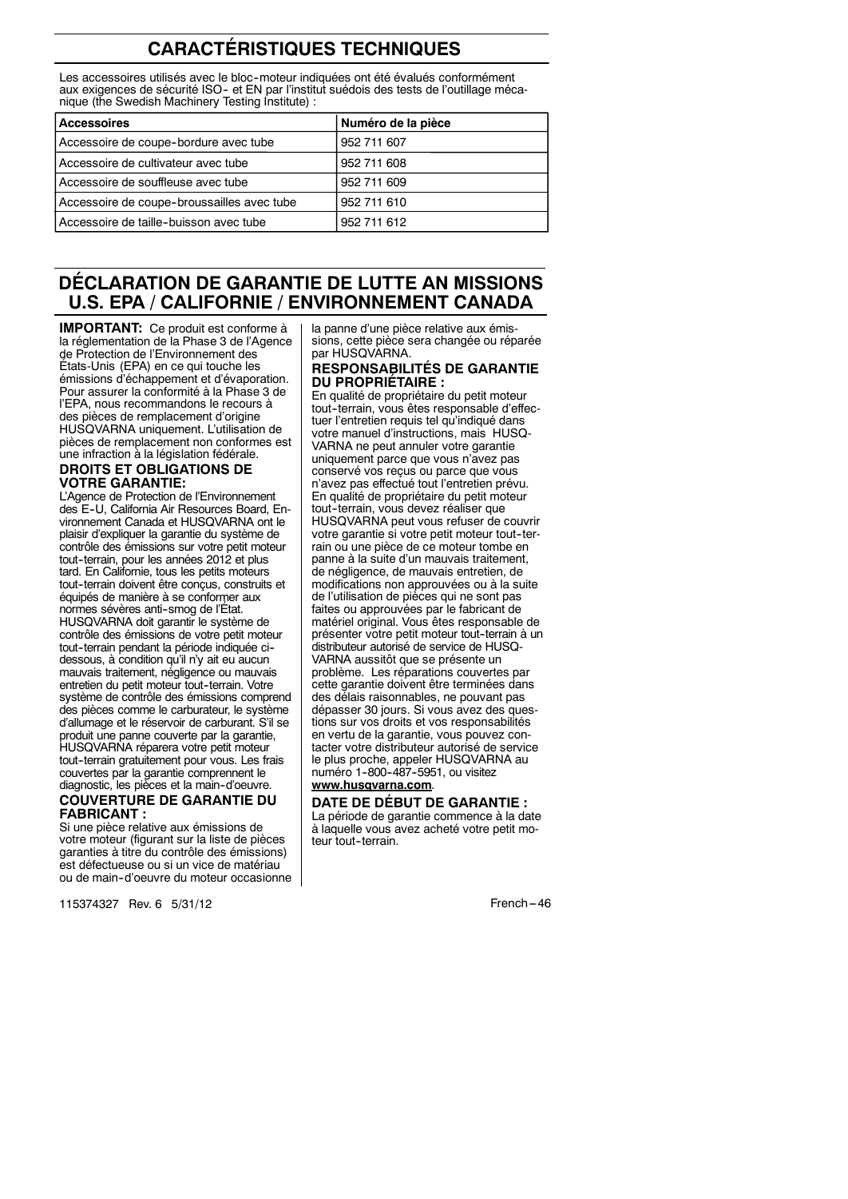# CARACTÉRISTIQUES TECHNIQUES

Les accessoires utilisés avec le bloc-moteur indiquées ont été évalués conformément aux exigences de sécurité ISO- et EN par l'institut suédois des tests de l'outillage mécanique (the Swedish Machinery Testing Institute) :

| Accessoires | Numéro de la pièce |
|---|---|
| Accessoire de coupe-bordure avec tube | 952 711 607 |
| Accessoire de cultivateur avec tube | 952 711 608 |
| Accessoire de souffleuse avec tube | 952 711 609 |
| Accessoire de coupe-broussailles avec tube | 952 711 610 |
| Accessoire de taille-buisson avec tube | 952 711 612 |

# DÉCLARATION DE GARANTIE DE LUTTE AN MISSIONS U.S. EPA / CALIFORNIE / ENVIRONNEMENT CANADA

**IMPORTANT:** Ce produit est conforme à la réglementation de la Phase 3 de l'Agence de Protection de l'Environnement des États-Unis (EPA) en ce qui touche les émissions d'échappement et d'évaporation. Pour assurer la conformité à la Phase 3 de l'EPA, nous recommandons le recours à des pièces de remplacement d'origine HUSQVARNA uniquement. L'utilisation de pièces de remplacement non conformes est une infraction à la législation fédérale.

### DROITS ET OBLIGATIONS DE VOTRE GARANTIE:

L'Agence de Protection de l'Environnement des E-U, California Air Resources Board, Environnement Canada et HUSQVARNA ont le plaisir d'expliquer la garantie du système de contrôle des émissions sur votre petit moteur tout-terrain, pour les années 2012 et plus tard. En Californie, tous les petits moteurs tout-terrain doivent être conçus, construits et équipés de manière à se conformer aux normes sévères anti-smog de l'État. HUSQVARNA doit garantir le système de contrôle des émissions de votre petit moteur tout-terrain pendant la période indiquée ci-dessous, à condition qu'il n'y ait eu aucun mauvais traitement, négligence ou mauvais entretien du petit moteur tout-terrain. Votre système de contrôle des émissions comprend des pièces comme le carburateur, le système d'allumage et le réservoir de carburant. S'il se produit une panne couverte par la garantie, HUSQVARNA réparera votre petit moteur tout-terrain gratuitement pour vous. Les frais couvertes par la garantie comprennent le diagnostic, les pièces et la main-d'oeuvre.

### COUVERTURE DE GARANTIE DU FABRICANT :

Si une pièce relative aux émissions de votre moteur (figurant sur la liste de pièces garanties à titre du contrôle des émissions) est défectueuse ou si un vice de matériau ou de main-d'oeuvre du moteur occasionne la panne d'une pièce relative aux émissions, cette pièce sera changée ou réparée par HUSQVARNA.

### RESPONSABILITÉS DE GARANTIE DU PROPRIÉTAIRE :

En qualité de propriétaire du petit moteur tout-terrain, vous êtes responsable d'effectuer l'entretien requis tel qu'indiqué dans votre manuel d'instructions, mais HUSQVARNA ne peut annuler votre garantie uniquement parce que vous n'avez pas conservé vos reçus ou parce que vous n'avez pas effectué tout l'entretien prévu. En qualité de propriétaire du petit moteur tout-terrain, vous devez réaliser que HUSQVARNA peut vous refuser de couvrir votre garantie si votre petit moteur tout-terrain ou une pièce de ce moteur tombe en panne à la suite d'un mauvais traitement, de négligence, de mauvais entretien, de modifications non approuvées ou à la suite de l'utilisation de pièces qui ne sont pas faites ou approuvées par le fabricant de matériel original. Vous êtes responsable de présenter votre petit moteur tout-terrain à un distributeur autorisé de service de HUSQVARNA aussitôt que se présente un problème. Les réparations couvertes par cette garantie doivent être terminées dans des délais raisonnables, ne pouvant pas dépasser 30 jours. Si vous avez des questions sur vos droits et vos responsabilités en vertu de la garantie, vous pouvez contacter votre distributeur autorisé de service le plus proche, appeler HUSQVARNA au numéro 1-800-487-5951, ou visitez **www.husqvarna.com**.

### DATE DE DÉBUT DE GARANTIE :

La période de garantie commence à la date à laquelle vous avez acheté votre petit moteur tout-terrain.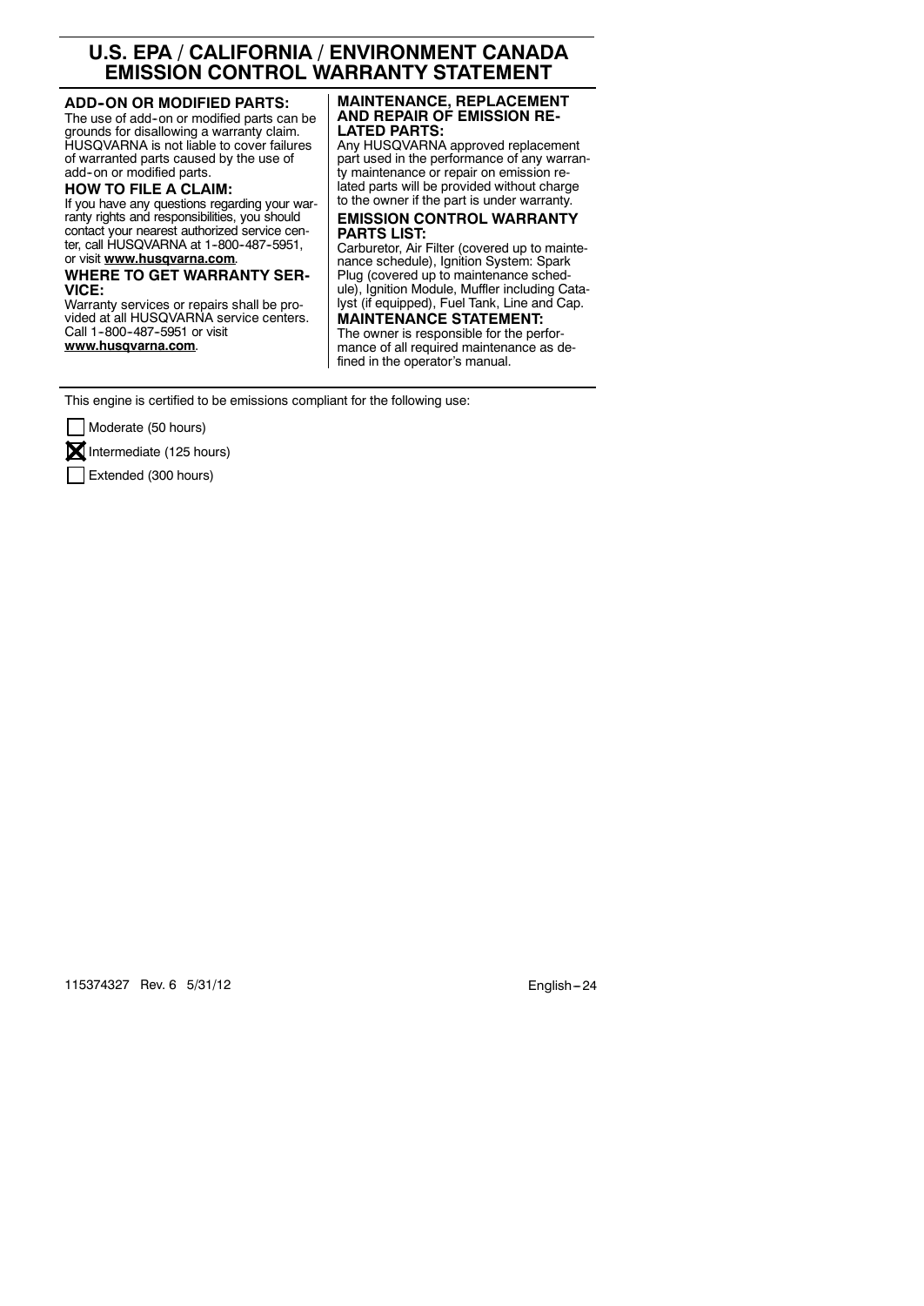# U.S. EPA / CALIFORNIA / ENVIRONMENT CANADA EMISSION CONTROL WARRANTY STATEMENT

**ADD-ON OR MODIFIED PARTS:**
The use of add-on or modified parts can be grounds for disallowing a warranty claim. HUSQVARNA is not liable to cover failures of warranted parts caused by the use of add-on or modified parts.

**HOW TO FILE A CLAIM:**
If you have any questions regarding your warranty rights and responsibilities, you should contact your nearest authorized service center, call HUSQVARNA at 1-800-487-5951, or visit **www.husqvarna.com**.

**WHERE TO GET WARRANTY SERVICE:**
Warranty services or repairs shall be provided at all HUSQVARNA service centers. Call 1-800-487-5951 or visit **www.husqvarna.com**.

**MAINTENANCE, REPLACEMENT AND REPAIR OF EMISSION RELATED PARTS:**
Any HUSQVARNA approved replacement part used in the performance of any warranty maintenance or repair on emission related parts will be provided without charge to the owner if the part is under warranty.

**EMISSION CONTROL WARRANTY PARTS LIST:**
Carburetor, Air Filter (covered up to maintenance schedule), Ignition System: Spark Plug (covered up to maintenance schedule), Ignition Module, Muffler including Catalyst (if equipped), Fuel Tank, Line and Cap.

**MAINTENANCE STATEMENT:**
The owner is responsible for the performance of all required maintenance as defined in the operator's manual.

This engine is certified to be emissions compliant for the following use:

- [ ] Moderate (50 hours)
- [x] Intermediate (125 hours)
- [ ] Extended (300 hours)

115374327 Rev. 6 5/31/12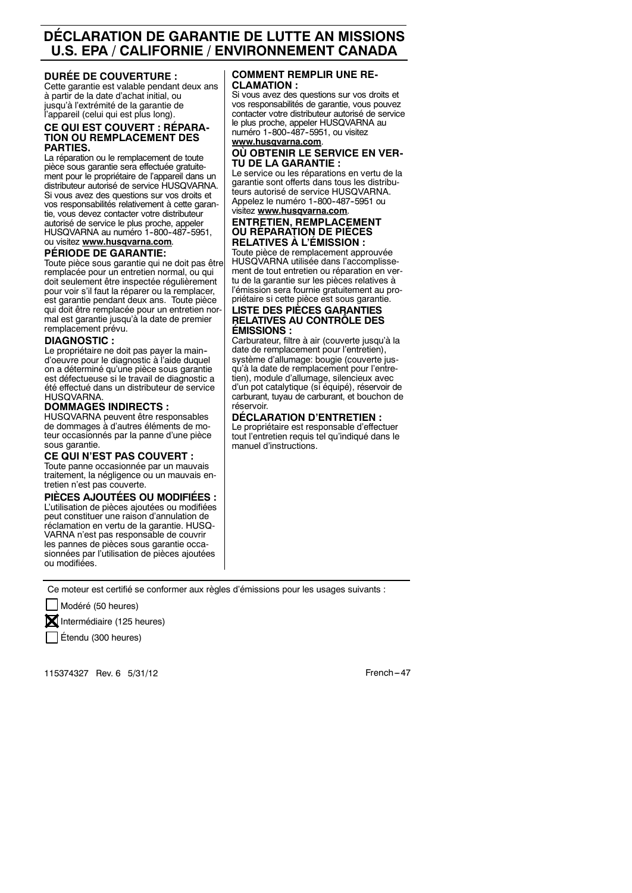# DÉCLARATION DE GARANTIE DE LUTTE AN MISSIONS U.S. EPA / CALIFORNIE / ENVIRONNEMENT CANADA

### DURÉE DE COUVERTURE :

Cette garantie est valable pendant deux ans à partir de la date d'achat initial, ou jusqu'à l'extrémité de la garantie de l'appareil (celui qui est plus long).

### CE QUI EST COUVERT : RÉPARATION OU REMPLACEMENT DES PARTIES.

La réparation ou le remplacement de toute pièce sous garantie sera effectuée gratuitement pour le propriétaire de l'appareil dans un distributeur autorisé de service HUSQVARNA. Si vous avez des questions sur vos droits et vos responsabilités relativement à cette garantie, vous devez contacter votre distributeur autorisé de service le plus proche, appeler HUSQVARNA au numéro 1-800-487-5951, ou visitez **www.husqvarna.com**.

### PÉRIODE DE GARANTIE:

Toute pièce sous garantie qui ne doit pas être remplacée pour un entretien normal, ou qui doit seulement être inspectée régulièrement pour voir s'il faut la réparer ou la remplacer, est garantie pendant deux ans. Toute pièce qui doit être remplacée pour un entretien normal est garantie jusqu'à la date de premier remplacement prévu.

### DIAGNOSTIC :

Le propriétaire ne doit pas payer la main-d'oeuvre pour le diagnostic à l'aide duquel on a déterminé qu'une pièce sous garantie est défectueuse si le travail de diagnostic a été effectué dans un distributeur de service HUSQVARNA.

### DOMMAGES INDIRECTS :

HUSQVARNA peuvent être responsables de dommages à d'autres éléments de moteur occasionnés par la panne d'une pièce sous garantie.

### CE QUI N'EST PAS COUVERT :

Toute panne occasionnée par un mauvais traitement, la négligence ou un mauvais entretien n'est pas couverte.

### PIÈCES AJOUTÉES OU MODIFIÉES :

L'utilisation de pièces ajoutées ou modifiées peut constituer une raison d'annulation de réclamation en vertu de la garantie. HUSQVARNA n'est pas responsable de couvrir les pannes de pièces sous garantie occasionnées par l'utilisation de pièces ajoutées ou modifiées.

### COMMENT REMPLIR UNE RECLAMATION :

Si vous avez des questions sur vos droits et vos responsabilités de garantie, vous pouvez contacter votre distributeur autorisé de service le plus proche, appeler HUSQVARNA au numéro 1-800-487-5951, ou visitez **www.husqvarna.com**.

### OÙ OBTENIR LE SERVICE EN VERTU DE LA GARANTIE :

Le service ou les réparations en vertu de la garantie sont offerts dans tous les distributeurs autorisé de service HUSQVARNA. Appelez le numéro 1-800-487-5951 ou visitez **www.husqvarna.com**.

### ENTRETIEN, REMPLACEMENT OU RÉPARATION DE PIÈCES RELATIVES À L'ÉMISSION :

Toute pièce de remplacement approuvée HUSQVARNA utilisée dans l'accomplissement de tout entretien ou réparation en vertu de la garantie sur les pièces relatives à l'émission sera fournie gratuitement au propriétaire si cette pièce est sous garantie.

### LISTE DES PIÈCES GARANTIES RELATIVES AU CONTRÔLE DES ÉMISSIONS :

Carburateur, filtre à air (couverte jusqu'à la date de remplacement pour l'entretien), système d'allumage: bougie (couverte jusqu'à la date de remplacement pour l'entretien), module d'allumage, silencieux avec d'un pot catalytique (si équipé), réservoir de carburant, tuyau de carburant, et bouchon de réservoir.

### DÉCLARATION D'ENTRETIEN :

Le propriétaire est responsable d'effectuer tout l'entretien requis tel qu'indiqué dans le manuel d'instructions.

---

Ce moteur est certifié se conformer aux règles d'émissions pour les usages suivants :

- ☐ Modéré (50 heures)
- ☒ Intermédiaire (125 heures)
- ☐ Étendu (300 heures)

115374327 Rev. 6 5/31/12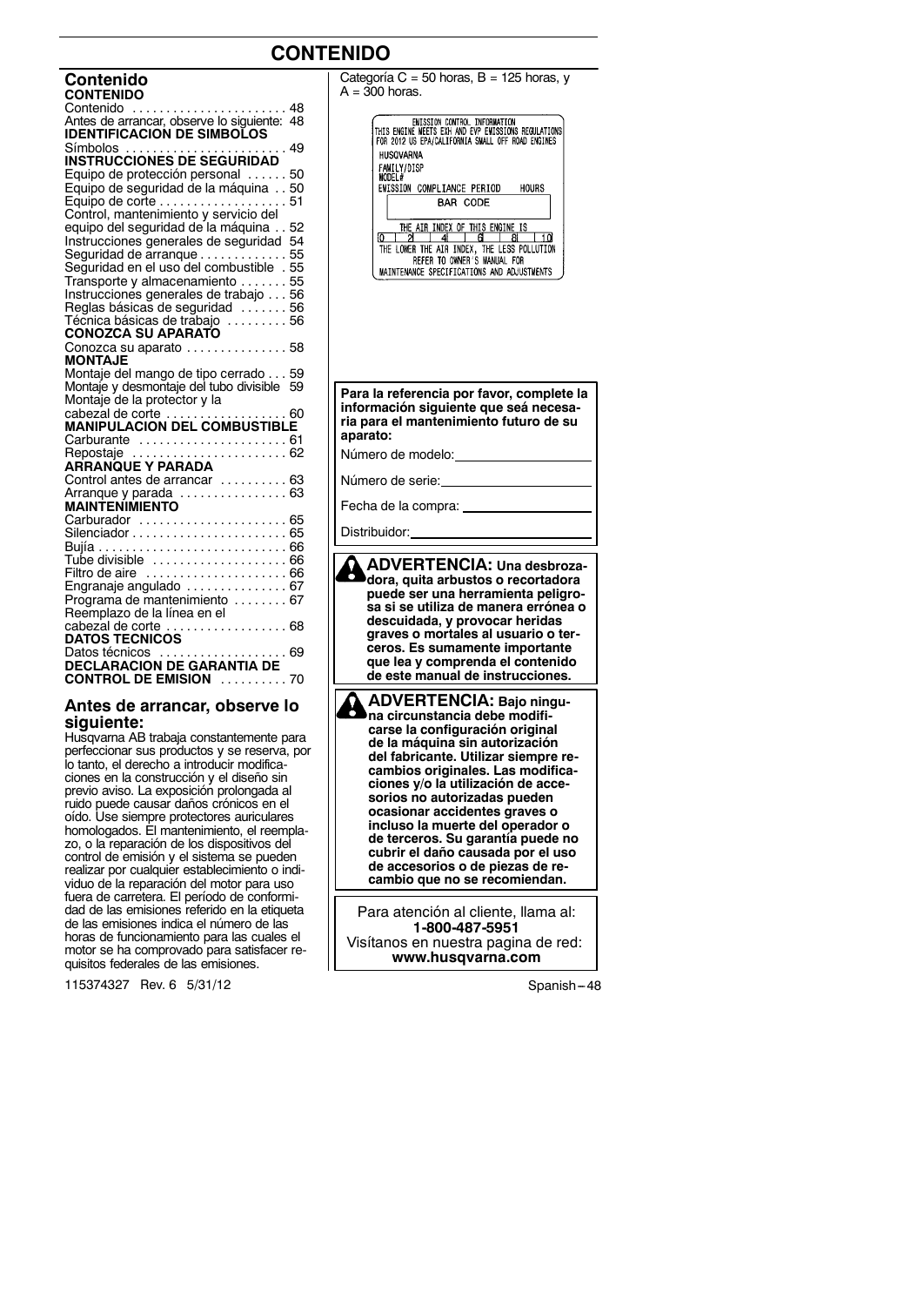# CONTENIDO

## Contenido

**CONTENIDO**

Contenido .......................... 48
Antes de arrancar, observe lo siguiente: 48

**IDENTIFICACION DE SIMBOLOS**

Símbolos .......................... 49

**INSTRUCCIONES DE SEGURIDAD**

Equipo de protección personal ...... 50
Equipo de seguridad de la máquina .. 50
Equipo de corte .................... 51
Control, mantenimiento y servicio del equipo del seguridad de la máquina .. 52
Instrucciones generales de seguridad 54
Seguridad de arranque ............. 55
Seguridad en el uso del combustible . 55
Transporte y almacenamiento ....... 55
Instrucciones generales de trabajo ... 56
Reglas básicas de seguridad ....... 56
Técnica básicas de trabajo ......... 56

**CONOZCA SU APARATO**

Conozca su aparato ............... 58

**MONTAJE**

Montaje del mango de tipo cerrado ... 59
Montaje y desmontaje del tubo divisible 59
Montaje de la protector y la cabezal de corte .................. 60

**MANIPULACION DEL COMBUSTIBLE**

Carburante ...................... 61
Repostaje ....................... 62

**ARRANQUE Y PARADA**

Control antes de arrancar .......... 63
Arranque y parada ................ 63

**MAINTENIMIENTO**

Carburador ...................... 65
Silenciador ....................... 65
Bujía ............................ 66
Tube divisible .................... 66
Filtro de aire ..................... 66
Engranaje angulado ............... 67
Programa de mantenimiento ........ 67
Reemplazo de la línea en el cabezal de corte .................. 68

**DATOS TECNICOS**

Datos técnicos ................... 69

**DECLARACION DE GARANTIA DE CONTROL DE EMISION** .......... 70

## Antes de arrancar, observe lo siguiente:

Husqvarna AB trabaja constantemente para perfeccionar sus productos y se reserva, por lo tanto, el derecho a introducir modificaciones en la construcción y el diseño sin previo aviso. La exposición prolongada al ruido puede causar daños crónicos en el oído. Use siempre protectores auriculares homologados. El mantenimiento, el reemplazo, o la reparación de los dispositivos del control de emisión y el sistema se pueden realizar por cualquier establecimiento o individuo de la reparación del motor para uso fuera de carretera. El período de conformidad de las emisiones referido en la etiqueta de las emisiones indica el número de las horas de funcionamiento para las cuales el motor se ha comprobado para satisfacer requisitos federales de las emisiones. Categoría C = 50 horas, B = 125 horas, y A = 300 horas.

EMISSION CONTROL INFORMATION
THIS ENGINE MEETS EXH AND EVP EMISSIONS REGULATIONS FOR 2012 US EPA/CALIFORNIA SMALL OFF ROAD ENGINES
HUSQVARNA
FAMILY/DISP
MODEL#
EMISSION COMPLIANCE PERIOD HOURS
BAR CODE
THE AIR INDEX OF THIS ENGINE IS
0 2 4 6 8 10
THE LOWER THE AIR INDEX, THE LESS POLLUTION
REFER TO OWNER'S MANUAL FOR MAINTENANCE SPECIFICATIONS AND ADJUSTMENTS

**Para la referencia por favor, complete la información siguiente que seá necesaria para el mantenimiento futuro de su aparato:**

Número de modelo: ____________________

Número de serie: ____________________

Fecha de la compra: ____________________

Distribuidor: ____________________

**ADVERTENCIA: Una desbrozadora, quita arbustos o recortadora puede ser una herramienta peligrosa si se utiliza de manera errónea o descuidada, y provocar heridas graves o mortales al usuario o terceros. Es sumamente importante que lea y comprenda el contenido de este manual de instrucciones.**

**ADVERTENCIA: Bajo ninguna circunstancia debe modificarse la configuración original de la máquina sin autorización del fabricante. Utilizar siempre recambios originales. Las modificaciones y/o la utilización de accesorios no autorizadas pueden ocasionar accidentes graves o incluso la muerte del operador o de terceros. Su garantía puede no cubrir el daño causada por el uso de accesorios o de piezas de recambio que no se recomiendan.**

Para atención al cliente, llama al:
**1-800-487-5951**
Visítanos en nuestra pagina de red:
**www.husqvarna.com**

115374327 Rev. 6 5/31/12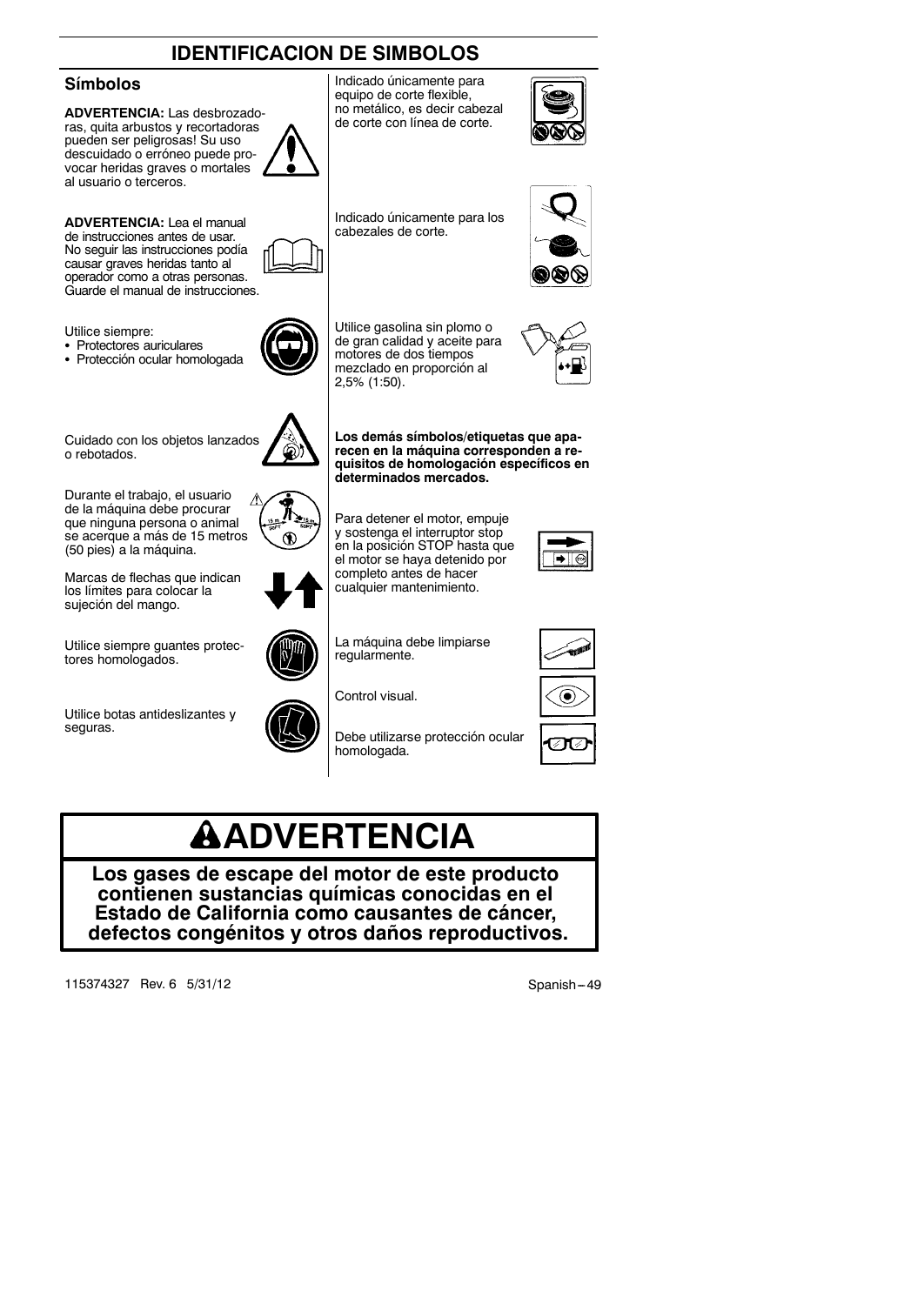# IDENTIFICACION DE SIMBOLOS

## Símbolos

**ADVERTENCIA:** Las desbrozadoras, quita arbustos y recortadoras pueden ser peligrosas! Su uso descuidado o erróneo puede provocar heridas graves o mortales al usuario o terceros.

**ADVERTENCIA:** Lea el manual de instrucciones antes de usar. No seguir las instrucciones podía causar graves heridas tanto al operador como a otras personas. Guarde el manual de instrucciones.

Utilice siempre:
- Protectores auriculares
- Protección ocular homologada

Cuidado con los objetos lanzados o rebotados.

Durante el trabajo, el usuario de la máquina debe procurar que ninguna persona o animal se acerque a más de 15 metros (50 pies) a la máquina.

Marcas de flechas que indican los límites para colocar la sujeción del mango.

Utilice siempre guantes protectores homologados.

Utilice botas antideslizantes y seguras.

Indicado únicamente para equipo de corte flexible, no metálico, es decir cabezal de corte con línea de corte.

Indicado únicamente para los cabezales de corte.

Utilice gasolina sin plomo o de gran calidad y aceite para motores de dos tiempos mezclado en proporción al 2,5% (1:50).

**Los demás símbolos/etiquetas que aparecen en la máquina corresponden a requisitos de homologación específicos en determinados mercados.**

Para detener el motor, empuje y sostenga el interruptor stop en la posición STOP hasta que el motor se haya detenido por completo antes de hacer cualquier mantenimiento.

La máquina debe limpiarse regularmente.

Control visual.

Debe utilizarse protección ocular homologada.

# ⚠ADVERTENCIA

**Los gases de escape del motor de este producto contienen sustancias químicas conocidas en el Estado de California como causantes de cáncer, defectos congénitos y otros daños reproductivos.**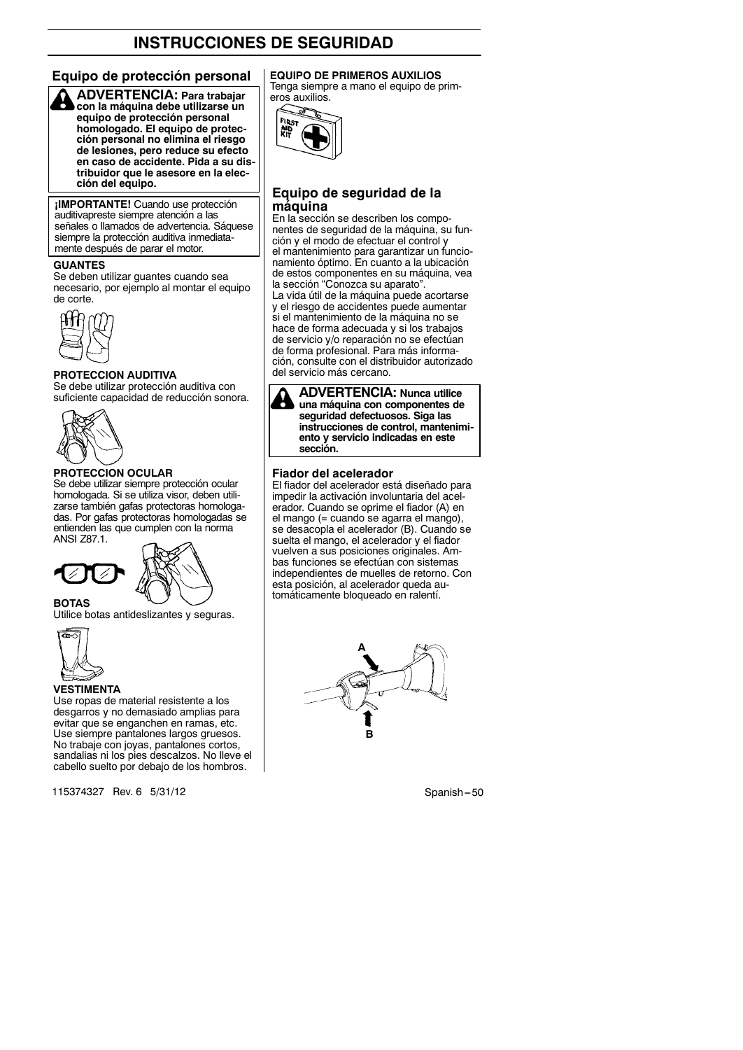# INSTRUCCIONES DE SEGURIDAD

## Equipo de protección personal

**ADVERTENCIA: Para trabajar con la máquina debe utilizarse un equipo de protección personal homologado. El equipo de protección personal no elimina el riesgo de lesiones, pero reduce su efecto en caso de accidente. Pida a su distribuidor que le asesore en la elección del equipo.**

**¡IMPORTANTE!** Cuando use protección auditivapreste siempre atención a las señales o llamados de advertencia. Sáquese siempre la protección auditiva inmediatamente después de parar el motor.

**GUANTES**

Se deben utilizar guantes cuando sea necesario, por ejemplo al montar el equipo de corte.

**PROTECCION AUDITIVA**

Se debe utilizar protección auditiva con suficiente capacidad de reducción sonora.

**PROTECCION OCULAR**

Se debe utilizar siempre protección ocular homologada. Si se utiliza visor, deben utilizarse también gafas protectoras homologadas. Por gafas protectoras homologadas se entienden las que cumplen con la norma ANSI Z87.1.

**BOTAS**

Utilice botas antideslizantes y seguras.

**VESTIMENTA**

Use ropas de material resistente a los desgarros y no demasiado amplias para evitar que se enganchen en ramas, etc. Use siempre pantalones largos gruesos. No trabaje con joyas, pantalones cortos, sandalias ni los pies descalzos. No lleve el cabello suelto por debajo de los hombros.

**EQUIPO DE PRIMEROS AUXILIOS**

Tenga siempre a mano el equipo de primeros auxilios.

## Equipo de seguridad de la máquina

En la sección se describen los componentes de seguridad de la máquina, su función y el modo de efectuar el control y el mantenimiento para garantizar un funcionamiento óptimo. En cuanto a la ubicación de estos componentes en su máquina, vea la sección “Conozca su aparato”.

La vida útil de la máquina puede acortarse y el riesgo de accidentes puede aumentar si el mantenimiento de la máquina no se hace de forma adecuada y si los trabajos de servicio y/o reparación no se efectúan de forma profesional. Para más información, consulte con el distribuidor autorizado del servicio más cercano.

**ADVERTENCIA: Nunca utilice una máquina con componentes de seguridad defectuosos. Siga las instrucciones de control, mantenimiento y servicio indicadas en este sección.**

### Fiador del acelerador

El fiador del acelerador está diseñado para impedir la activación involuntaria del acelerador. Cuando se oprime el fiador (A) en el mango (= cuando se agarra el mango), se desacopla el acelerador (B). Cuando se suelta el mango, el acelerador y el fiador vuelven a sus posiciones originales. Ambas funciones se efectúan con sistemas independientes de muelles de retorno. Con esta posición, al acelerador queda automáticamente bloqueado en ralentí.

A

B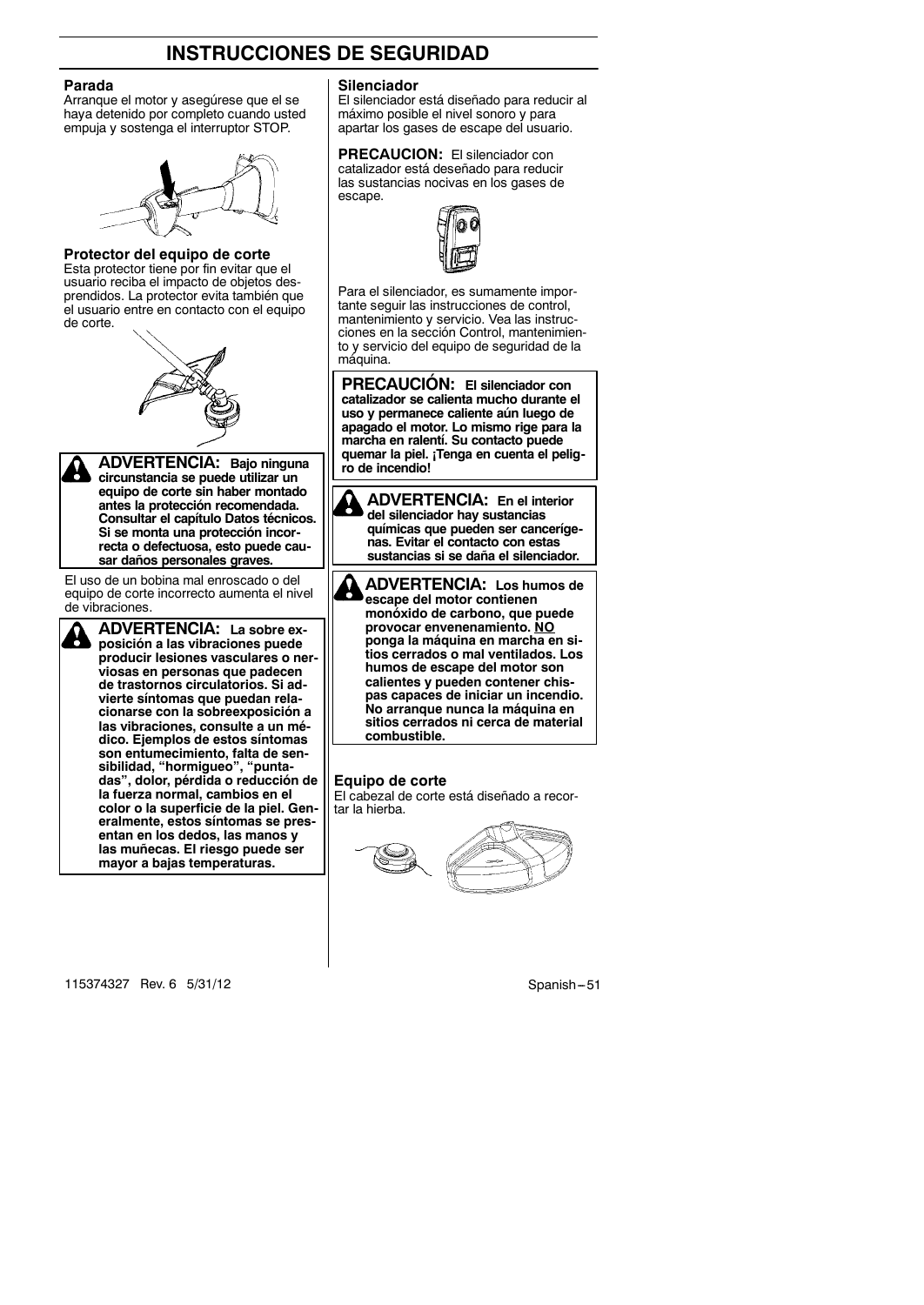# INSTRUCCIONES DE SEGURIDAD

### Parada

Arranque el motor y asegúrese que el se haya detenido por completo cuando usted empuja y sostenga el interruptor STOP.

### Protector del equipo de corte

Esta protector tiene por fin evitar que el usuario reciba el impacto de objetos desprendidos. La protector evita también que el usuario entre en contacto con el equipo de corte.

**ADVERTENCIA: Bajo ninguna circunstancia se puede utilizar un equipo de corte sin haber montado antes la protección recomendada. Consultar el capítulo Datos técnicos. Si se monta una protección incorrecta o defectuosa, esto puede causar daños personales graves.**

El uso de un bobina mal enroscado o del equipo de corte incorrecto aumenta el nivel de vibraciones.

**ADVERTENCIA: La sobre exposición a las vibraciones puede producir lesiones vasculares o nerviosas en personas que padecen de trastornos circulatorios. Si advierte síntomas que puedan relacionarse con la sobreexposición a las vibraciones, consulte a un médico. Ejemplos de estos síntomas son entumecimiento, falta de sensibilidad, "hormigueo", "puntadas", dolor, pérdida o reducción de la fuerza normal, cambios en el color o la superficie de la piel. Generalmente, estos síntomas se presentan en los dedos, las manos y las muñecas. El riesgo puede ser mayor a bajas temperaturas.**

### Silenciador

El silenciador está diseñado para reducir al máximo posible el nivel sonoro y para apartar los gases de escape del usuario.

**PRECAUCION:** El silenciador con catalizador está deseñado para reducir las sustancias nocivas en los gases de escape.

Para el silenciador, es sumamente importante seguir las instrucciones de control, mantenimiento y servicio. Vea las instrucciones en la sección Control, mantenimiento y servicio del equipo de seguridad de la máquina.

**PRECAUCIÓN: El silenciador con catalizador se calienta mucho durante el uso y permanece caliente aún luego de apagado el motor. Lo mismo rige para la marcha en ralentí. Su contacto puede quemar la piel. ¡Tenga en cuenta el peligro de incendio!**

**ADVERTENCIA: En el interior del silenciador hay sustancias químicas que pueden ser cancerígenas. Evitar el contacto con estas sustancias si se daña el silenciador.**

**ADVERTENCIA: Los humos de escape del motor contienen monóxido de carbono, que puede provocar envenenamiento. NO ponga la máquina en marcha en sitios cerrados o mal ventilados. Los humos de escape del motor son calientes y pueden contener chispas capaces de iniciar un incendio. No arranque nunca la máquina en sitios cerrados ni cerca de material combustible.**

### Equipo de corte

El cabezal de corte está diseñado a recortar la hierba.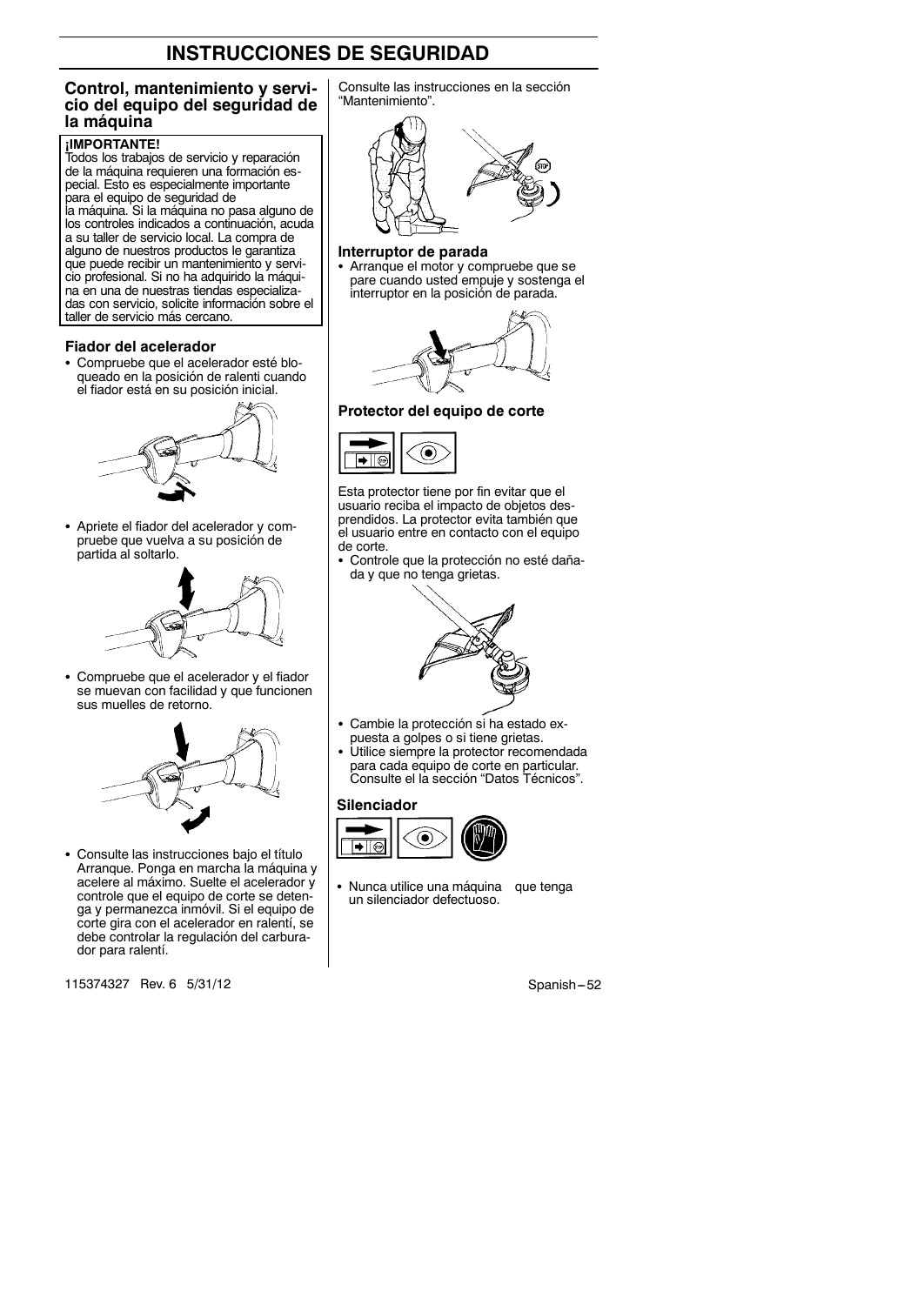# INSTRUCCIONES DE SEGURIDAD

## Control, mantenimiento y servicio del equipo del seguridad de la máquina

**¡IMPORTANTE!**
Todos los trabajos de servicio y reparación de la máquina requieren una formación especial. Esto es especialmente importante para el equipo de seguridad de la máquina. Si la máquina no pasa alguno de los controles indicados a continuación, acuda a su taller de servicio local. La compra de alguno de nuestros productos le garantiza que puede recibir un mantenimiento y servicio profesional. Si no ha adquirido la máquina en una de nuestras tiendas especializadas con servicio, solicite información sobre el taller de servicio más cercano.

### Fiador del acelerador

- Compruebe que el acelerador esté bloqueado en la posición de ralenti cuando el fiador está en su posición inicial.
- Apriete el fiador del acelerador y compruebe que vuelva a su posición de partida al soltarlo.
- Compruebe que el acelerador y el fiador se muevan con facilidad y que funcionen sus muelles de retorno.
- Consulte las instrucciones bajo el título Arranque. Ponga en marcha la máquina y acelere al máximo. Suelte el acelerador y controle que el equipo de corte se detenga y permanezca inmóvil. Si el equipo de corte gira con el acelerador en ralentí, se debe controlar la regulación del carburador para ralentí.

Consulte las instrucciones en la sección "Mantenimiento".

### Interruptor de parada

- Arranque el motor y compruebe que se pare cuando usted empuje y sostenga el interruptor en la posición de parada.

### Protector del equipo de corte

Esta protector tiene por fin evitar que el usuario reciba el impacto de objetos desprendidos. La protector evita también que el usuario entre en contacto con el equipo de corte.

- Controle que la protección no esté dañada y que no tenga grietas.
- Cambie la protección si ha estado expuesta a golpes o si tiene grietas.
- Utilice siempre la protector recomendada para cada equipo de corte en particular. Consulte el la sección "Datos Técnicos".

### Silenciador

- Nunca utilice una máquina que tenga un silenciador defectuoso.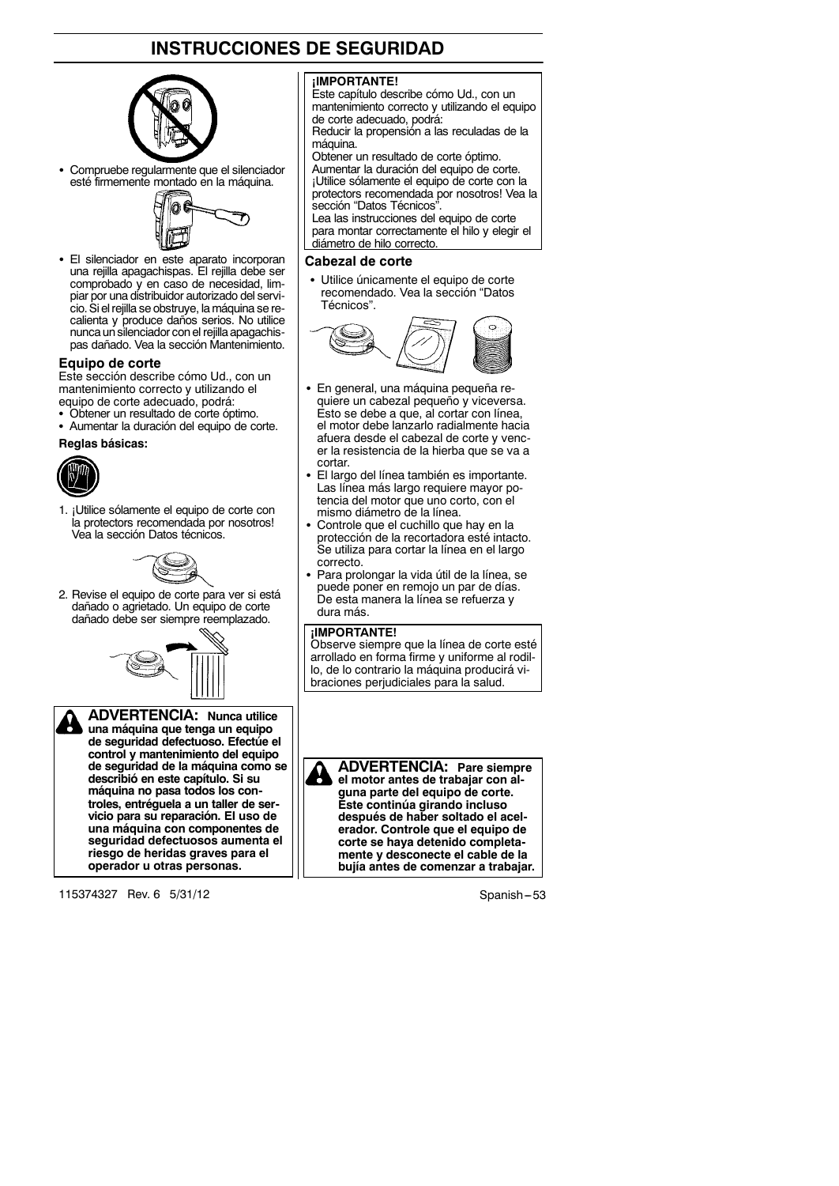# INSTRUCCIONES DE SEGURIDAD

- Compruebe regularmente que el silenciador esté firmemente montado en la máquina.

- El silenciador en este aparato incorporan una rejilla apagachispas. El rejilla debe ser comprobado y en caso de necesidad, limpiar por una distribuidor autorizado del servicio. Si el rejilla se obstruye, la máquina se recalienta y produce daños serios. No utilice nunca un silenciador con el rejilla apagachispas dañado. Vea la sección Mantenimiento.

### Equipo de corte

Este sección describe cómo Ud., con un mantenimiento correcto y utilizando el equipo de corte adecuado, podrá:

- Obtener un resultado de corte óptimo.
- Aumentar la duración del equipo de corte.

**Reglas básicas:**

1. ¡Utilice sólamente el equipo de corte con la protectors recomendada por nosotros! Vea la sección Datos técnicos.
2. Revise el equipo de corte para ver si está dañado o agrietado. Un equipo de corte dañado debe ser siempre reemplazado.

**ADVERTENCIA: Nunca utilice una máquina que tenga un equipo de seguridad defectuoso. Efectúe el control y mantenimiento del equipo de seguridad de la máquina como se describió en este capítulo. Si su máquina no pasa todos los controles, entréguela a un taller de servicio para su reparación. El uso de una máquina con componentes de seguridad defectuosos aumenta el riesgo de heridas graves para el operador u otras personas.**

**¡IMPORTANTE!**
Este capítulo describe cómo Ud., con un mantenimiento correcto y utilizando el equipo de corte adecuado, podrá:
Reducir la propensión a las reculadas de la máquina.
Obtener un resultado de corte óptimo.
Aumentar la duración del equipo de corte.
¡Utilice sólamente el equipo de corte con la protectors recomendada por nosotros! Vea la sección "Datos Técnicos".
Lea las instrucciones del equipo de corte para montar correctamente el hilo y elegir el diámetro de hilo correcto.

### Cabezal de corte

- Utilice únicamente el equipo de corte recomendado. Vea la sección "Datos Técnicos".
- En general, una máquina pequeña requiere un cabezal pequeño y viceversa. Esto se debe a que, al cortar con línea, el motor debe lanzarlo radialmente hacia afuera desde el cabezal de corte y vencer la resistencia de la hierba que se va a cortar.
- El largo del línea también es importante. Las línea más largo requiere mayor potencia del motor que uno corto, con el mismo diámetro de la línea.
- Controle que el cuchillo que hay en la protección de la recortadora esté intacto. Se utiliza para cortar la línea en el largo correcto.
- Para prolongar la vida útil de la línea, se puede poner en remojo un par de días. De esta manera la línea se refuerza y dura más.

**¡IMPORTANTE!**
Observe siempre que la línea de corte esté arrollado en forma firme y uniforme al rodillo, de lo contrario la máquina producirá vibraciones perjudiciales para la salud.

**ADVERTENCIA: Pare siempre el motor antes de trabajar con alguna parte del equipo de corte. Éste continúa girando incluso después de haber soltado el acelerador. Controle que el equipo de corte se haya detenido completamente y desconecte el cable de la bujía antes de comenzar a trabajar.**

115374327 Rev. 6 5/31/12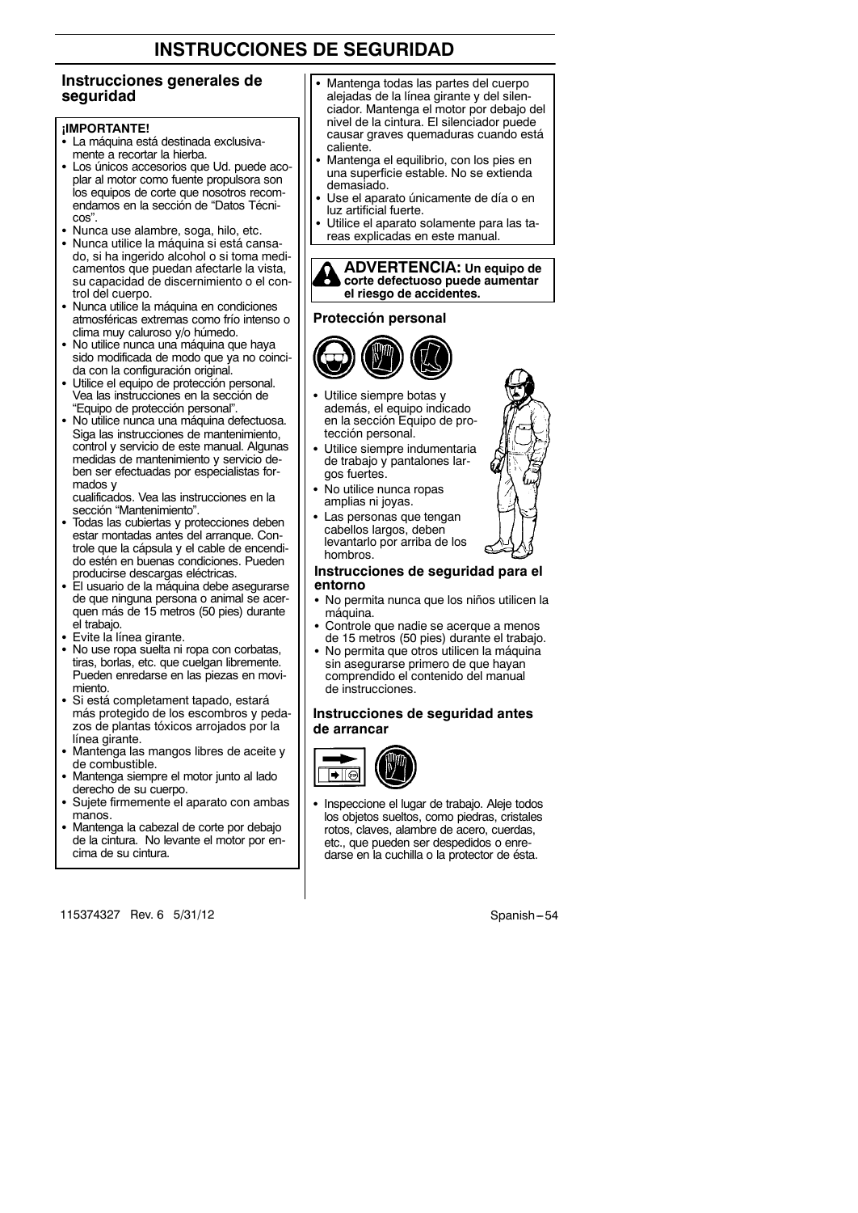# INSTRUCCIONES DE SEGURIDAD

## Instrucciones generales de seguridad

**¡IMPORTANTE!**

- La máquina está destinada exclusivamente a recortar la hierba.
- Los únicos accesorios que Ud. puede acoplar al motor como fuente propulsora son los equipos de corte que nosotros recomendamos en la sección de "Datos Técnicos".
- Nunca use alambre, soga, hilo, etc.
- Nunca utilice la máquina si está cansado, si ha ingerido alcohol o si toma medicamentos que puedan afectarle la vista, su capacidad de discernimiento o el control del cuerpo.
- Nunca utilice la máquina en condiciones atmosféricas extremas como frío intenso o clima muy caluroso y/o húmedo.
- No utilice nunca una máquina que haya sido modificada de modo que ya no coincida con la configuración original.
- Utilice el equipo de protección personal. Vea las instrucciones en la sección de "Equipo de protección personal".
- No utilice nunca una máquina defectuosa. Siga las instrucciones de mantenimiento, control y servicio de este manual. Algunas medidas de mantenimiento y servicio deben ser efectuadas por especialistas formados y cualificados. Vea las instrucciones en la sección "Mantenimiento".
- Todas las cubiertas y protecciones deben estar montadas antes del arranque. Controle que la cápsula y el cable de encendido estén en buenas condiciones. Pueden producirse descargas eléctricas.
- El usuario de la máquina debe asegurarse de que ninguna persona o animal se acerquen más de 15 metros (50 pies) durante el trabajo.
- Evite la línea girante.
- No use ropa suelta ni ropa con corbatas, tiras, borlas, etc. que cuelgan libremente. Pueden enredarse en las piezas en movimiento.
- Si está completament tapado, estará más protegido de los escombros y pedazos de plantas tóxicos arrojados por la línea girante.
- Mantenga las mangos libres de aceite y de combustible.
- Mantenga siempre el motor junto al lado derecho de su cuerpo.
- Sujete firmemente el aparato con ambas manos.
- Mantenga la cabezal de corte por debajo de la cintura. No levante el motor por encima de su cintura.
- Mantenga todas las partes del cuerpo alejadas de la línea girante y del silenciador. Mantenga el motor por debajo del nivel de la cintura. El silenciador puede causar graves quemaduras cuando está caliente.
- Mantenga el equilibrio, con los pies en una superficie estable. No se extienda demasiado.
- Use el aparato únicamente de día o en luz artificial fuerte.
- Utilice el aparato solamente para las tareas explicadas en este manual.

**ADVERTENCIA: Un equipo de corte defectuoso puede aumentar el riesgo de accidentes.**

### Protección personal

- Utilice siempre botas y además, el equipo indicado en la sección Equipo de protección personal.
- Utilice siempre indumentaria de trabajo y pantalones largos fuertes.
- No utilice nunca ropas amplias ni joyas.
- Las personas que tengan cabellos largos, deben levantarlo por arriba de los hombros.

### Instrucciones de seguridad para el entorno

- No permita nunca que los niños utilicen la máquina.
- Controle que nadie se acerque a menos de 15 metros (50 pies) durante el trabajo.
- No permita que otros utilicen la máquina sin asegurarse primero de que hayan comprendido el contenido del manual de instrucciones.

### Instrucciones de seguridad antes de arrancar

- Inspeccione el lugar de trabajo. Aleje todos los objetos sueltos, como piedras, cristales rotos, claves, alambre de acero, cuerdas, etc., que pueden ser despedidos o enredarse en la cuchilla o la protector de ésta.

115374327 Rev. 6 5/31/12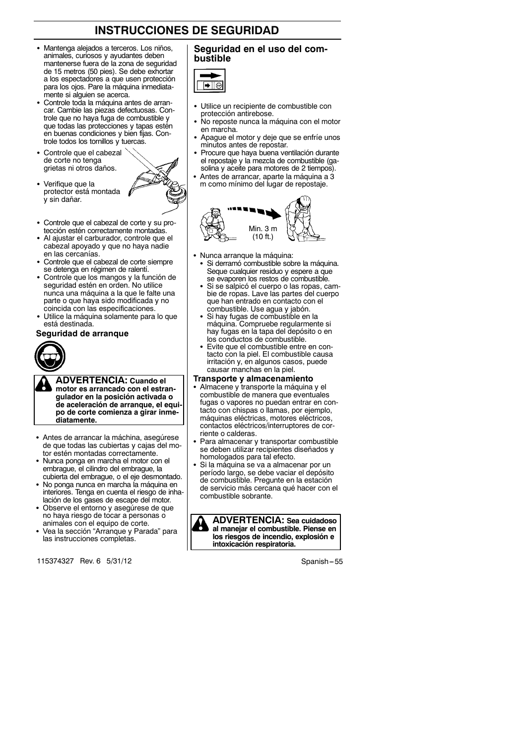# INSTRUCCIONES DE SEGURIDAD

- Mantenga alejados a terceros. Los niños, animales, curiosos y ayudantes deben mantenerse fuera de la zona de seguridad de 15 metros (50 pies). Se debe exhortar a los espectadores a que usen protección para los ojos. Pare la máquina inmediatamente si alguien se acerca.
- Controle toda la máquina antes de arrancar. Cambie las piezas defectuosas. Controle que no haya fuga de combustible y que todas las protecciones y tapas estén en buenas condiciones y bien fijas. Controle todos los tornillos y tuercas.
- Controle que el cabezal de corte no tenga grietas ni otros daños.
- Verifique que la protector está montada y sin dañar.
- Controle que el cabezal de corte y su protección estén correctamente montadas.
- Al ajustar el carburador, controle que el cabezal apoyado y que no haya nadie en las cercanías.
- Controle que el cabezal de corte siempre se detenga en régimen de ralentí.
- Controle que los mangos y la función de seguridad estén en orden. No utilice nunca una máquina a la que le falte una parte o que haya sido modificada y no coincida con las especificaciones.
- Utilice la máquina solamente para lo que está destinada.

### Seguridad de arranque

**ADVERTENCIA: Cuando el motor es arrancado con el estrangulador en la posición activada o de aceleración de arranque, el equipo de corte comienza a girar inmediatamente.**

- Antes de arrancar la máchina, asegúrese de que todas las cubiertas y cajas del motor estén montadas correctamente.
- Nunca ponga en marcha el motor con el embrague, el cilindro del embrague, la cubierta del embrague, o el eje desmontado.
- No ponga nunca en marcha la máquina en interiores. Tenga en cuenta el riesgo de inhalación de los gases de escape del motor.
- Observe el entorno y asegúrese de que no haya riesgo de tocar a personas o animales con el equipo de corte.
- Vea la sección "Arranque y Parada" para las instrucciones completas.

## Seguridad en el uso del combustible

- Utilice un recipiente de combustible con protección antirebose.
- No reposte nunca la máquina con el motor en marcha.
- Apague el motor y deje que se enfríe unos minutos antes de repostar.
- Procure que haya buena ventilación durante el repostaje y la mezcla de combustible (gasolina y aceite para motores de 2 tiempos).
- Antes de arrancar, aparte la máquina a 3 m como mínimo del lugar de repostaje.

Min. 3 m (10 ft.)

- Nunca arranque la máquina:
  - Si derramó combustible sobre la máquina. Seque cualquier residuo y espere a que se evaporen los restos de combustible.
  - Si se salpicó el cuerpo o las ropas, cambie de ropas. Lave las partes del cuerpo que han entrado en contacto con el combustible. Use agua y jabón.
  - Si hay fugas de combustible en la máquina. Compruebe regularmente si hay fugas en la tapa del depósito o en los conductos de combustible.
  - Evite que el combustible entre en contacto con la piel. El combustible causa irritación y, en algunos casos, puede causar manchas en la piel.

### Transporte y almacenamiento

- Almacene y transporte la máquina y el combustible de manera que eventuales fugas o vapores no puedan entrar en contacto con chispas o llamas, por ejemplo, máquinas eléctricas, motores eléctricos, contactos eléctricos/interruptores de corriente o calderas.
- Para almacenar y transportar combustible se deben utilizar recipientes diseñados y homologados para tal efecto.
- Si la máquina se va a almacenar por un período largo, se debe vaciar el depósito de combustible. Pregunte en la estación de servicio más cercana qué hacer con el combustible sobrante.

**ADVERTENCIA: Sea cuidadoso al manejar el combustible. Piense en los riesgos de incendio, explosión e intoxicación respiratoria.**

115374327 Rev. 6 5/31/12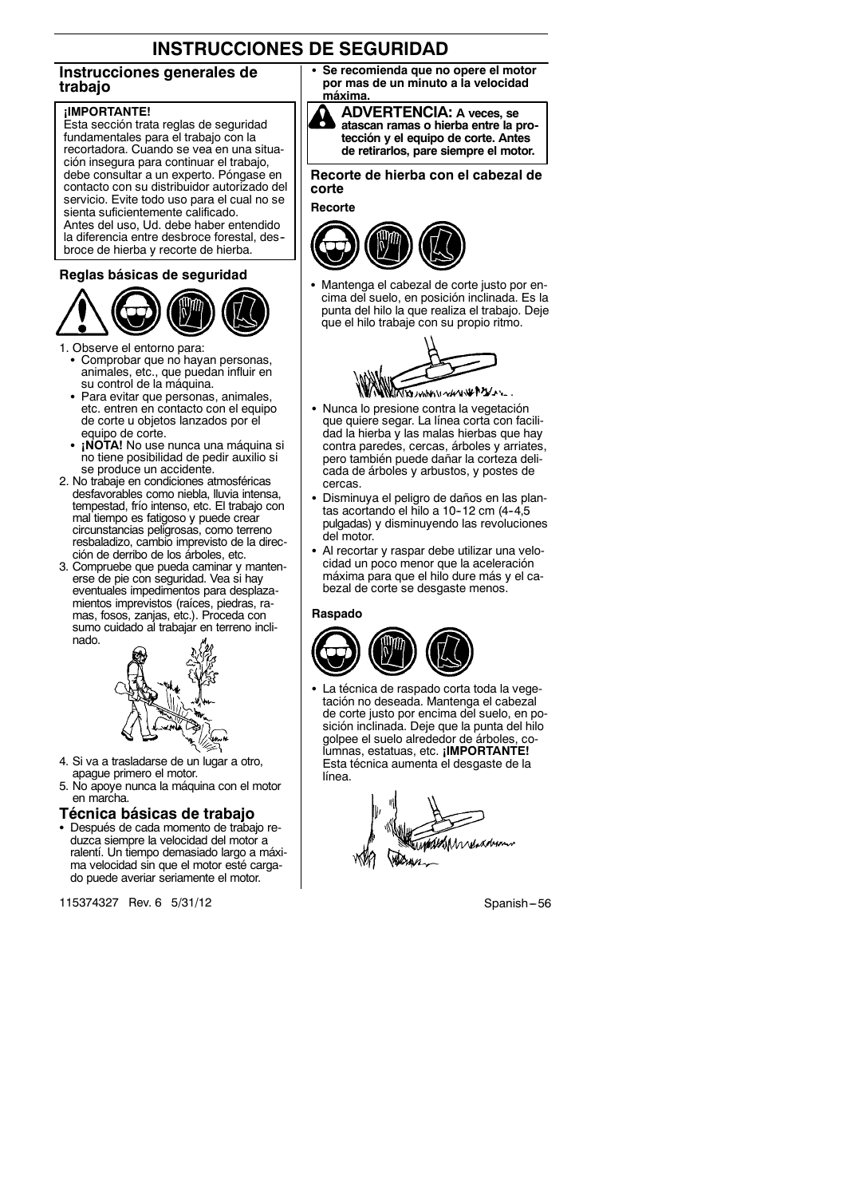# INSTRUCCIONES DE SEGURIDAD

## Instrucciones generales de trabajo

**¡IMPORTANTE!**
Esta sección trata reglas de seguridad fundamentales para el trabajo con la recortadora. Cuando se vea en una situación insegura para continuar el trabajo, debe consultar a un experto. Póngase en contacto con su distribuidor autorizado del servicio. Evite todo uso para el cual no se sienta suficientemente calificado.
Antes del uso, Ud. debe haber entendido la diferencia entre desbroce forestal, desbroce de hierba y recorte de hierba.

### Reglas básicas de seguridad

1. Observe el entorno para:
   - Comprobar que no hayan personas, animales, etc., que puedan influir en su control de la máquina.
   - Para evitar que personas, animales, etc. entren en contacto con el equipo de corte u objetos lanzados por el equipo de corte.
   - **¡NOTA!** No use nunca una máquina si no tiene posibilidad de pedir auxilio si se produce un accidente.
2. No trabaje en condiciones atmosféricas desfavorables como niebla, lluvia intensa, tempestad, frío intenso, etc. El trabajo con mal tiempo es fatigoso y puede crear circunstancias peligrosas, como terreno resbaladizo, cambio imprevisto de la dirección de derribo de los árboles, etc.
3. Compruebe que pueda caminar y mantenerse de pie con seguridad. Vea si hay eventuales impedimentos para desplazamientos imprevistos (raíces, piedras, ramas, fosos, zanjas, etc.). Proceda con sumo cuidado al trabajar en terreno inclinado.
4. Si va a trasladarse de un lugar a otro, apague primero el motor.
5. No apoye nunca la máquina con el motor en marcha.

## Técnica básicas de trabajo

- Después de cada momento de trabajo reduzca siempre la velocidad del motor a ralentí. Un tiempo demasiado largo a máxima velocidad sin que el motor esté cargado puede averiar seriamente el motor.
- **Se recomienda que no opere el motor por mas de un minuto a la velocidad máxima.**

**ADVERTENCIA: A veces, se atascan ramas o hierba entre la protección y el equipo de corte. Antes de retirarlos, pare siempre el motor.**

### Recorte de hierba con el cabezal de corte

**Recorte**

- Mantenga el cabezal de corte justo por encima del suelo, en posición inclinada. Es la punta del hilo la que realiza el trabajo. Deje que el hilo trabaje con su propio ritmo.
- Nunca lo presione contra la vegetación que quiere segar. La línea corta con facilidad la hierba y las malas hierbas que hay contra paredes, cercas, árboles y arriates, pero también puede dañar la corteza delicada de árboles y arbustos, y postes de cercas.
- Disminuya el peligro de daños en las plantas acortando el hilo a 10-12 cm (4-4,5 pulgadas) y disminuyendo las revoluciones del motor.
- Al recortar y raspar debe utilizar una velocidad un poco menor que la aceleración máxima para que el hilo dure más y el cabezal de corte se desgaste menos.

**Raspado**

- La técnica de raspado corta toda la vegetación no deseada. Mantenga el cabezal de corte justo por encima del suelo, en posición inclinada. Deje que la punta del hilo golpee el suelo alrededor de árboles, columnas, estatuas, etc. **¡IMPORTANTE!** Esta técnica aumenta el desgaste de la línea.

115374327 Rev. 6 5/31/12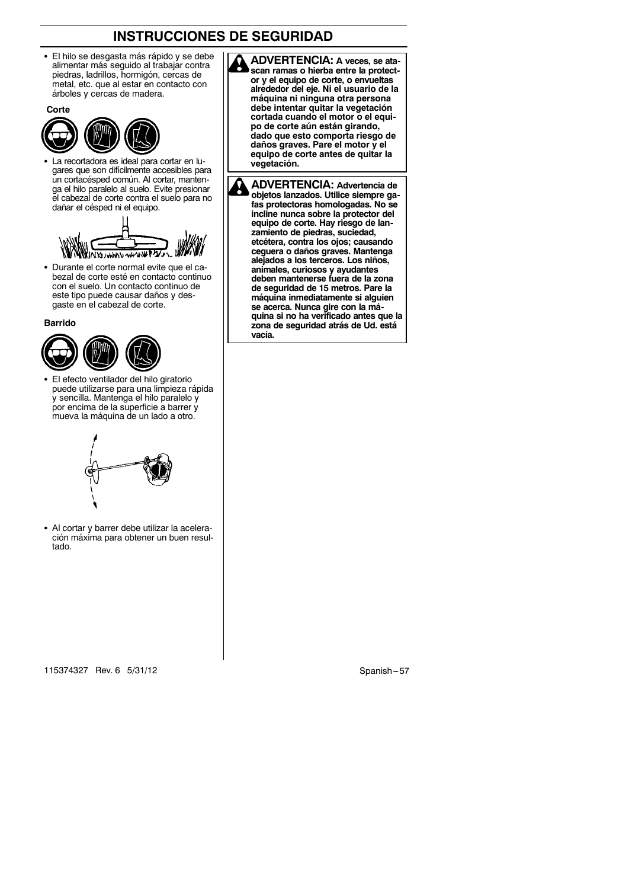# INSTRUCCIONES DE SEGURIDAD

- El hilo se desgasta más rápido y se debe alimentar más seguido al trabajar contra piedras, ladrillos, hormigón, cercas de metal, etc. que al estar en contacto con árboles y cercas de madera.

**Corte**

- La recortadora es ideal para cortar en lugares que son difícilmente accesibles para un cortacésped común. Al cortar, mantenga el hilo paralelo al suelo. Evite presionar el cabezal de corte contra el suelo para no dañar el césped ni el equipo.

- Durante el corte normal evite que el cabezal de corte esté en contacto continuo con el suelo. Un contacto continuo de este tipo puede causar daños y desgaste en el cabezal de corte.

**Barrido**

- El efecto ventilador del hilo giratorio puede utilizarse para una limpieza rápida y sencilla. Mantenga el hilo paralelo y por encima de la superficie a barrer y mueva la máquina de un lado a otro.

- Al cortar y barrer debe utilizar la aceleración máxima para obtener un buen resultado.

**ADVERTENCIA: A veces, se atascan ramas o hierba entre la protector y el equipo de corte, o envueltas alrededor del eje. Ni el usuario de la máquina ni ninguna otra persona debe intentar quitar la vegetación cortada cuando el motor o el equipo de corte aún están girando, dado que esto comporta riesgo de daños graves. Pare el motor y el equipo de corte antes de quitar la vegetación.**

**ADVERTENCIA: Advertencia de objetos lanzados. Utilice siempre gafas protectoras homologadas. No se incline nunca sobre la protector del equipo de corte. Hay riesgo de lanzamiento de piedras, suciedad, etcétera, contra los ojos; causando ceguera o daños graves. Mantenga alejados a los terceros. Los niños, animales, curiosos y ayudantes deben mantenerse fuera de la zona de seguridad de 15 metros. Pare la máquina inmediatamente si alguien se acerca. Nunca gire con la máquina si no ha verificado antes que la zona de seguridad atrás de Ud. está vacía.**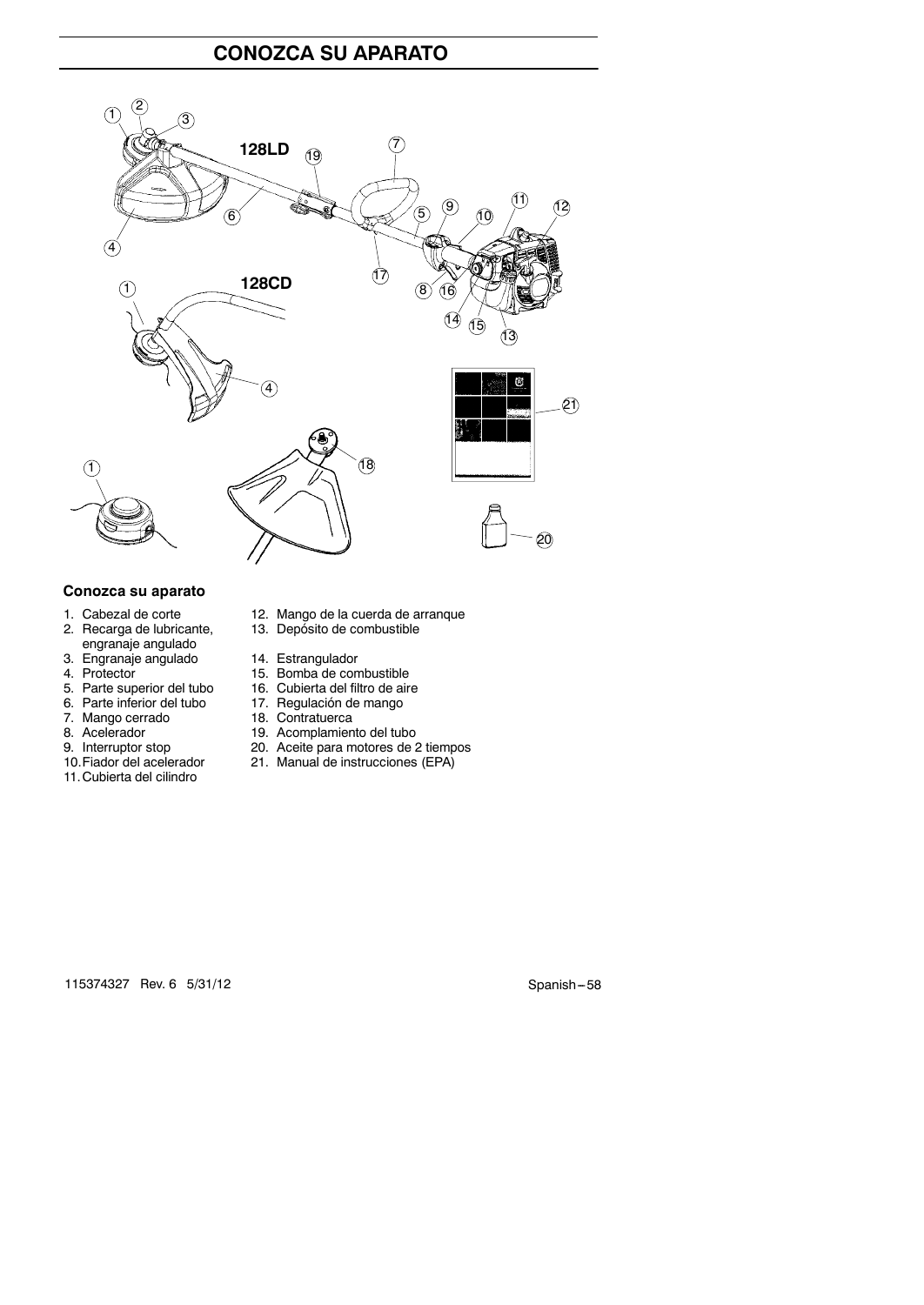# CONOZCA SU APARATO

### Conozca su aparato

1. Cabezal de corte
2. Recarga de lubricante, engranaje angulado
3. Engranaje angulado
4. Protector
5. Parte superior del tubo
6. Parte inferior del tubo
7. Mango cerrado
8. Acelerador
9. Interruptor stop
10. Fiador del acelerador
11. Cubierta del cilindro
12. Mango de la cuerda de arranque
13. Depósito de combustible
14. Estrangulador
15. Bomba de combustible
16. Cubierta del filtro de aire
17. Regulación de mango
18. Contratuerca
19. Acomplamiento del tubo
20. Aceite para motores de 2 tiempos
21. Manual de instrucciones (EPA)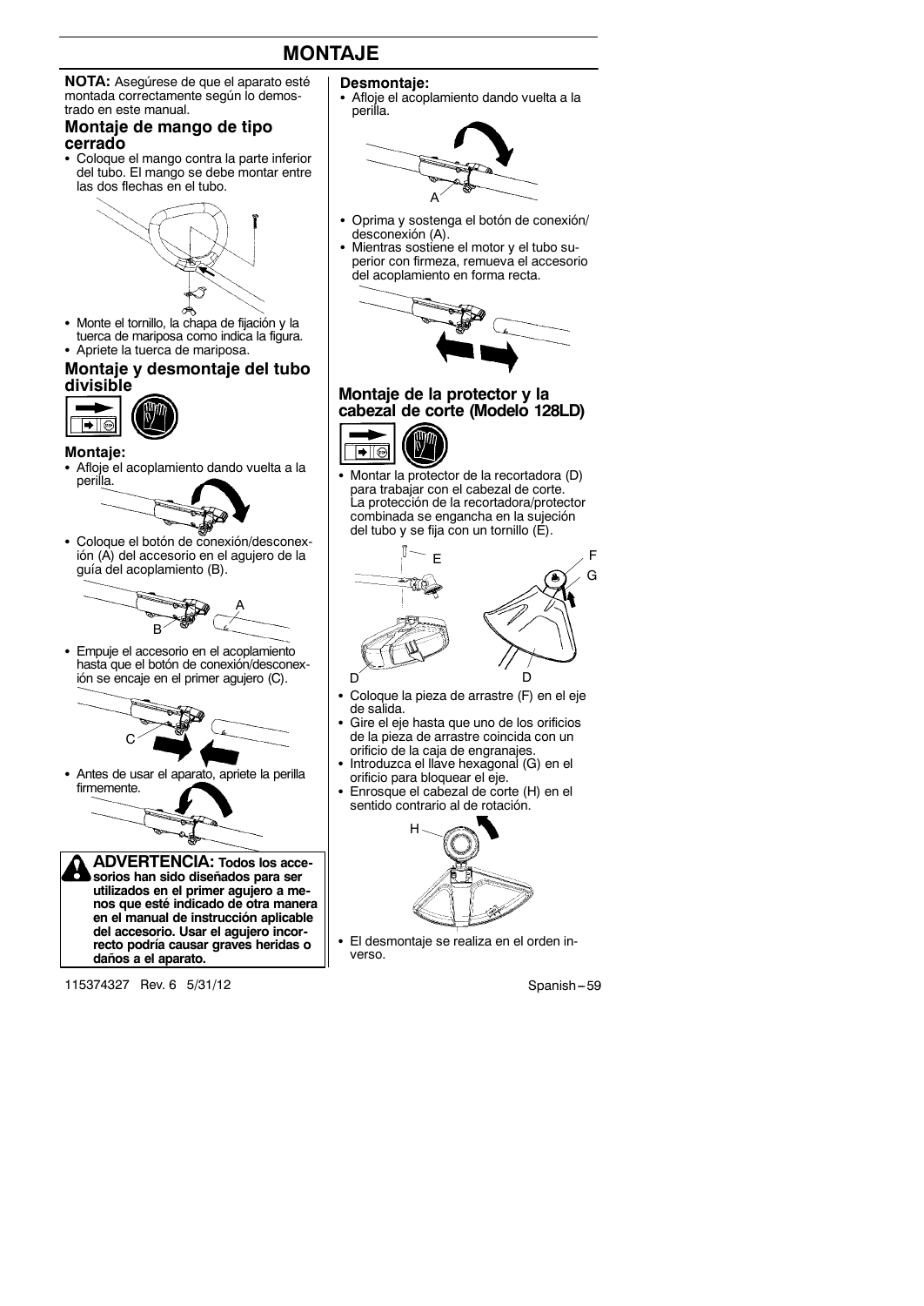# MONTAJE

**NOTA:** Asegúrese de que el aparato esté montada correctamente según lo demostrado en este manual.

## Montaje de mango de tipo cerrado

- Coloque el mango contra la parte inferior del tubo. El mango se debe montar entre las dos flechas en el tubo.
- Monte el tornillo, la chapa de fijación y la tuerca de mariposa como indica la figura.
- Apriete la tuerca de mariposa.

## Montaje y desmontaje del tubo divisible

### Montaje:

- Afloje el acoplamiento dando vuelta a la perilla.
- Coloque el botón de conexión/desconexión (A) del accesorio en el agujero de la guía del acoplamiento (B).
- Empuje el accesorio en el acoplamiento hasta que el botón de conexión/desconexión se encaje en el primer agujero (C).
- Antes de usar el aparato, apriete la perilla firmemente.

**ADVERTENCIA: Todos los accesorios han sido diseñados para ser utilizados en el primer agujero a menos que esté indicado de otra manera en el manual de instrucción aplicable del accesorio. Usar el agujero incorrecto podría causar graves heridas o daños a el aparato.**

### Desmontaje:

- Afloje el acoplamiento dando vuelta a la perilla.
- Oprima y sostenga el botón de conexión/desconexión (A).
- Mientras sostiene el motor y el tubo superior con firmeza, remueva el accesorio del acoplamiento en forma recta.

## Montaje de la protector y la cabezal de corte (Modelo 128LD)

- Montar la protector de la recortadora (D) para trabajar con el cabezal de corte. La protección de la recortadora/protector combinada se engancha en la sujeción del tubo y se fija con un tornillo (E).
- Coloque la pieza de arrastre (F) en el eje de salida.
- Gire el eje hasta que uno de los orificios de la pieza de arrastre coincida con un orificio de la caja de engranajes.
- Introduzca el llave hexagonal (G) en el orificio para bloquear el eje.
- Enrosque el cabezal de corte (H) en el sentido contrario al de rotación.
- El desmontaje se realiza en el orden inverso.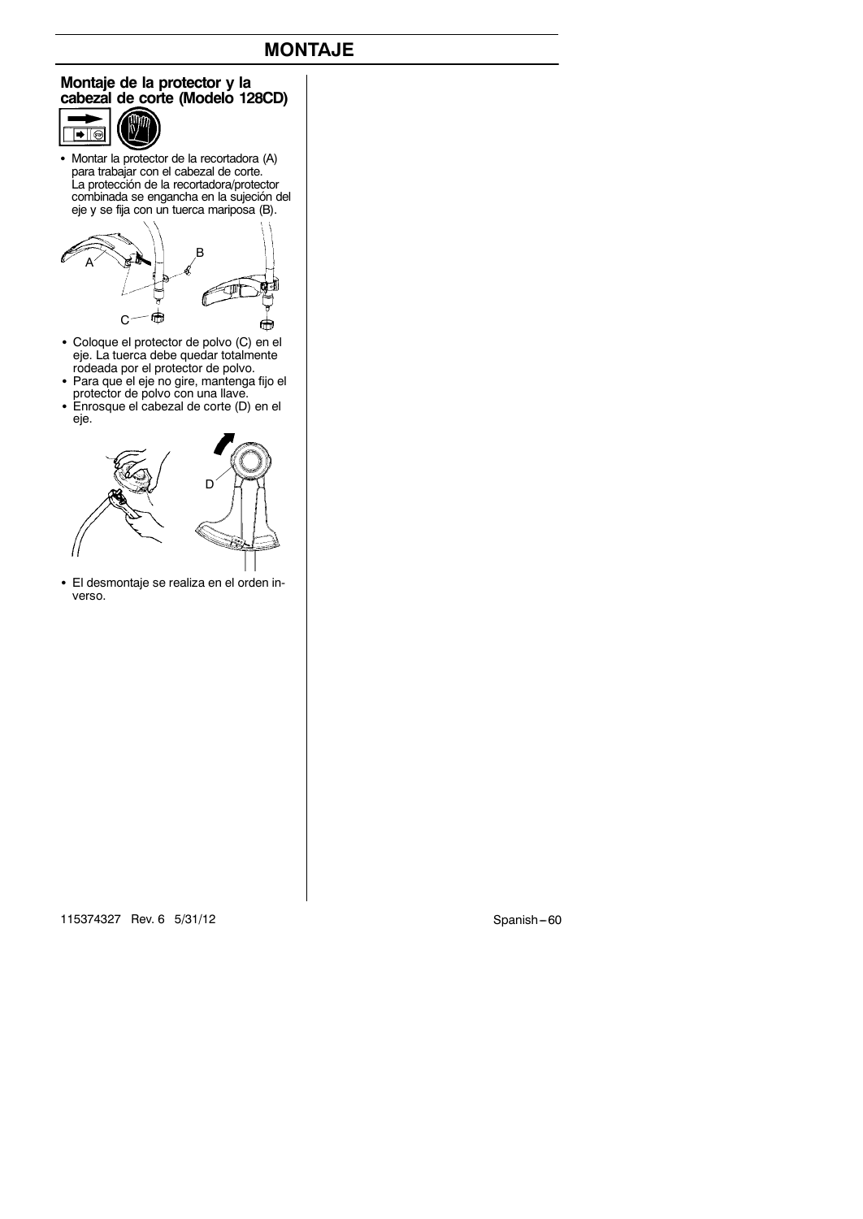# MONTAJE

## Montaje de la protector y la cabezal de corte (Modelo 128CD)

- Montar la protector de la recortadora (A) para trabajar con el cabezal de corte. La protección de la recortadora/protector combinada se engancha en la sujeción del eje y se fija con un tuerca mariposa (B).

- Coloque el protector de polvo (C) en el eje. La tuerca debe quedar totalmente rodeada por el protector de polvo.
- Para que el eje no gire, mantenga fijo el protector de polvo con una llave.
- Enrosque el cabezal de corte (D) en el eje.

- El desmontaje se realiza en el orden inverso.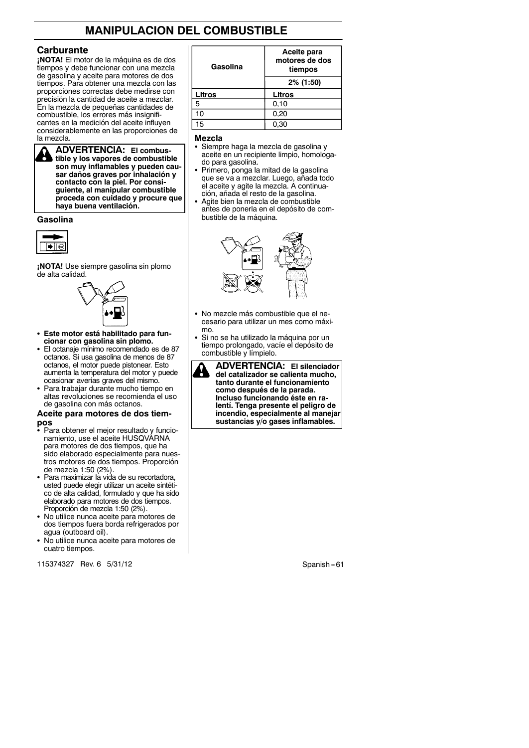# MANIPULACION DEL COMBUSTIBLE

## Carburante

**¡NOTA!** El motor de la máquina es de dos tiempos y debe funcionar con una mezcla de gasolina y aceite para motores de dos tiempos. Para obtener una mezcla con las proporciones correctas debe medirse con precisión la cantidad de aceite a mezclar. En la mezcla de pequeñas cantidades de combustible, los errores más insignificantes en la medición del aceite influyen considerablemente en las proporciones de la mezcla.

**ADVERTENCIA: El combustible y los vapores de combustible son muy inflamables y pueden causar daños graves por inhalación y contacto con la piel. Por consiguiente, al manipular combustible proceda con cuidado y procure que haya buena ventilación.**

### Gasolina

**¡NOTA!** Use siempre gasolina sin plomo de alta calidad.

- **Este motor está habilitado para funcionar con gasolina sin plomo.**
- El octanaje mínimo recomendado es de 87 octanos. Si usa gasolina de menos de 87 octanos, el motor puede pistonear. Esto aumenta la temperatura del motor y puede ocasionar averías graves del mismo.
- Para trabajar durante mucho tiempo en altas revoluciones se recomienda el uso de gasolina con más octanos.

### Aceite para motores de dos tiempos

- Para obtener el mejor resultado y funcionamiento, use el aceite HUSQVARNA para motores de dos tiempos, que ha sido elaborado especialmente para nuestros motores de dos tiempos. Proporción de mezcla 1:50 (2%).
- Para maximizar la vida de su recortadora, usted puede elegir utilizar un aceite sintético de alta calidad, formulado y que ha sido elaborado para motores de dos tiempos. Proporción de mezcla 1:50 (2%).
- No utilice nunca aceite para motores de dos tiempos fuera borda refrigerados por agua (outboard oil).
- No utilice nunca aceite para motores de cuatro tiempos.

| Gasolina | Aceite para motores de dos tiempos |
|---|---|
| | 2% (1:50) |
| Litros | Litros |
| 5 | 0,10 |
| 10 | 0,20 |
| 15 | 0,30 |

### Mezcla

- Siempre haga la mezcla de gasolina y aceite en un recipiente limpio, homologado para gasolina.
- Primero, ponga la mitad de la gasolina que se va a mezclar. Luego, añada todo el aceite y agite la mezcla. A continuación, añada el resto de la gasolina.
- Agite bien la mezcla de combustible antes de ponerla en el depósito de combustible de la máquina.
- No mezcle más combustible que el necesario para utilizar un mes como máximo.
- Si no se ha utilizado la máquina por un tiempo prolongado, vacíe el depósito de combustible y límpielo.

**ADVERTENCIA: El silenciador del catalizador se calienta mucho, tanto durante el funcionamiento como después de la parada. Incluso funcionando éste en ralentí. Tenga presente el peligro de incendio, especialmente al manejar sustancias y/o gases inflamables.**

115374327 Rev. 6 5/31/12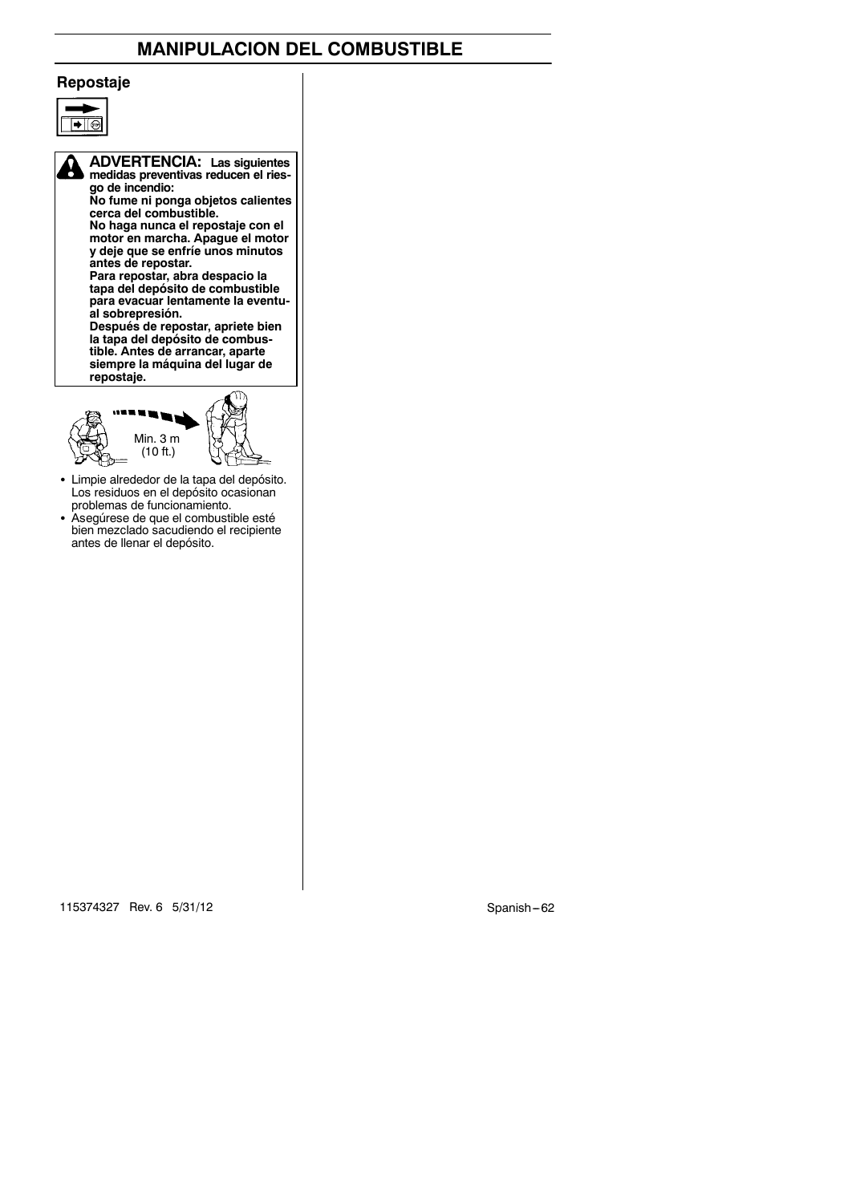# MANIPULACION DEL COMBUSTIBLE

## Repostaje

**ADVERTENCIA: Las siguientes medidas preventivas reducen el riesgo de incendio:**
**No fume ni ponga objetos calientes cerca del combustible.**
**No haga nunca el repostaje con el motor en marcha. Apague el motor y deje que se enfríe unos minutos antes de repostar.**
**Para repostar, abra despacio la tapa del depósito de combustible para evacuar lentamente la eventual sobrepresión.**
**Después de repostar, apriete bien la tapa del depósito de combustible. Antes de arrancar, aparte siempre la máquina del lugar de repostaje.**

Min. 3 m (10 ft.)

- Limpie alrededor de la tapa del depósito. Los residuos en el depósito ocasionan problemas de funcionamiento.
- Asegúrese de que el combustible esté bien mezclado sacudiendo el recipiente antes de llenar el depósito.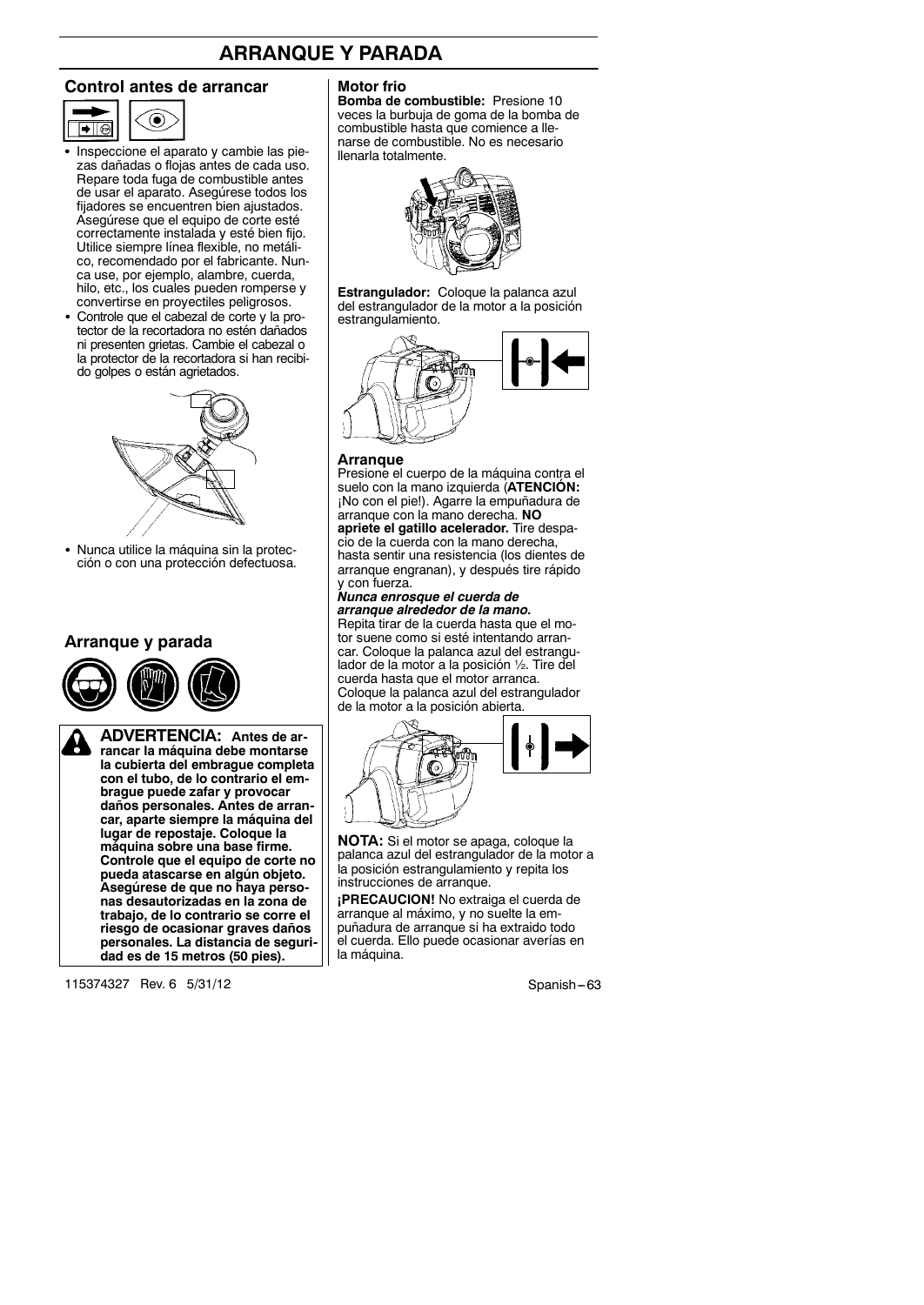# ARRANQUE Y PARADA

## Control antes de arrancar

- Inspeccione el aparato y cambie las piezas dañadas o flojas antes de cada uso. Repare toda fuga de combustible antes de usar el aparato. Asegúrese todos los fijadores se encuentren bien ajustados. Asegúrese que el equipo de corte esté correctamente instalada y esté bien fijo. Utilice siempre línea flexible, no metálico, recomendado por el fabricante. Nunca use, por ejemplo, alambre, cuerda, hilo, etc., los cuales pueden romperse y convertirse en proyectiles peligrosos.
- Controle que el cabezal de corte y la protector de la recortadora no estén dañados ni presenten grietas. Cambie el cabezal o la protector de la recortadora si han recibido golpes o están agrietados.

- Nunca utilice la máquina sin la protección o con una protección defectuosa.

## Arranque y parada

**ADVERTENCIA: Antes de arrancar la máquina debe montarse la cubierta del embrague completa con el tubo, de lo contrario el embrague puede zafar y provocar daños personales. Antes de arrancar, aparte siempre la máquina del lugar de repostaje. Coloque la máquina sobre una base firme. Controle que el equipo de corte no pueda atascarse en algún objeto. Asegúrese de que no haya personas desautorizadas en la zona de trabajo, de lo contrario se corre el riesgo de ocasionar graves daños personales. La distancia de seguridad es de 15 metros (50 pies).**

### Motor frio

**Bomba de combustible:** Presione 10 veces la burbuja de goma de la bomba de combustible hasta que comience a llenarse de combustible. No es necesario llenarla totalmente.

**Estrangulador:** Coloque la palanca azul del estrangulador de la motor a la posición estrangulamiento.

### Arranque

Presione el cuerpo de la máquina contra el suelo con la mano izquierda (**ATENCIÓN:** ¡No con el pie!). Agarre la empuñadura de arranque con la mano derecha. **NO apriete el gatillo acelerador.** Tire despacio de la cuerda con la mano derecha, hasta sentir una resistencia (los dientes de arranque engranan), y después tire rápido y con fuerza.

***Nunca enrosque el cuerda de arranque alrededor de la mano.***

Repita tirar de la cuerda hasta que el motor suene como si esté intentando arrancar. Coloque la palanca azul del estrangulador de la motor a la posición ½. Tire del cuerda hasta que el motor arranca. Coloque la palanca azul del estrangulador de la motor a la posición abierta.

**NOTA:** Si el motor se apaga, coloque la palanca azul del estrangulador de la motor a la posición estrangulamiento y repita los instrucciones de arranque.

**¡PRECAUCION!** No extraiga el cuerda de arranque al máximo, y no suelte la empuñadura de arranque si ha extraido todo el cuerda. Ello puede ocasionar averías en la máquina.

115374327 Rev. 6 5/31/12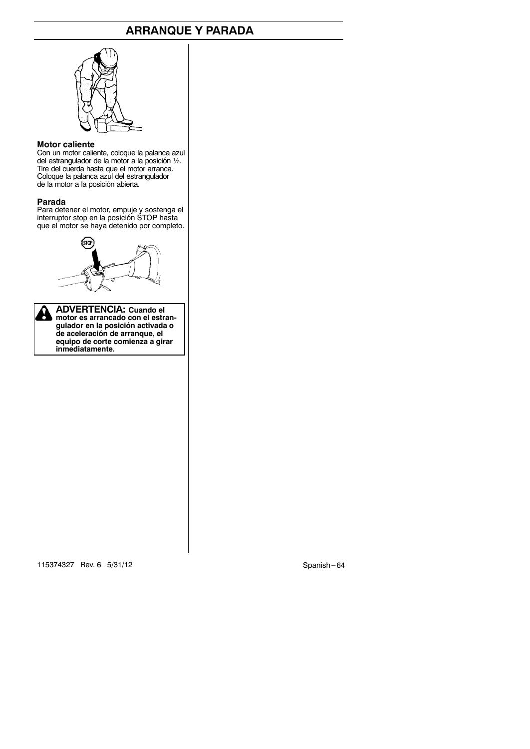# ARRANQUE Y PARADA

### Motor caliente

Con un motor caliente, coloque la palanca azul del estrangulador de la motor a la posición ½. Tire del cuerda hasta que el motor arranca. Coloque la palanca azul del estrangulador de la motor a la posición abierta.

### Parada

Para detener el motor, empuje y sostenga el interruptor stop en la posición STOP hasta que el motor se haya detenido por completo.

**ADVERTENCIA: Cuando el motor es arrancado con el estrangulador en la posición activada o de aceleración de arranque, el equipo de corte comienza a girar inmediatamente.**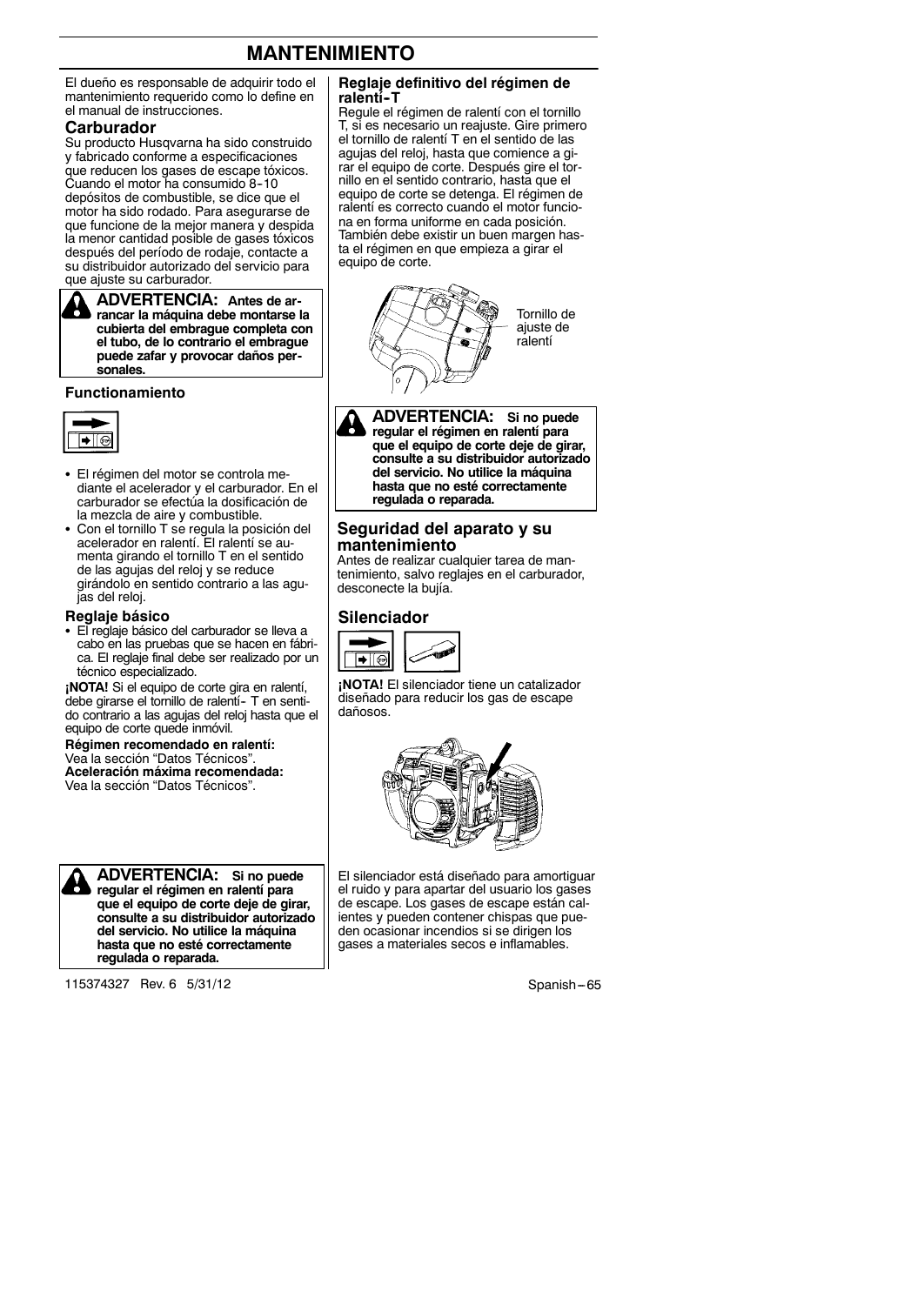# MANTENIMIENTO

El dueño es responsable de adquirir todo el mantenimiento requerido como lo define en el manual de instrucciones.

## Carburador

Su producto Husqvarna ha sido construido y fabricado conforme a especificaciones que reducen los gases de escape tóxicos. Cuando el motor ha consumido 8-10 depósitos de combustible, se dice que el motor ha sido rodado. Para asegurarse de que funcione de la mejor manera y despida la menor cantidad posible de gases tóxicos después del período de rodaje, contacte a su distribuidor autorizado del servicio para que ajuste su carburador.

**ADVERTENCIA: Antes de arrancar la máquina debe montarse la cubierta del embrague completa con el tubo, de lo contrario el embrague puede zafar y provocar daños personales.**

### Functionamiento

- El régimen del motor se controla mediante el acelerador y el carburador. En el carburador se efectúa la dosificación de la mezcla de aire y combustible.
- Con el tornillo T se regula la posición del acelerador en ralentí. El ralentí se aumenta girando el tornillo T en el sentido de las agujas del reloj y se reduce girándolo en sentido contrario a las agujas del reloj.

### Reglaje básico

- El reglaje básico del carburador se lleva a cabo en las pruebas que se hacen en fábrica. El reglaje final debe ser realizado por un técnico especializado.

**¡NOTA!** Si el equipo de corte gira en ralentí, debe girarse el tornillo de ralentí- T en sentido contrario a las agujas del reloj hasta que el equipo de corte quede inmóvil.

**Régimen recomendado en ralentí:**
Vea la sección "Datos Técnicos".
**Aceleración máxima recomendada:**
Vea la sección "Datos Técnicos".

**ADVERTENCIA: Si no puede regular el régimen en ralentí para que el equipo de corte deje de girar, consulte a su distribuidor autorizado del servicio. No utilice la máquina hasta que no esté correctamente regulada o reparada.**

### Reglaje definitivo del régimen de ralentí- T

Regule el régimen de ralentí con el tornillo T, si es necesario un reajuste. Gire primero el tornillo de ralentí T en el sentido de las agujas del reloj, hasta que comience a girar el equipo de corte. Después gire el tornillo en el sentido contrario, hasta que el equipo de corte se detenga. El régimen de ralentí es correcto cuando el motor funciona en forma uniforme en cada posición. También debe existir un buen margen hasta el régimen en que empieza a girar el equipo de corte.

Tornillo de ajuste de ralentí

**ADVERTENCIA: Si no puede regular el régimen en ralentí para que el equipo de corte deje de girar, consulte a su distribuidor autorizado del servicio. No utilice la máquina hasta que no esté correctamente regulada o reparada.**

## Seguridad del aparato y su mantenimiento

Antes de realizar cualquier tarea de mantenimiento, salvo reglajes en el carburador, desconecte la bujía.

## Silenciador

**¡NOTA!** El silenciador tiene un catalizador diseñado para reducir los gas de escape dañosos.

El silenciador está diseñado para amortiguar el ruido y para apartar del usuario los gases de escape. Los gases de escape están calientes y pueden contener chispas que pueden ocasionar incendios si se dirigen los gases a materiales secos e inflamables.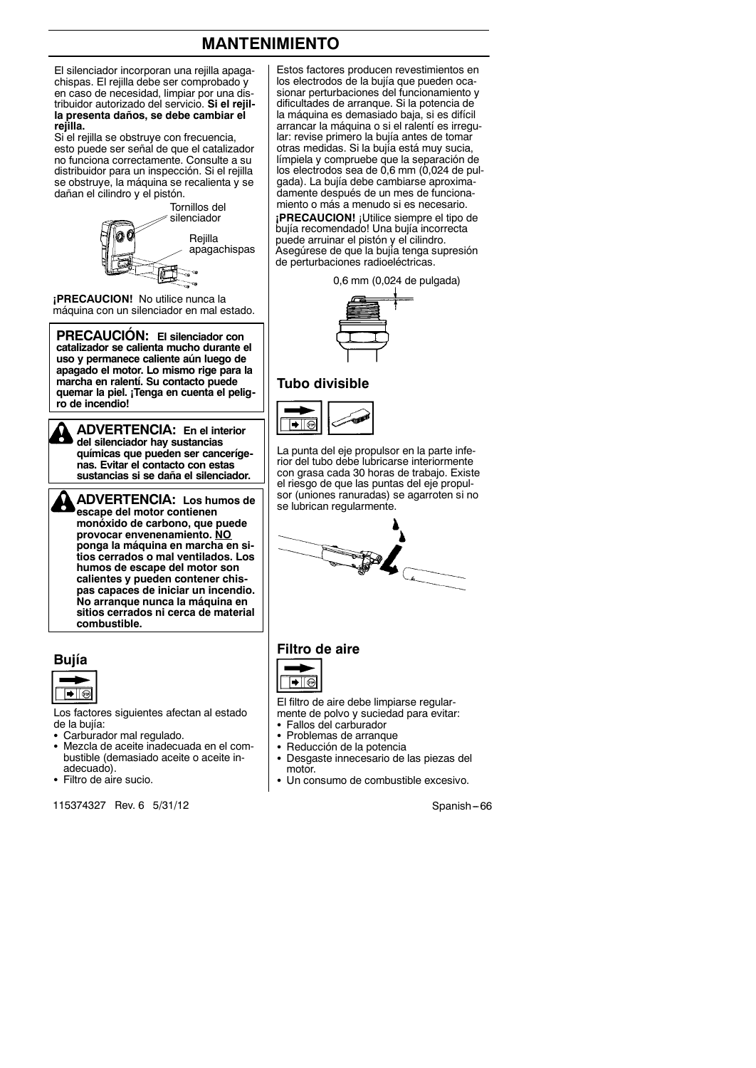# MANTENIMIENTO

El silenciador incorporan una rejilla apagachispas. El rejilla debe ser comprobado y en caso de necesidad, limpiar por una distribuidor autorizado del servicio. **Si el rejilla presenta daños, se debe cambiar el rejilla.**

Si el rejilla se obstruye con frecuencia, esto puede ser señal de que el catalizador no funciona correctamente. Consulte a su distribuidor para un inspección. Si el rejilla se obstruye, la máquina se recalienta y se dañan el cilindro y el pistón.

Tornillos del silenciador

Rejilla apagachispas

**¡PRECAUCION!** No utilice nunca la máquina con un silenciador en mal estado.

**PRECAUCIÓN: El silenciador con catalizador se calienta mucho durante el uso y permanece caliente aún luego de apagado el motor. Lo mismo rige para la marcha en ralentí. Su contacto puede quemar la piel. ¡Tenga en cuenta el peligro de incendio!**

**ADVERTENCIA: En el interior del silenciador hay sustancias químicas que pueden ser cancerígenas. Evitar el contacto con estas sustancias si se daña el silenciador.**

**ADVERTENCIA: Los humos de escape del motor contienen monóxido de carbono, que puede provocar envenenamiento. NO ponga la máquina en marcha en sitios cerrados o mal ventilados. Los humos de escape del motor son calientes y pueden contener chispas capaces de iniciar un incendio. No arranque nunca la máquina en sitios cerrados ni cerca de material combustible.**

## Bujía

Los factores siguientes afectan al estado de la bujía:

- Carburador mal regulado.
- Mezcla de aceite inadecuada en el combustible (demasiado aceite o aceite inadecuado).
- Filtro de aire sucio.

Estos factores producen revestimientos en los electrodos de la bujía que pueden ocasionar perturbaciones del funcionamiento y dificultades de arranque. Si la potencia de la máquina es demasiado baja, si es difícil arrancar la máquina o si el ralentí es irregular: revise primero la bujía antes de tomar otras medidas. Si la bujía está muy sucia, límpiela y compruebe que la separación de los electrodos sea de 0,6 mm (0,024 de pulgada). La bujía debe cambiarse aproximadamente después de un mes de funcionamiento o más a menudo si es necesario.

**¡PRECAUCION!** ¡Utilice siempre el tipo de bujía recomendado! Una bujía incorrecta puede arruinar el pistón y el cilindro. Asegúrese de que la bujía tenga supresión de perturbaciones radioeléctricas.

0,6 mm (0,024 de pulgada)

## Tubo divisible

La punta del eje propulsor en la parte inferior del tubo debe lubricarse interiormente con grasa cada 30 horas de trabajo. Existe el riesgo de que las puntas del eje propulsor (uniones ranuradas) se agarroten si no se lubrican regularmente.

## Filtro de aire

El filtro de aire debe limpiarse regularmente de polvo y suciedad para evitar:

- Fallos del carburador
- Problemas de arranque
- Reducción de la potencia
- Desgaste innecesario de las piezas del motor.
- Un consumo de combustible excesivo.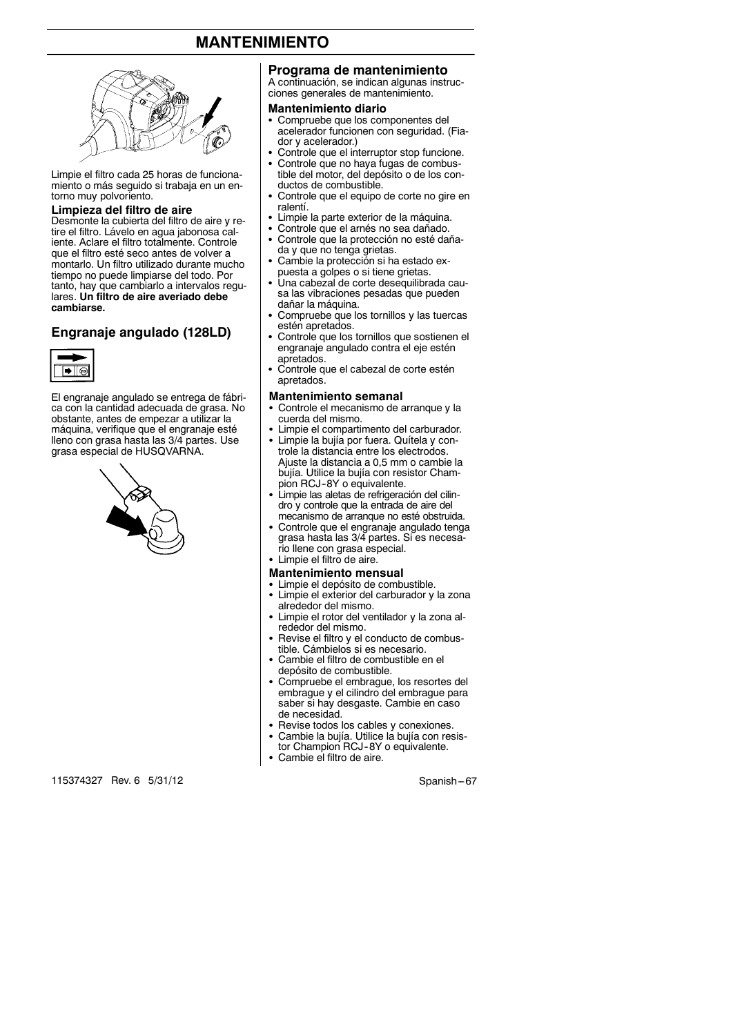# MANTENIMIENTO

Limpie el filtro cada 25 horas de funcionamiento o más seguido si trabaja en un entorno muy polvoriento.

### Limpieza del filtro de aire

Desmonte la cubierta del filtro de aire y retire el filtro. Lávelo en agua jabonosa caliente. Aclare el filtro totalmente. Controle que el filtro esté seco antes de volver a montarlo. Un filtro utilizado durante mucho tiempo no puede limpiarse del todo. Por tanto, hay que cambiarlo a intervalos regulares. **Un filtro de aire averiado debe cambiarse.**

## Engranaje angulado (128LD)

El engranaje angulado se entrega de fábrica con la cantidad adecuada de grasa. No obstante, antes de empezar a utilizar la máquina, verifique que el engranaje esté lleno con grasa hasta las 3/4 partes. Use grasa especial de HUSQVARNA.

## Programa de mantenimiento

A continuación, se indican algunas instrucciones generales de mantenimiento.

### Mantenimiento diario

- Compruebe que los componentes del acelerador funcionen con seguridad. (Fiador y acelerador.)
- Controle que el interruptor stop funcione.
- Controle que no haya fugas de combustible del motor, del depósito o de los conductos de combustible.
- Controle que el equipo de corte no gire en ralentí.
- Limpie la parte exterior de la máquina.
- Controle que el arnés no sea dañado.
- Controle que la protección no esté dañada y que no tenga grietas.
- Cambie la protección si ha estado expuesta a golpes o si tiene grietas.
- Una cabezal de corte desequilibrada causa las vibraciones pesadas que pueden dañar la máquina.
- Compruebe que los tornillos y las tuercas estén apretados.
- Controle que los tornillos que sostienen el engranaje angulado contra el eje estén apretados.
- Controle que el cabezal de corte estén apretados.

### Mantenimiento semanal

- Controle el mecanismo de arranque y la cuerda del mismo.
- Limpie el compartimento del carburador.
- Limpie la bujía por fuera. Quítela y controle la distancia entre los electrodos. Ajuste la distancia a 0,5 mm o cambie la bujía. Utilice la bujía con resistor Champion RCJ-8Y o equivalente.
- Limpie las aletas de refrigeración del cilindro y controle que la entrada de aire del mecanismo de arranque no esté obstruida.
- Controle que el engranaje angulado tenga grasa hasta las 3/4 partes. Si es necesario llene con grasa especial.
- Limpie el filtro de aire.

### Mantenimiento mensual

- Limpie el depósito de combustible.
- Limpie el exterior del carburador y la zona alrededor del mismo.
- Limpie el rotor del ventilador y la zona alrededor del mismo.
- Revise el filtro y el conducto de combustible. Cámbielos si es necesario.
- Cambie el filtro de combustible en el depósito de combustible.
- Compruebe el embrague, los resortes del embrague y el cilindro del embrague para saber si hay desgaste. Cambie en caso de necesidad.
- Revise todos los cables y conexiones.
- Cambie la bujía. Utilice la bujía con resistor Champion RCJ-8Y o equivalente.
- Cambie el filtro de aire.

115374327 Rev. 6 5/31/12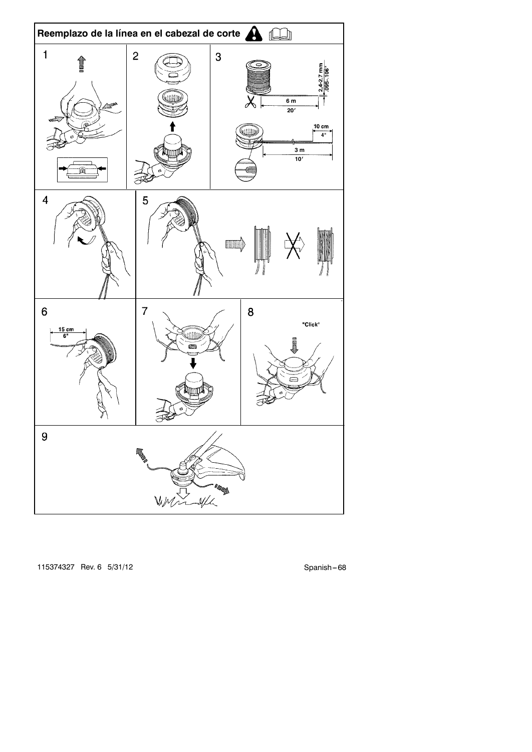## Reemplazo de la línea en el cabezal de corte

1

2

3

2.4-2.7 mm
.095-.106"

6 m
20'

10 cm
4"

3 m
10'

4

5

6

15 cm
6"

7

8

"Click"

9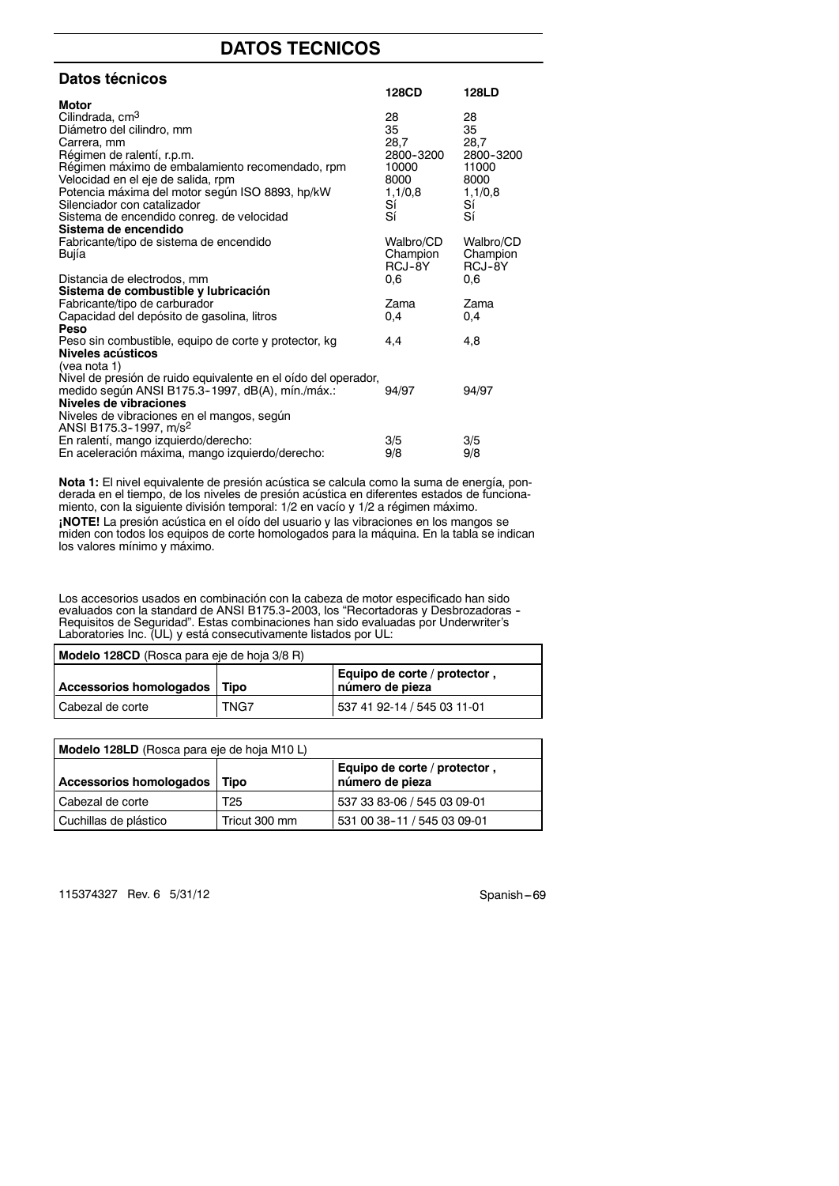# DATOS TECNICOS

## Datos técnicos

| | 128CD | 128LD |
|---|---|---|
| **Motor** | | |
| Cilindrada, $cm^3$ | 28 | 28 |
| Diámetro del cilindro, mm | 35 | 35 |
| Carrera, mm | 28,7 | 28,7 |
| Régimen de ralentí, r.p.m. | 2800-3200 | 2800-3200 |
| Régimen máximo de embalamiento recomendado, rpm | 10000 | 11000 |
| Velocidad en el eje de salida, rpm | 8000 | 8000 |
| Potencia máxima del motor según ISO 8893, hp/kW | 1,1/0,8 | 1,1/0,8 |
| Silenciador con catalizador | Sí | Sí |
| Sistema de encendido conreg. de velocidad | Sí | Sí |
| **Sistema de encendido** | | |
| Fabricante/tipo de sistema de encendido | Walbro/CD | Walbro/CD |
| Bujía | Champion RCJ-8Y | Champion RCJ-8Y |
| Distancia de electrodos, mm | 0,6 | 0,6 |
| **Sistema de combustible y lubricación** | | |
| Fabricante/tipo de carburador | Zama | Zama |
| Capacidad del depósito de gasolina, litros | 0,4 | 0,4 |
| **Peso** | | |
| Peso sin combustible, equipo de corte y protector, kg | 4,4 | 4,8 |
| **Niveles acústicos** | | |
| (vea nota 1) | | |
| Nivel de presión de ruido equivalente en el oído del operador, medido según ANSI B175.3-1997, dB(A), mín./máx.: | 94/97 | 94/97 |
| **Niveles de vibraciones** | | |
| Niveles de vibraciones en el mangos, según ANSI B175.3-1997, $m/s^2$ | | |
| En ralentí, mango izquierdo/derecho: | 3/5 | 3/5 |
| En aceleración máxima, mango izquierdo/derecho: | 9/8 | 9/8 |

**Nota 1:** El nivel equivalente de presión acústica se calcula como la suma de energía, ponderada en el tiempo, de los niveles de presión acústica en diferentes estados de funcionamiento, con la siguiente división temporal: 1/2 en vacío y 1/2 a régimen máximo.

**¡NOTE!** La presión acústica en el oído del usuario y las vibraciones en los mangos se miden con todos los equipos de corte homologados para la máquina. En la tabla se indican los valores mínimo y máximo.

Los accesorios usados en combinación con la cabeza de motor especificado han sido evaluados con la standard de ANSI B175.3-2003, los "Recortadoras y Desbrozadoras - Requisitos de Seguridad". Estas combinaciones han sido evaluadas por Underwriter's Laboratories Inc. (UL) y está consecutivamente listados por UL:

| **Modelo 128CD** (Rosca para eje de hoja 3/8 R) | | |
|---|---|---|
| **Accessorios homologados** | **Tipo** | **Equipo de corte / protector , número de pieza** |
| Cabezal de corte | TNG7 | 537 41 92-14 / 545 03 11-01 |

| **Modelo 128LD** (Rosca para eje de hoja M10 L) | | |
|---|---|---|
| **Accessorios homologados** | **Tipo** | **Equipo de corte / protector , número de pieza** |
| Cabezal de corte | T25 | 537 33 83-06 / 545 03 09-01 |
| Cuchillas de plástico | Tricut 300 mm | 531 00 38-11 / 545 03 09-01 |

115374327 Rev. 6 5/31/12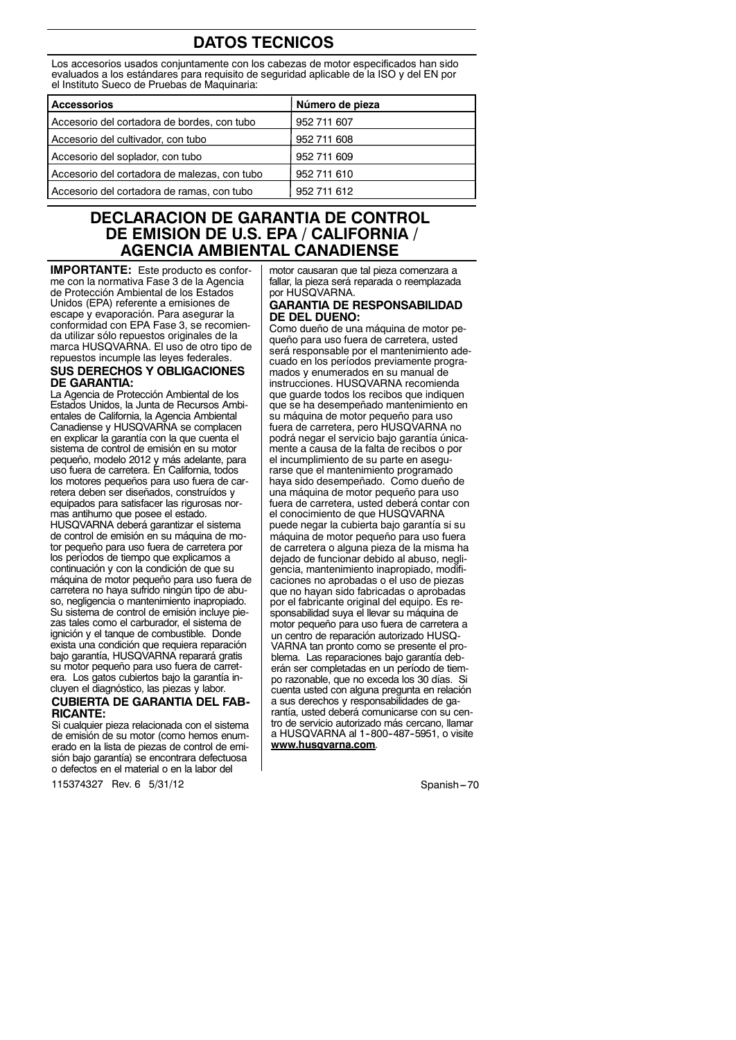# DATOS TECNICOS

Los accesorios usados conjuntamente con los cabezas de motor especificados han sido evaluados a los estándares para requisito de seguridad aplicable de la ISO y del EN por el Instituto Sueco de Pruebas de Maquinaria:

| Accessorios | Número de pieza |
| --- | --- |
| Accesorio del cortadora de bordes, con tubo | 952 711 607 |
| Accesorio del cultivador, con tubo | 952 711 608 |
| Accesorio del soplador, con tubo | 952 711 609 |
| Accesorio del cortadora de malezas, con tubo | 952 711 610 |
| Accesorio del cortadora de ramas, con tubo | 952 711 612 |

# DECLARACION DE GARANTIA DE CONTROL DE EMISION DE U.S. EPA / CALIFORNIA / AGENCIA AMBIENTAL CANADIENSE

**IMPORTANTE:** Este producto es conforme con la normativa Fase 3 de la Agencia de Protección Ambiental de los Estados Unidos (EPA) referente a emisiones de escape y evaporación. Para asegurar la conformidad con EPA Fase 3, se recomienda utilizar sólo repuestos originales de la marca HUSQVARNA. El uso de otro tipo de repuestos incumple las leyes federales.

### SUS DERECHOS Y OBLIGACIONES DE GARANTIA:

La Agencia de Protección Ambiental de los Estados Unidos, la Junta de Recursos Ambientales de California, la Agencia Ambiental Canadiense y HUSQVARNA se complacen en explicar la garantía con la que cuenta el sistema de control de emisión en su motor pequeño, modelo 2012 y más adelante, para uso fuera de carretera. En California, todos los motores pequeños para uso fuera de carretera deben ser diseñados, construídos y equipados para satisfacer las rigurosas normas antihumo que posee el estado. HUSQVARNA deberá garantizar el sistema de control de emisión en su máquina de motor pequeño para uso fuera de carretera por los períodos de tiempo que explicamos a continuación y con la condición de que su máquina de motor pequeño para uso fuera de carretera no haya sufrido ningún tipo de abuso, negligencia o mantenimiento inapropiado. Su sistema de control de emisión incluye piezas tales como el carburador, el sistema de ignición y el tanque de combustible. Donde exista una condición que requiera reparación bajo garantía, HUSQVARNA reparará gratis su motor pequeño para uso fuera de carretera. Los gatos cubiertos bajo la garantía incluyen el diagnóstico, las piezas y labor.

### CUBIERTA DE GARANTIA DEL FABRICANTE:

Si cualquier pieza relacionada con el sistema de emisión de su motor (como hemos enumerado en la lista de piezas de control de emisión bajo garantía) se encontrara defectuosa o defectos en el material o en la labor del motor causaran que tal pieza comenzara a fallar, la pieza será reparada o reemplazada por HUSQVARNA.

### GARANTIA DE RESPONSABILIDAD DE DEL DUENO:

Como dueño de una máquina de motor pequeño para uso fuera de carretera, usted será responsable por el mantenimiento adecuado en los períodos previamente programados y enumerados en su manual de instrucciones. HUSQVARNA recomienda que guarde todos los recibos que indiquen que se ha desempeñado mantenimiento en su máquina de motor pequeño para uso fuera de carretera, pero HUSQVARNA no podrá negar el servicio bajo garantía únicamente a causa de la falta de recibos o por el incumplimiento de su parte en asegurarse que el mantenimiento programado haya sido desempeñado. Como dueño de una máquina de motor pequeño para uso fuera de carretera, usted deberá contar con el conocimiento de que HUSQVARNA puede negar la cubierta bajo garantía si su máquina de motor pequeño para uso fuera de carretera o alguna pieza de la misma ha dejado de funcionar debido al abuso, negligencia, mantenimiento inapropiado, modificaciones no aprobadas o el uso de piezas que no hayan sido fabricadas o aprobadas por el fabricante original del equipo. Es responsabilidad suya el llevar su máquina de motor pequeño para uso fuera de carretera a un centro de reparación autorizado HUSQVARNA tan pronto como se presente el problema. Las reparaciones bajo garantía deberán ser completadas en un período de tiempo razonable, que no exceda los 30 días. Si cuenta usted con alguna pregunta en relación a sus derechos y responsabilidades de garantía, usted deberá comunicarse con su centro de servicio autorizado más cercano, llamar a HUSQVARNA al 1-800-487-5951, o visite **www.husqvarna.com**.

115374327 Rev. 6 5/31/12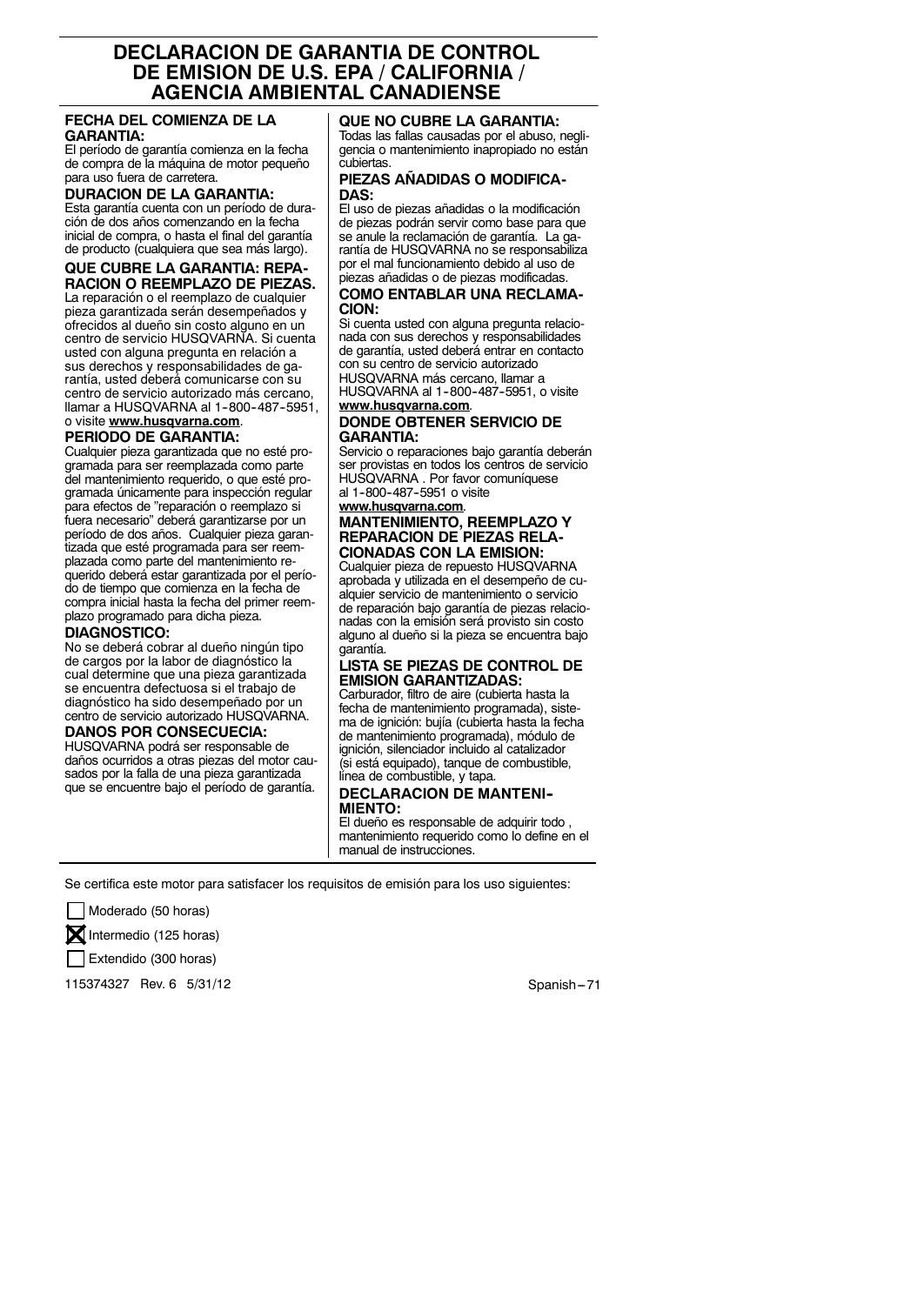# DECLARACION DE GARANTIA DE CONTROL DE EMISION DE U.S. EPA / CALIFORNIA / AGENCIA AMBIENTAL CANADIENSE

**FECHA DEL COMIENZA DE LA GARANTIA:**
El período de garantía comienza en la fecha de compra de la máquina de motor pequeño para uso fuera de carretera.

**DURACION DE LA GARANTIA:**
Esta garantía cuenta con un período de duración de dos años comenzando en la fecha inicial de compra, o hasta el final del garantía de producto (cualquiera que sea más largo).

**QUE CUBRE LA GARANTIA: REPARACION O REEMPLAZO DE PIEZAS.**
La reparación o el reemplazo de cualquier pieza garantizada serán desempeñados y ofrecidos al dueño sin costo alguno en un centro de servicio HUSQVARNA. Si cuenta usted con alguna pregunta en relación a sus derechos y responsabilidades de garantía, usted deberá comunicarse con su centro de servicio autorizado más cercano, llamar a HUSQVARNA al 1-800-487-5951, o visite **www.husqvarna.com**.

**PERIODO DE GARANTIA:**
Cualquier pieza garantizada que no esté programada para ser reemplazada como parte del mantenimiento requerido, o que esté programada únicamente para inspección regular para efectos de "reparación o reemplazo si fuera necesario" deberá garantizarse por un período de dos años. Cualquier pieza garantizada que esté programada para ser reemplazada como parte del mantenimiento requerido deberá estar garantizada por el período de tiempo que comienza en la fecha de compra inicial hasta la fecha del primer reemplazo programado para dicha pieza.

**DIAGNOSTICO:**
No se deberá cobrar al dueño ningún tipo de cargos por la labor de diagnóstico la cual determine que una pieza garantizada se encuentra defectuosa si el trabajo de diagnóstico ha sido desempeñado por un centro de servicio autorizado HUSQVARNA.

**DANOS POR CONSECUECIA:**
HUSQVARNA podrá ser responsable de daños ocurridos a otras piezas del motor causados por la falla de una pieza garantizada que se encuentre bajo el período de garantía.

**QUE NO CUBRE LA GARANTIA:**
Todas las fallas causadas por el abuso, negligencia o mantenimiento inapropiado no están cubiertas.

**PIEZAS AÑADIDAS O MODIFICADAS:**
El uso de piezas añadidas o la modificación de piezas podrán servir como base para que se anule la reclamación de garantía. La garantía de HUSQVARNA no se responsabiliza por el mal funcionamiento debido al uso de piezas añadidas o de piezas modificadas.

**COMO ENTABLAR UNA RECLAMACION:**
Si cuenta usted con alguna pregunta relacionada con sus derechos y responsabilidades de garantía, usted deberá entrar en contacto con su centro de servicio autorizado HUSQVARNA más cercano, llamar a HUSQVARNA al 1-800-487-5951, o visite **www.husqvarna.com**.

**DONDE OBTENER SERVICIO DE GARANTIA:**
Servicio o reparaciones bajo garantía deberán ser provistas en todos los centros de servicio HUSQVARNA . Por favor comuníquese al 1-800-487-5951 o visite **www.husqvarna.com**.

**MANTENIMIENTO, REEMPLAZO Y REPARACION DE PIEZAS RELACIONADAS CON LA EMISION:**
Cualquier pieza de repuesto HUSQVARNA aprobada y utilizada en el desempeño de cualquier servicio de mantenimiento o servicio de reparación bajo garantía de piezas relacionadas con la emisión será provisto sin costo alguno al dueño si la pieza se encuentra bajo garantía.

**LISTA SE PIEZAS DE CONTROL DE EMISION GARANTIZADAS:**
Carburador, filtro de aire (cubierta hasta la fecha de mantenimiento programada), sistema de ignición: bujía (cubierta hasta la fecha de mantenimiento programada), módulo de ignición, silenciador incluido al catalizador (si está equipado), tanque de combustible, línea de combustible, y tapa.

**DECLARACION DE MANTENIMIENTO:**
El dueño es responsable de adquirir todo , mantenimiento requerido como lo define en el manual de instrucciones.

Se certifica este motor para satisfacer los requisitos de emisión para los uso siguientes:

- ☐ Moderado (50 horas)
- ☒ Intermedio (125 horas)
- ☐ Extendido (300 horas)

115374327 Rev. 6 5/31/12